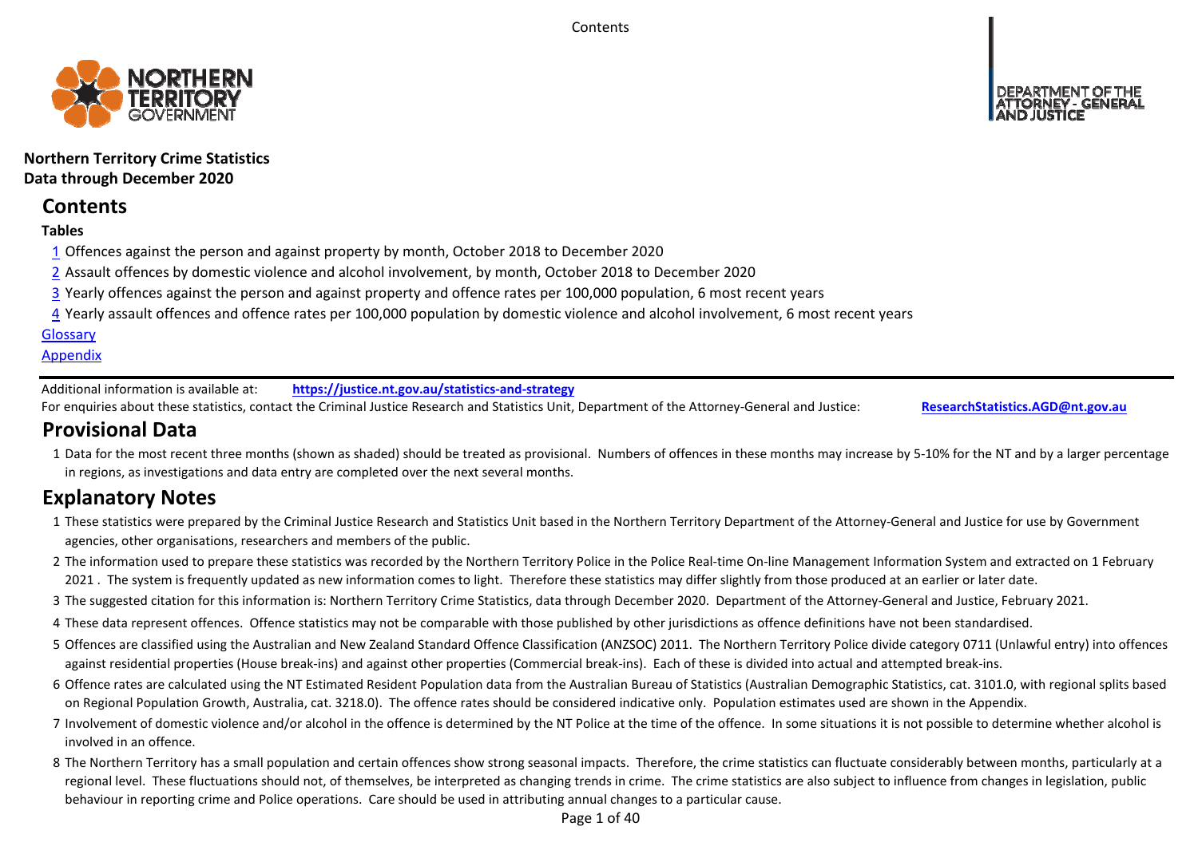**Northern Territory Crime Statistics**
**Data through December 2020**

# Contents

**Tables**

[1](#) Offences against the person and against property by month, October 2018 to December 2020

[2](#) Assault offences by domestic violence and alcohol involvement, by month, October 2018 to December 2020

[3](#) Yearly offences against the person and against property and offence rates per 100,000 population, 6 most recent years

[4](#) Yearly assault offences and offence rates per 100,000 population by domestic violence and alcohol involvement, 6 most recent years

[Glossary](#)

[Appendix](#)

---

Additional information is available at: **https://justice.nt.gov.au/statistics-and-strategy**

For enquiries about these statistics, contact the Criminal Justice Research and Statistics Unit, Department of the Attorney-General and Justice: **ResearchStatistics.AGD@nt.gov.au**

# Provisional Data

1 Data for the most recent three months (shown as shaded) should be treated as provisional. Numbers of offences in these months may increase by 5-10% for the NT and by a larger percentage in regions, as investigations and data entry are completed over the next several months.

# Explanatory Notes

1 These statistics were prepared by the Criminal Justice Research and Statistics Unit based in the Northern Territory Department of the Attorney-General and Justice for use by Government agencies, other organisations, researchers and members of the public.

2 The information used to prepare these statistics was recorded by the Northern Territory Police in the Police Real-time On-line Management Information System and extracted on 1 February 2021 . The system is frequently updated as new information comes to light. Therefore these statistics may differ slightly from those produced at an earlier or later date.

3 The suggested citation for this information is: Northern Territory Crime Statistics, data through December 2020. Department of the Attorney-General and Justice, February 2021.

4 These data represent offences. Offence statistics may not be comparable with those published by other jurisdictions as offence definitions have not been standardised.

5 Offences are classified using the Australian and New Zealand Standard Offence Classification (ANZSOC) 2011. The Northern Territory Police divide category 0711 (Unlawful entry) into offences against residential properties (House break-ins) and against other properties (Commercial break-ins). Each of these is divided into actual and attempted break-ins.

6 Offence rates are calculated using the NT Estimated Resident Population data from the Australian Bureau of Statistics (Australian Demographic Statistics, cat. 3101.0, with regional splits based on Regional Population Growth, Australia, cat. 3218.0). The offence rates should be considered indicative only. Population estimates used are shown in the Appendix.

7 Involvement of domestic violence and/or alcohol in the offence is determined by the NT Police at the time of the offence. In some situations it is not possible to determine whether alcohol is involved in an offence.

8 The Northern Territory has a small population and certain offences show strong seasonal impacts. Therefore, the crime statistics can fluctuate considerably between months, particularly at a regional level. These fluctuations should not, of themselves, be interpreted as changing trends in crime. The crime statistics are also subject to influence from changes in legislation, public behaviour in reporting crime and Police operations. Care should be used in attributing annual changes to a particular cause.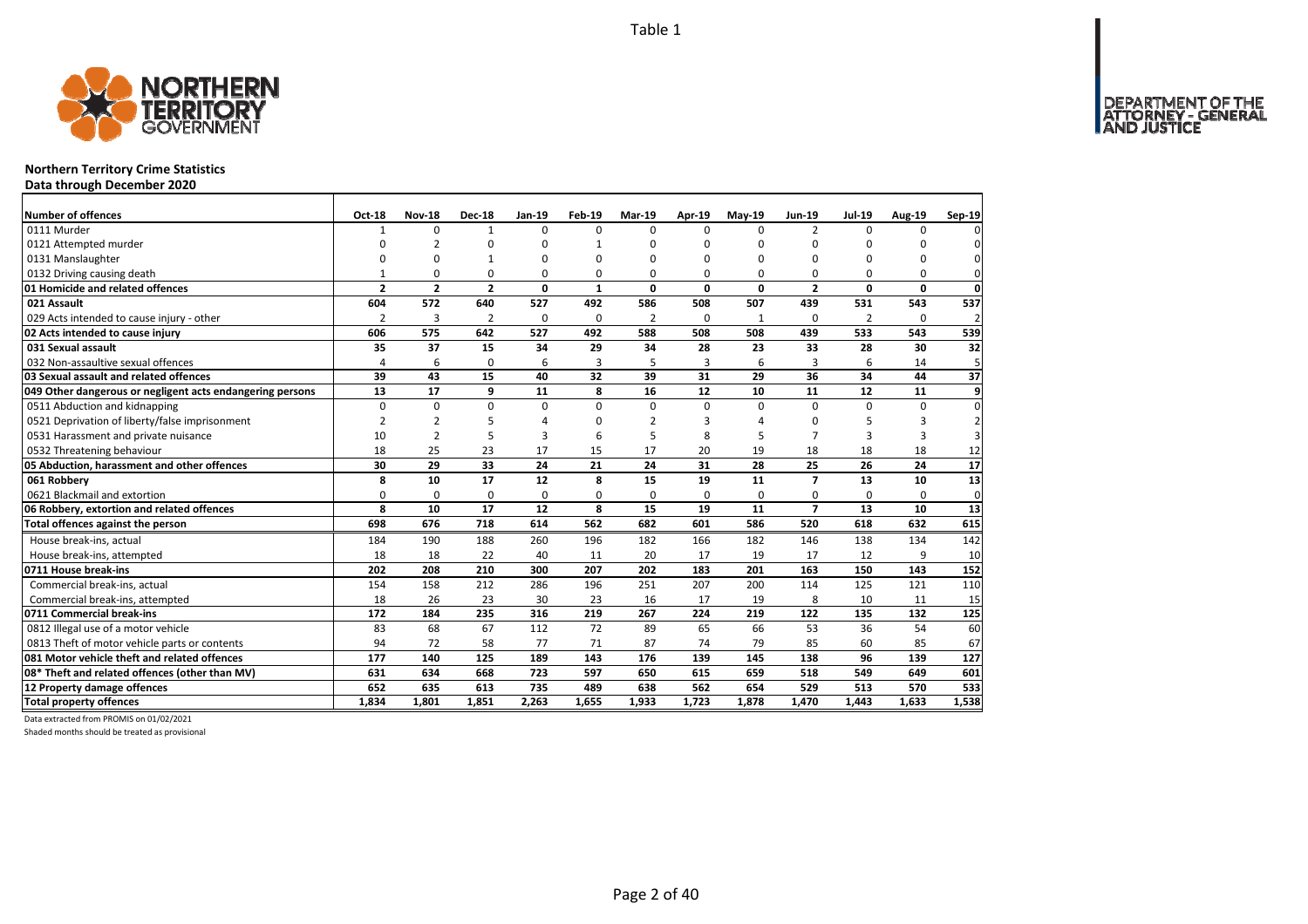Table 1

## Northern Territory Crime Statistics

**Data through December 2020**

| Number of offences | Oct-18 | Nov-18 | Dec-18 | Jan-19 | Feb-19 | Mar-19 | Apr-19 | May-19 | Jun-19 | Jul-19 | Aug-19 | Sep-19 |
|---|---|---|---|---|---|---|---|---|---|---|---|---|
| 0111 Murder | 1 | 0 | 1 | 0 | 0 | 0 | 0 | 0 | 2 | 0 | 0 | 0 |
| 0121 Attempted murder | 0 | 2 | 0 | 0 | 1 | 0 | 0 | 0 | 0 | 0 | 0 | 0 |
| 0131 Manslaughter | 0 | 0 | 1 | 0 | 0 | 0 | 0 | 0 | 0 | 0 | 0 | 0 |
| 0132 Driving causing death | 1 | 0 | 0 | 0 | 0 | 0 | 0 | 0 | 0 | 0 | 0 | 0 |
| **01 Homicide and related offences** | **2** | **2** | **2** | **0** | **1** | **0** | **0** | **0** | **2** | **0** | **0** | **0** |
| **021 Assault** | **604** | **572** | **640** | **527** | **492** | **586** | **508** | **507** | **439** | **531** | **543** | **537** |
| 029 Acts intended to cause injury - other | 2 | 3 | 2 | 0 | 0 | 2 | 0 | 1 | 0 | 2 | 0 | 2 |
| **02 Acts intended to cause injury** | **606** | **575** | **642** | **527** | **492** | **588** | **508** | **508** | **439** | **533** | **543** | **539** |
| **031 Sexual assault** | **35** | **37** | **15** | **34** | **29** | **34** | **28** | **23** | **33** | **28** | **30** | **32** |
| 032 Non-assaultive sexual offences | 4 | 6 | 0 | 6 | 3 | 5 | 3 | 6 | 3 | 6 | 14 | 5 |
| **03 Sexual assault and related offences** | **39** | **43** | **15** | **40** | **32** | **39** | **31** | **29** | **36** | **34** | **44** | **37** |
| **049 Other dangerous or negligent acts endangering persons** | **13** | **17** | **9** | **11** | **8** | **16** | **12** | **10** | **11** | **12** | **11** | **9** |
| 0511 Abduction and kidnapping | 0 | 0 | 0 | 0 | 0 | 0 | 0 | 0 | 0 | 0 | 0 | 0 |
| 0521 Deprivation of liberty/false imprisonment | 2 | 2 | 5 | 4 | 0 | 2 | 3 | 4 | 0 | 5 | 3 | 2 |
| 0531 Harassment and private nuisance | 10 | 2 | 5 | 3 | 6 | 5 | 8 | 5 | 7 | 3 | 3 | 3 |
| 0532 Threatening behaviour | 18 | 25 | 23 | 17 | 15 | 17 | 20 | 19 | 18 | 18 | 18 | 12 |
| **05 Abduction, harassment and other offences** | **30** | **29** | **33** | **24** | **21** | **24** | **31** | **28** | **25** | **26** | **24** | **17** |
| **061 Robbery** | **8** | **10** | **17** | **12** | **8** | **15** | **19** | **11** | **7** | **13** | **10** | **13** |
| 0621 Blackmail and extortion | 0 | 0 | 0 | 0 | 0 | 0 | 0 | 0 | 0 | 0 | 0 | 0 |
| **06 Robbery, extortion and related offences** | **8** | **10** | **17** | **12** | **8** | **15** | **19** | **11** | **7** | **13** | **10** | **13** |
| **Total offences against the person** | **698** | **676** | **718** | **614** | **562** | **682** | **601** | **586** | **520** | **618** | **632** | **615** |
| House break-ins, actual | 184 | 190 | 188 | 260 | 196 | 182 | 166 | 182 | 146 | 138 | 134 | 142 |
| House break-ins, attempted | 18 | 18 | 22 | 40 | 11 | 20 | 17 | 19 | 17 | 12 | 9 | 10 |
| **0711 House break-ins** | **202** | **208** | **210** | **300** | **207** | **202** | **183** | **201** | **163** | **150** | **143** | **152** |
| Commercial break-ins, actual | 154 | 158 | 212 | 286 | 196 | 251 | 207 | 200 | 114 | 125 | 121 | 110 |
| Commercial break-ins, attempted | 18 | 26 | 23 | 30 | 23 | 16 | 17 | 19 | 8 | 10 | 11 | 15 |
| **0711 Commercial break-ins** | **172** | **184** | **235** | **316** | **219** | **267** | **224** | **219** | **122** | **135** | **132** | **125** |
| 0812 Illegal use of a motor vehicle | 83 | 68 | 67 | 112 | 72 | 89 | 65 | 66 | 53 | 36 | 54 | 60 |
| 0813 Theft of motor vehicle parts or contents | 94 | 72 | 58 | 77 | 71 | 87 | 74 | 79 | 85 | 60 | 85 | 67 |
| **081 Motor vehicle theft and related offences** | **177** | **140** | **125** | **189** | **143** | **176** | **139** | **145** | **138** | **96** | **139** | **127** |
| **08* Theft and related offences (other than MV)** | **631** | **634** | **668** | **723** | **597** | **650** | **615** | **659** | **518** | **549** | **649** | **601** |
| **12 Property damage offences** | **652** | **635** | **613** | **735** | **489** | **638** | **562** | **654** | **529** | **513** | **570** | **533** |
| **Total property offences** | **1,834** | **1,801** | **1,851** | **2,263** | **1,655** | **1,933** | **1,723** | **1,878** | **1,470** | **1,443** | **1,633** | **1,538** |

Data extracted from PROMIS on 01/02/2021

Shaded months should be treated as provisional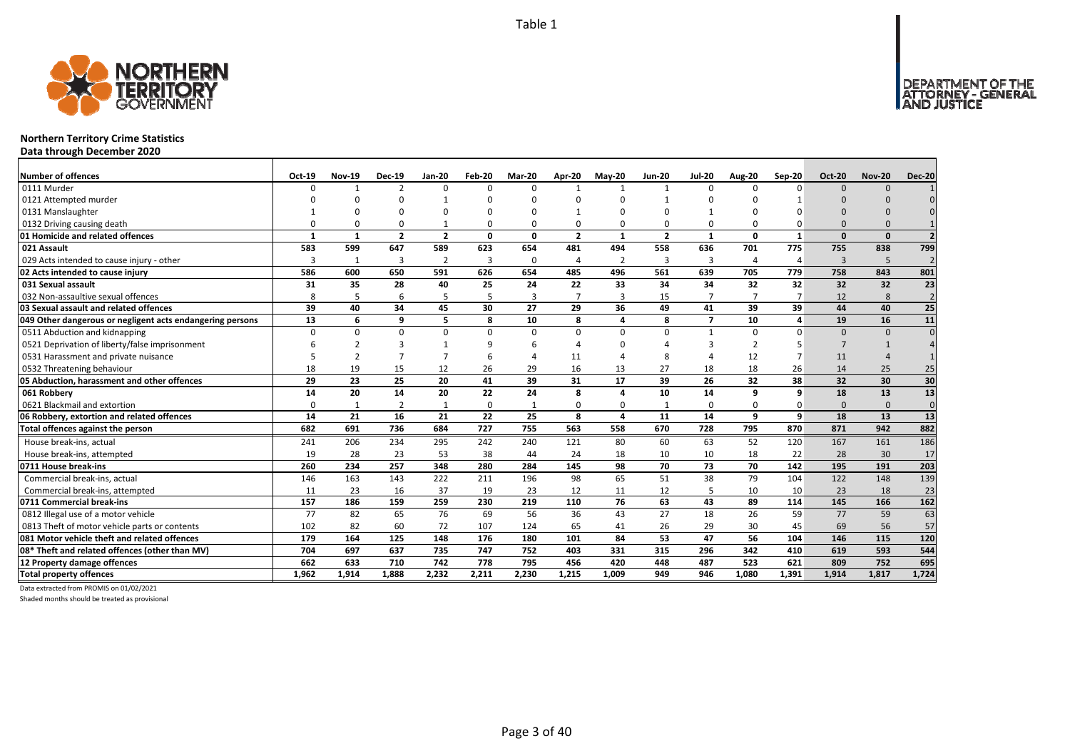Table 1

# Northern Territory Crime Statistics

**Data through December 2020**

| Number of offences | Oct-19 | Nov-19 | Dec-19 | Jan-20 | Feb-20 | Mar-20 | Apr-20 | May-20 | Jun-20 | Jul-20 | Aug-20 | Sep-20 | Oct-20 | Nov-20 | Dec-20 |
|---|---|---|---|---|---|---|---|---|---|---|---|---|---|---|---|
| 0111 Murder | 0 | 1 | 2 | 0 | 0 | 0 | 1 | 1 | 1 | 0 | 0 | 0 | 0 | 0 | 1 |
| 0121 Attempted murder | 0 | 0 | 0 | 1 | 0 | 0 | 0 | 0 | 1 | 0 | 0 | 1 | 0 | 0 | 0 |
| 0131 Manslaughter | 1 | 0 | 0 | 0 | 0 | 0 | 1 | 0 | 0 | 1 | 0 | 0 | 0 | 0 | 0 |
| 0132 Driving causing death | 0 | 0 | 0 | 1 | 0 | 0 | 0 | 0 | 0 | 0 | 0 | 0 | 0 | 0 | 1 |
| **01 Homicide and related offences** | **1** | **1** | **2** | **2** | **0** | **0** | **2** | **1** | **2** | **1** | **0** | **1** | **0** | **0** | **2** |
| **021 Assault** | **583** | **599** | **647** | **589** | **623** | **654** | **481** | **494** | **558** | **636** | **701** | **775** | **755** | **838** | **799** |
| 029 Acts intended to cause injury - other | 3 | 1 | 3 | 2 | 3 | 0 | 4 | 2 | 3 | 3 | 4 | 4 | 3 | 5 | 2 |
| **02 Acts intended to cause injury** | **586** | **600** | **650** | **591** | **626** | **654** | **485** | **496** | **561** | **639** | **705** | **779** | **758** | **843** | **801** |
| **031 Sexual assault** | **31** | **35** | **28** | **40** | **25** | **24** | **22** | **33** | **34** | **34** | **32** | **32** | **32** | **32** | **23** |
| 032 Non-assaultive sexual offences | 8 | 5 | 6 | 5 | 5 | 3 | 7 | 3 | 15 | 7 | 7 | 7 | 12 | 8 | 2 |
| **03 Sexual assault and related offences** | **39** | **40** | **34** | **45** | **30** | **27** | **29** | **36** | **49** | **41** | **39** | **39** | **44** | **40** | **25** |
| **049 Other dangerous or negligent acts endangering persons** | **13** | **6** | **9** | **5** | **8** | **10** | **8** | **4** | **8** | **7** | **10** | **4** | **19** | **16** | **11** |
| 0511 Abduction and kidnapping | 0 | 0 | 0 | 0 | 0 | 0 | 0 | 0 | 0 | 1 | 0 | 0 | 0 | 0 | 0 |
| 0521 Deprivation of liberty/false imprisonment | 6 | 2 | 3 | 1 | 9 | 6 | 4 | 0 | 4 | 3 | 2 | 5 | 7 | 1 | 4 |
| 0531 Harassment and private nuisance | 5 | 2 | 7 | 7 | 6 | 4 | 11 | 4 | 8 | 4 | 12 | 7 | 11 | 4 | 1 |
| 0532 Threatening behaviour | 18 | 19 | 15 | 12 | 26 | 29 | 16 | 13 | 27 | 18 | 18 | 26 | 14 | 25 | 25 |
| **05 Abduction, harassment and other offences** | **29** | **23** | **25** | **20** | **41** | **39** | **31** | **17** | **39** | **26** | **32** | **38** | **32** | **30** | **30** |
| **061 Robbery** | **14** | **20** | **14** | **20** | **22** | **24** | **8** | **4** | **10** | **14** | **9** | **9** | **18** | **13** | **13** |
| 0621 Blackmail and extortion | 0 | 1 | 2 | 1 | 0 | 1 | 0 | 0 | 1 | 0 | 0 | 0 | 0 | 0 | 0 |
| **06 Robbery, extortion and related offences** | **14** | **21** | **16** | **21** | **22** | **25** | **8** | **4** | **11** | **14** | **9** | **9** | **18** | **13** | **13** |
| **Total offences against the person** | **682** | **691** | **736** | **684** | **727** | **755** | **563** | **558** | **670** | **728** | **795** | **870** | **871** | **942** | **882** |
| House break-ins, actual | 241 | 206 | 234 | 295 | 242 | 240 | 121 | 80 | 60 | 63 | 52 | 120 | 167 | 161 | 186 |
| House break-ins, attempted | 19 | 28 | 23 | 53 | 38 | 44 | 24 | 18 | 10 | 10 | 18 | 22 | 28 | 30 | 17 |
| **0711 House break-ins** | **260** | **234** | **257** | **348** | **280** | **284** | **145** | **98** | **70** | **73** | **70** | **142** | **195** | **191** | **203** |
| Commercial break-ins, actual | 146 | 163 | 143 | 222 | 211 | 196 | 98 | 65 | 51 | 38 | 79 | 104 | 122 | 148 | 139 |
| Commercial break-ins, attempted | 11 | 23 | 16 | 37 | 19 | 23 | 12 | 11 | 12 | 5 | 10 | 10 | 23 | 18 | 23 |
| **0711 Commercial break-ins** | **157** | **186** | **159** | **259** | **230** | **219** | **110** | **76** | **63** | **43** | **89** | **114** | **145** | **166** | **162** |
| 0812 Illegal use of a motor vehicle | 77 | 82 | 65 | 76 | 69 | 56 | 36 | 43 | 27 | 18 | 26 | 59 | 77 | 59 | 63 |
| 0813 Theft of motor vehicle parts or contents | 102 | 82 | 60 | 72 | 107 | 124 | 65 | 41 | 26 | 29 | 30 | 45 | 69 | 56 | 57 |
| **081 Motor vehicle theft and related offences** | **179** | **164** | **125** | **148** | **176** | **180** | **101** | **84** | **53** | **47** | **56** | **104** | **146** | **115** | **120** |
| **08* Theft and related offences (other than MV)** | **704** | **697** | **637** | **735** | **747** | **752** | **403** | **331** | **315** | **296** | **342** | **410** | **619** | **593** | **544** |
| **12 Property damage offences** | **662** | **633** | **710** | **742** | **778** | **795** | **456** | **420** | **448** | **487** | **523** | **621** | **809** | **752** | **695** |
| **Total property offences** | **1,962** | **1,914** | **1,888** | **2,232** | **2,211** | **2,230** | **1,215** | **1,009** | **949** | **946** | **1,080** | **1,391** | **1,914** | **1,817** | **1,724** |

Data extracted from PROMIS on 01/02/2021

Shaded months should be treated as provisional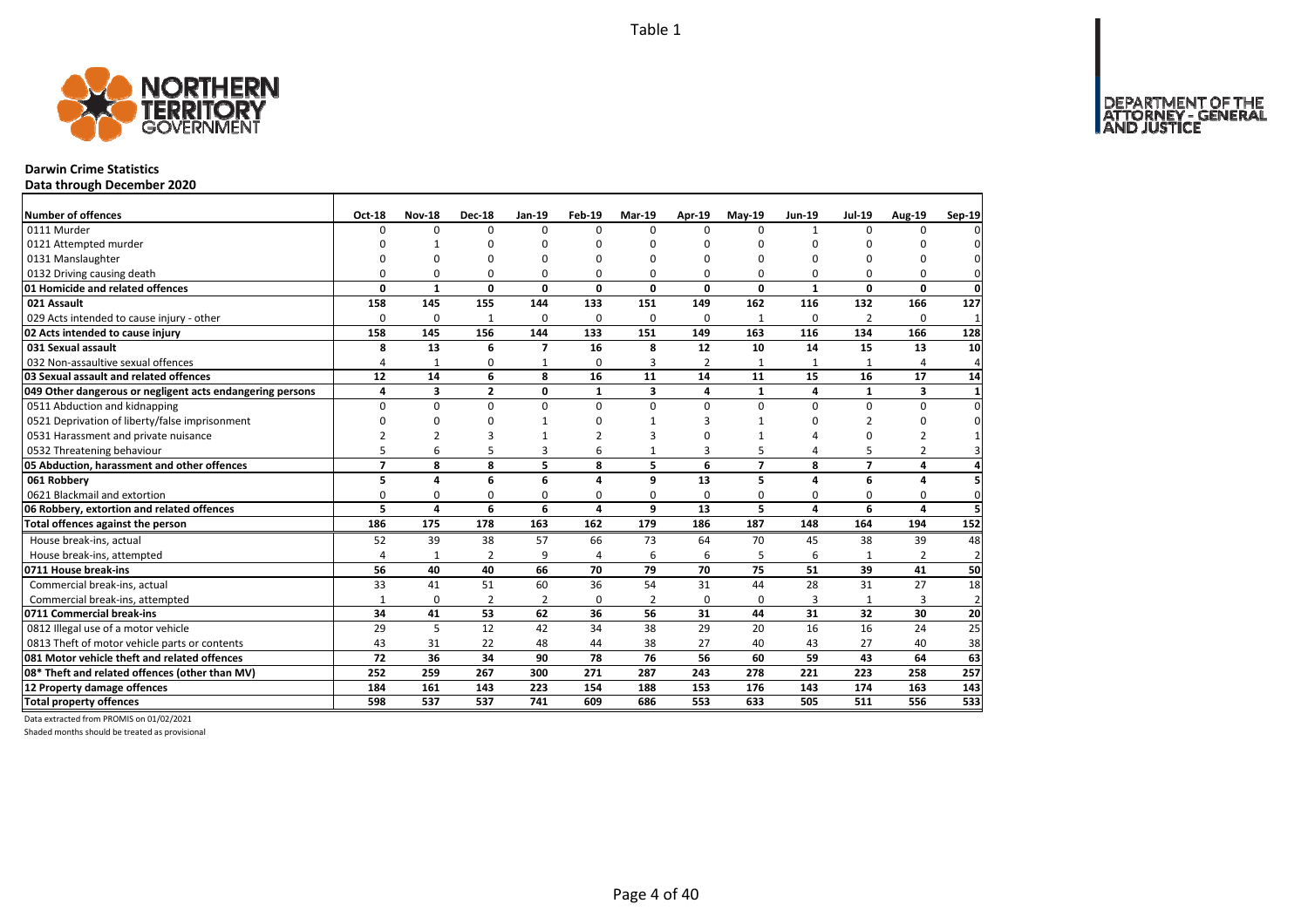Table 1

# Darwin Crime Statistics

**Data through December 2020**

| Number of offences | Oct-18 | Nov-18 | Dec-18 | Jan-19 | Feb-19 | Mar-19 | Apr-19 | May-19 | Jun-19 | Jul-19 | Aug-19 | Sep-19 |
|---|---|---|---|---|---|---|---|---|---|---|---|---|
| 0111 Murder | 0 | 0 | 0 | 0 | 0 | 0 | 0 | 0 | 1 | 0 | 0 | 0 |
| 0121 Attempted murder | 0 | 1 | 0 | 0 | 0 | 0 | 0 | 0 | 0 | 0 | 0 | 0 |
| 0131 Manslaughter | 0 | 0 | 0 | 0 | 0 | 0 | 0 | 0 | 0 | 0 | 0 | 0 |
| 0132 Driving causing death | 0 | 0 | 0 | 0 | 0 | 0 | 0 | 0 | 0 | 0 | 0 | 0 |
| **01 Homicide and related offences** | **0** | **1** | **0** | **0** | **0** | **0** | **0** | **0** | **1** | **0** | **0** | **0** |
| **021 Assault** | **158** | **145** | **155** | **144** | **133** | **151** | **149** | **162** | **116** | **132** | **166** | **127** |
| 029 Acts intended to cause injury - other | 0 | 0 | 1 | 0 | 0 | 0 | 0 | 1 | 0 | 2 | 0 | 1 |
| **02 Acts intended to cause injury** | **158** | **145** | **156** | **144** | **133** | **151** | **149** | **163** | **116** | **134** | **166** | **128** |
| **031 Sexual assault** | **8** | **13** | **6** | **7** | **16** | **8** | **12** | **10** | **14** | **15** | **13** | **10** |
| 032 Non-assaultive sexual offences | 4 | 1 | 0 | 1 | 0 | 3 | 2 | 1 | 1 | 1 | 4 | 4 |
| **03 Sexual assault and related offences** | **12** | **14** | **6** | **8** | **16** | **11** | **14** | **11** | **15** | **16** | **17** | **14** |
| **049 Other dangerous or negligent acts endangering persons** | **4** | **3** | **2** | **0** | **1** | **3** | **4** | **1** | **4** | **1** | **3** | **1** |
| 0511 Abduction and kidnapping | 0 | 0 | 0 | 0 | 0 | 0 | 0 | 0 | 0 | 0 | 0 | 0 |
| 0521 Deprivation of liberty/false imprisonment | 0 | 0 | 0 | 1 | 0 | 1 | 3 | 1 | 0 | 2 | 0 | 0 |
| 0531 Harassment and private nuisance | 2 | 2 | 3 | 1 | 2 | 3 | 0 | 1 | 4 | 0 | 2 | 1 |
| 0532 Threatening behaviour | 5 | 6 | 5 | 3 | 6 | 1 | 3 | 5 | 4 | 5 | 2 | 3 |
| **05 Abduction, harassment and other offences** | **7** | **8** | **8** | **5** | **8** | **5** | **6** | **7** | **8** | **7** | **4** | **4** |
| **061 Robbery** | **5** | **4** | **6** | **6** | **4** | **9** | **13** | **5** | **4** | **6** | **4** | **5** |
| 0621 Blackmail and extortion | 0 | 0 | 0 | 0 | 0 | 0 | 0 | 0 | 0 | 0 | 0 | 0 |
| **06 Robbery, extortion and related offences** | **5** | **4** | **6** | **6** | **4** | **9** | **13** | **5** | **4** | **6** | **4** | **5** |
| **Total offences against the person** | **186** | **175** | **178** | **163** | **162** | **179** | **186** | **187** | **148** | **164** | **194** | **152** |
| House break-ins, actual | 52 | 39 | 38 | 57 | 66 | 73 | 64 | 70 | 45 | 38 | 39 | 48 |
| House break-ins, attempted | 4 | 1 | 2 | 9 | 4 | 6 | 6 | 5 | 6 | 1 | 2 | 2 |
| **0711 House break-ins** | **56** | **40** | **40** | **66** | **70** | **79** | **70** | **75** | **51** | **39** | **41** | **50** |
| Commercial break-ins, actual | 33 | 41 | 51 | 60 | 36 | 54 | 31 | 44 | 28 | 31 | 27 | 18 |
| Commercial break-ins, attempted | 1 | 0 | 2 | 2 | 0 | 2 | 0 | 0 | 3 | 1 | 3 | 2 |
| **0711 Commercial break-ins** | **34** | **41** | **53** | **62** | **36** | **56** | **31** | **44** | **31** | **32** | **30** | **20** |
| 0812 Illegal use of a motor vehicle | 29 | 5 | 12 | 42 | 34 | 38 | 29 | 20 | 16 | 16 | 24 | 25 |
| 0813 Theft of motor vehicle parts or contents | 43 | 31 | 22 | 48 | 44 | 38 | 27 | 40 | 43 | 27 | 40 | 38 |
| **081 Motor vehicle theft and related offences** | **72** | **36** | **34** | **90** | **78** | **76** | **56** | **60** | **59** | **43** | **64** | **63** |
| **08* Theft and related offences (other than MV)** | **252** | **259** | **267** | **300** | **271** | **287** | **243** | **278** | **221** | **223** | **258** | **257** |
| **12 Property damage offences** | **184** | **161** | **143** | **223** | **154** | **188** | **153** | **176** | **143** | **174** | **163** | **143** |
| **Total property offences** | **598** | **537** | **537** | **741** | **609** | **686** | **553** | **633** | **505** | **511** | **556** | **533** |

Data extracted from PROMIS on 01/02/2021

Shaded months should be treated as provisional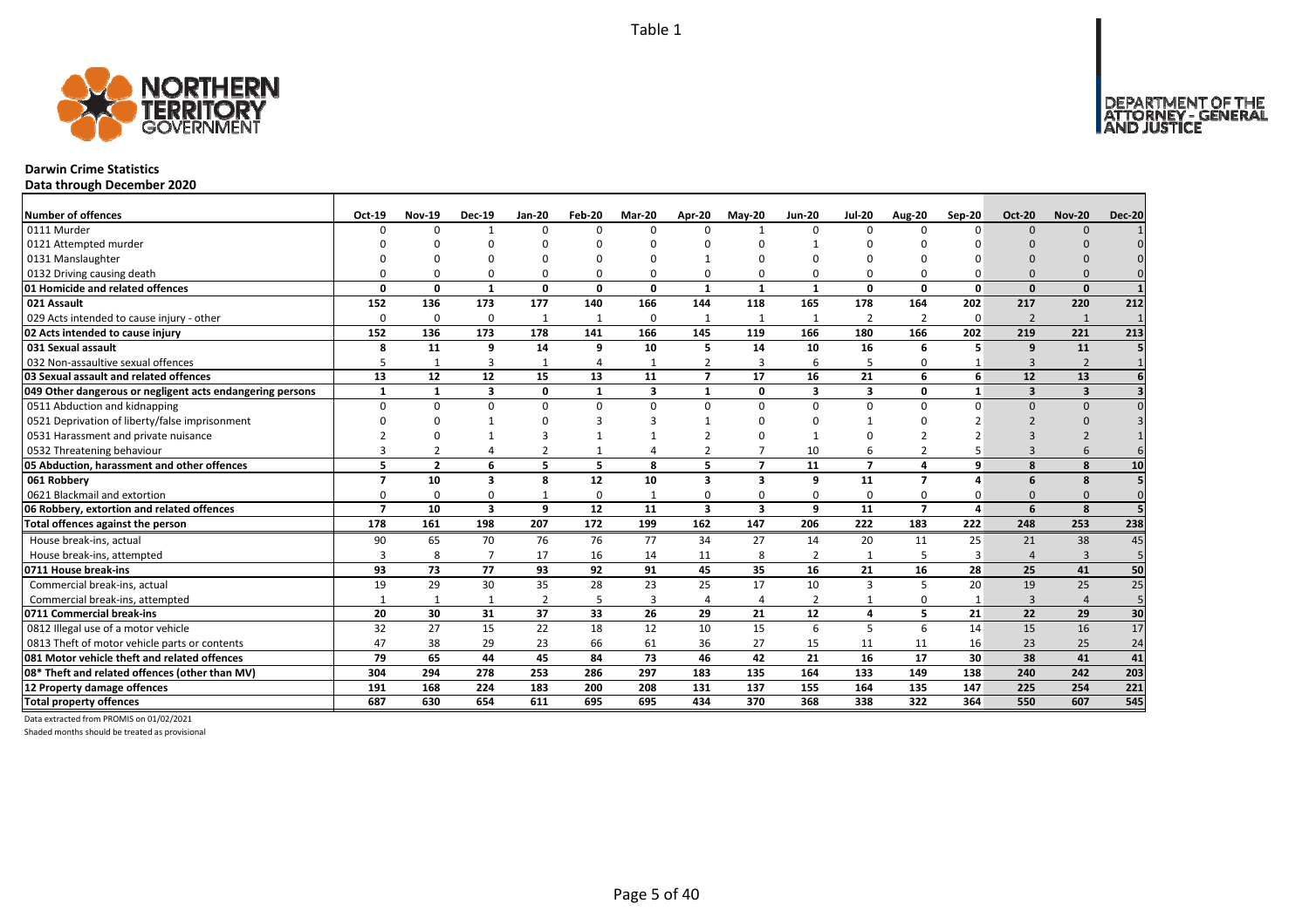Table 1

# Darwin Crime Statistics

## Data through December 2020

| Number of offences | Oct-19 | Nov-19 | Dec-19 | Jan-20 | Feb-20 | Mar-20 | Apr-20 | May-20 | Jun-20 | Jul-20 | Aug-20 | Sep-20 | Oct-20 | Nov-20 | Dec-20 |
|---|---|---|---|---|---|---|---|---|---|---|---|---|---|---|---|
| 0111 Murder | 0 | 0 | 1 | 0 | 0 | 0 | 0 | 1 | 0 | 0 | 0 | 0 | 0 | 0 | 1 |
| 0121 Attempted murder | 0 | 0 | 0 | 0 | 0 | 0 | 0 | 0 | 1 | 0 | 0 | 0 | 0 | 0 | 0 |
| 0131 Manslaughter | 0 | 0 | 0 | 0 | 0 | 0 | 1 | 0 | 0 | 0 | 0 | 0 | 0 | 0 | 0 |
| 0132 Driving causing death | 0 | 0 | 0 | 0 | 0 | 0 | 0 | 0 | 0 | 0 | 0 | 0 | 0 | 0 | 0 |
| **01 Homicide and related offences** | **0** | **0** | **1** | **0** | **0** | **0** | **1** | **1** | **1** | **0** | **0** | **0** | **0** | **0** | **1** |
| **021 Assault** | **152** | **136** | **173** | **177** | **140** | **166** | **144** | **118** | **165** | **178** | **164** | **202** | **217** | **220** | **212** |
| 029 Acts intended to cause injury - other | 0 | 0 | 0 | 1 | 1 | 0 | 1 | 1 | 1 | 2 | 2 | 0 | 2 | 1 | 1 |
| **02 Acts intended to cause injury** | **152** | **136** | **173** | **178** | **141** | **166** | **145** | **119** | **166** | **180** | **166** | **202** | **219** | **221** | **213** |
| **031 Sexual assault** | **8** | **11** | **9** | **14** | **9** | **10** | **5** | **14** | **10** | **16** | **6** | **5** | **9** | **11** | **5** |
| 032 Non-assaultive sexual offences | 5 | 1 | 3 | 1 | 4 | 1 | 2 | 3 | 6 | 5 | 0 | 1 | 3 | 2 | 1 |
| **03 Sexual assault and related offences** | **13** | **12** | **12** | **15** | **13** | **11** | **7** | **17** | **16** | **21** | **6** | **6** | **12** | **13** | **6** |
| **049 Other dangerous or negligent acts endangering persons** | **1** | **1** | **3** | **0** | **1** | **3** | **1** | **0** | **3** | **3** | **0** | **1** | **3** | **3** | **3** |
| 0511 Abduction and kidnapping | 0 | 0 | 0 | 0 | 0 | 0 | 0 | 0 | 0 | 0 | 0 | 0 | 0 | 0 | 0 |
| 0521 Deprivation of liberty/false imprisonment | 0 | 0 | 1 | 0 | 3 | 3 | 1 | 0 | 0 | 1 | 0 | 2 | 2 | 0 | 3 |
| 0531 Harassment and private nuisance | 2 | 0 | 1 | 3 | 1 | 1 | 2 | 0 | 1 | 0 | 2 | 2 | 3 | 2 | 1 |
| 0532 Threatening behaviour | 3 | 2 | 4 | 2 | 1 | 4 | 2 | 7 | 10 | 6 | 2 | 5 | 3 | 6 | 6 |
| **05 Abduction, harassment and other offences** | **5** | **2** | **6** | **5** | **5** | **8** | **5** | **7** | **11** | **7** | **4** | **9** | **8** | **8** | **10** |
| **061 Robbery** | **7** | **10** | **3** | **8** | **12** | **10** | **3** | **3** | **9** | **11** | **7** | **4** | **6** | **8** | **5** |
| 0621 Blackmail and extortion | 0 | 0 | 0 | 1 | 0 | 1 | 0 | 0 | 0 | 0 | 0 | 0 | 0 | 0 | 0 |
| **06 Robbery, extortion and related offences** | **7** | **10** | **3** | **9** | **12** | **11** | **3** | **3** | **9** | **11** | **7** | **4** | **6** | **8** | **5** |
| **Total offences against the person** | **178** | **161** | **198** | **207** | **172** | **199** | **162** | **147** | **206** | **222** | **183** | **222** | **248** | **253** | **238** |
| House break-ins, actual | 90 | 65 | 70 | 76 | 76 | 77 | 34 | 27 | 14 | 20 | 11 | 25 | 21 | 38 | 45 |
| House break-ins, attempted | 3 | 8 | 7 | 17 | 16 | 14 | 11 | 8 | 2 | 1 | 5 | 3 | 4 | 3 | 5 |
| **0711 House break-ins** | **93** | **73** | **77** | **93** | **92** | **91** | **45** | **35** | **16** | **21** | **16** | **28** | **25** | **41** | **50** |
| Commercial break-ins, actual | 19 | 29 | 30 | 35 | 28 | 23 | 25 | 17 | 10 | 3 | 5 | 20 | 19 | 25 | 25 |
| Commercial break-ins, attempted | 1 | 1 | 1 | 2 | 5 | 3 | 4 | 4 | 2 | 1 | 0 | 1 | 3 | 4 | 5 |
| **0711 Commercial break-ins** | **20** | **30** | **31** | **37** | **33** | **26** | **29** | **21** | **12** | **4** | **5** | **21** | **22** | **29** | **30** |
| 0812 Illegal use of a motor vehicle | 32 | 27 | 15 | 22 | 18 | 12 | 10 | 15 | 6 | 5 | 6 | 14 | 15 | 16 | 17 |
| 0813 Theft of motor vehicle parts or contents | 47 | 38 | 29 | 23 | 66 | 61 | 36 | 27 | 15 | 11 | 11 | 16 | 23 | 25 | 24 |
| **081 Motor vehicle theft and related offences** | **79** | **65** | **44** | **45** | **84** | **73** | **46** | **42** | **21** | **16** | **17** | **30** | **38** | **41** | **41** |
| **08* Theft and related offences (other than MV)** | **304** | **294** | **278** | **253** | **286** | **297** | **183** | **135** | **164** | **133** | **149** | **138** | **240** | **242** | **203** |
| **12 Property damage offences** | **191** | **168** | **224** | **183** | **200** | **208** | **131** | **137** | **155** | **164** | **135** | **147** | **225** | **254** | **221** |
| **Total property offences** | **687** | **630** | **654** | **611** | **695** | **695** | **434** | **370** | **368** | **338** | **322** | **364** | **550** | **607** | **545** |

Data extracted from PROMIS on 01/02/2021

Shaded months should be treated as provisional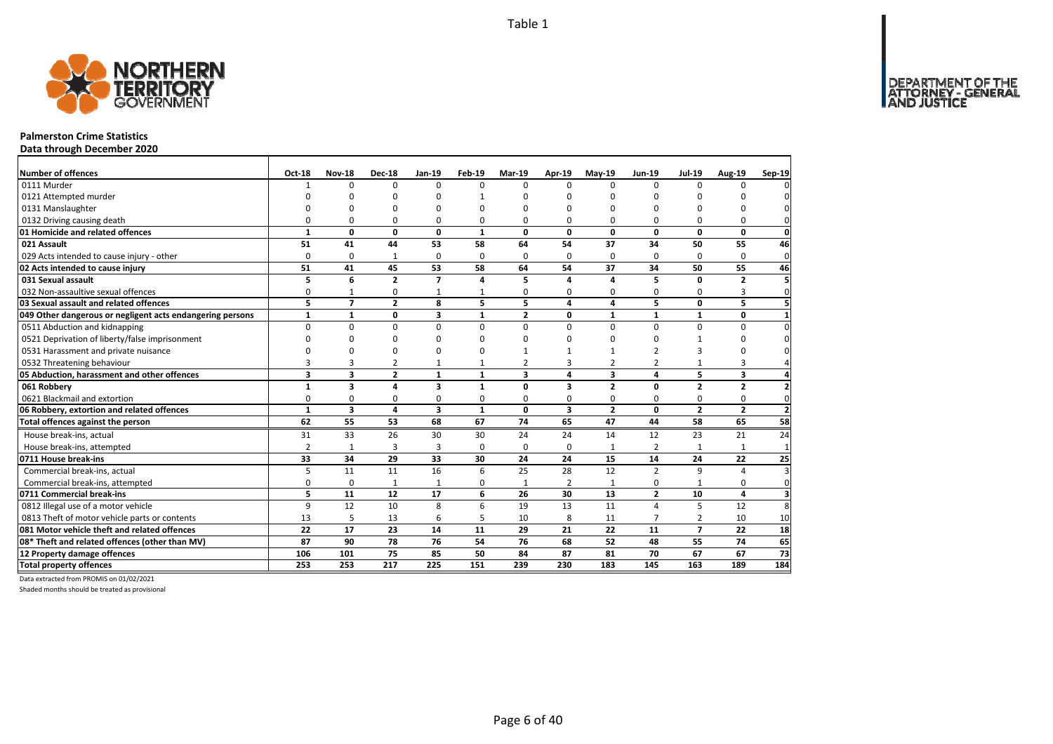Table 1

## Palmerston Crime Statistics

**Data through December 2020**

| Number of offences | Oct-18 | Nov-18 | Dec-18 | Jan-19 | Feb-19 | Mar-19 | Apr-19 | May-19 | Jun-19 | Jul-19 | Aug-19 | Sep-19 |
|---|---|---|---|---|---|---|---|---|---|---|---|---|
| 0111 Murder | 1 | 0 | 0 | 0 | 0 | 0 | 0 | 0 | 0 | 0 | 0 | 0 |
| 0121 Attempted murder | 0 | 0 | 0 | 0 | 1 | 0 | 0 | 0 | 0 | 0 | 0 | 0 |
| 0131 Manslaughter | 0 | 0 | 0 | 0 | 0 | 0 | 0 | 0 | 0 | 0 | 0 | 0 |
| 0132 Driving causing death | 0 | 0 | 0 | 0 | 0 | 0 | 0 | 0 | 0 | 0 | 0 | 0 |
| **01 Homicide and related offences** | **1** | **0** | **0** | **0** | **1** | **0** | **0** | **0** | **0** | **0** | **0** | **0** |
| **021 Assault** | **51** | **41** | **44** | **53** | **58** | **64** | **54** | **37** | **34** | **50** | **55** | **46** |
| 029 Acts intended to cause injury - other | 0 | 0 | 1 | 0 | 0 | 0 | 0 | 0 | 0 | 0 | 0 | 0 |
| **02 Acts intended to cause injury** | **51** | **41** | **45** | **53** | **58** | **64** | **54** | **37** | **34** | **50** | **55** | **46** |
| **031 Sexual assault** | **5** | **6** | **2** | **7** | **4** | **5** | **4** | **4** | **5** | **0** | **2** | **5** |
| 032 Non-assaultive sexual offences | 0 | 1 | 0 | 1 | 1 | 0 | 0 | 0 | 0 | 0 | 3 | 0 |
| **03 Sexual assault and related offences** | **5** | **7** | **2** | **8** | **5** | **5** | **4** | **4** | **5** | **0** | **5** | **5** |
| **049 Other dangerous or negligent acts endangering persons** | **1** | **1** | **0** | **3** | **1** | **2** | **0** | **1** | **1** | **1** | **0** | **1** |
| 0511 Abduction and kidnapping | 0 | 0 | 0 | 0 | 0 | 0 | 0 | 0 | 0 | 0 | 0 | 0 |
| 0521 Deprivation of liberty/false imprisonment | 0 | 0 | 0 | 0 | 0 | 0 | 0 | 0 | 0 | 1 | 0 | 0 |
| 0531 Harassment and private nuisance | 0 | 0 | 0 | 0 | 0 | 1 | 1 | 1 | 2 | 3 | 0 | 0 |
| 0532 Threatening behaviour | 3 | 3 | 2 | 1 | 1 | 2 | 3 | 2 | 2 | 1 | 3 | 4 |
| **05 Abduction, harassment and other offences** | **3** | **3** | **2** | **1** | **1** | **3** | **4** | **3** | **4** | **5** | **3** | **4** |
| **061 Robbery** | **1** | **3** | **4** | **3** | **1** | **0** | **3** | **2** | **0** | **2** | **2** | **2** |
| 0621 Blackmail and extortion | 0 | 0 | 0 | 0 | 0 | 0 | 0 | 0 | 0 | 0 | 0 | 0 |
| **06 Robbery, extortion and related offences** | **1** | **3** | **4** | **3** | **1** | **0** | **3** | **2** | **0** | **2** | **2** | **2** |
| **Total offences against the person** | **62** | **55** | **53** | **68** | **67** | **74** | **65** | **47** | **44** | **58** | **65** | **58** |
| House break-ins, actual | 31 | 33 | 26 | 30 | 30 | 24 | 24 | 14 | 12 | 23 | 21 | 24 |
| House break-ins, attempted | 2 | 1 | 3 | 3 | 0 | 0 | 0 | 1 | 2 | 1 | 1 | 1 |
| **0711 House break-ins** | **33** | **34** | **29** | **33** | **30** | **24** | **24** | **15** | **14** | **24** | **22** | **25** |
| Commercial break-ins, actual | 5 | 11 | 11 | 16 | 6 | 25 | 28 | 12 | 2 | 9 | 4 | 3 |
| Commercial break-ins, attempted | 0 | 0 | 1 | 1 | 0 | 1 | 2 | 1 | 0 | 1 | 0 | 0 |
| **0711 Commercial break-ins** | **5** | **11** | **12** | **17** | **6** | **26** | **30** | **13** | **2** | **10** | **4** | **3** |
| 0812 Illegal use of a motor vehicle | 9 | 12 | 10 | 8 | 6 | 19 | 13 | 11 | 4 | 5 | 12 | 8 |
| 0813 Theft of motor vehicle parts or contents | 13 | 5 | 13 | 6 | 5 | 10 | 8 | 11 | 7 | 2 | 10 | 10 |
| **081 Motor vehicle theft and related offences** | **22** | **17** | **23** | **14** | **11** | **29** | **21** | **22** | **11** | **7** | **22** | **18** |
| **08* Theft and related offences (other than MV)** | **87** | **90** | **78** | **76** | **54** | **76** | **68** | **52** | **48** | **55** | **74** | **65** |
| **12 Property damage offences** | **106** | **101** | **75** | **85** | **50** | **84** | **87** | **81** | **70** | **67** | **67** | **73** |
| **Total property offences** | **253** | **253** | **217** | **225** | **151** | **239** | **230** | **183** | **145** | **163** | **189** | **184** |

Data extracted from PROMIS on 01/02/2021

Shaded months should be treated as provisional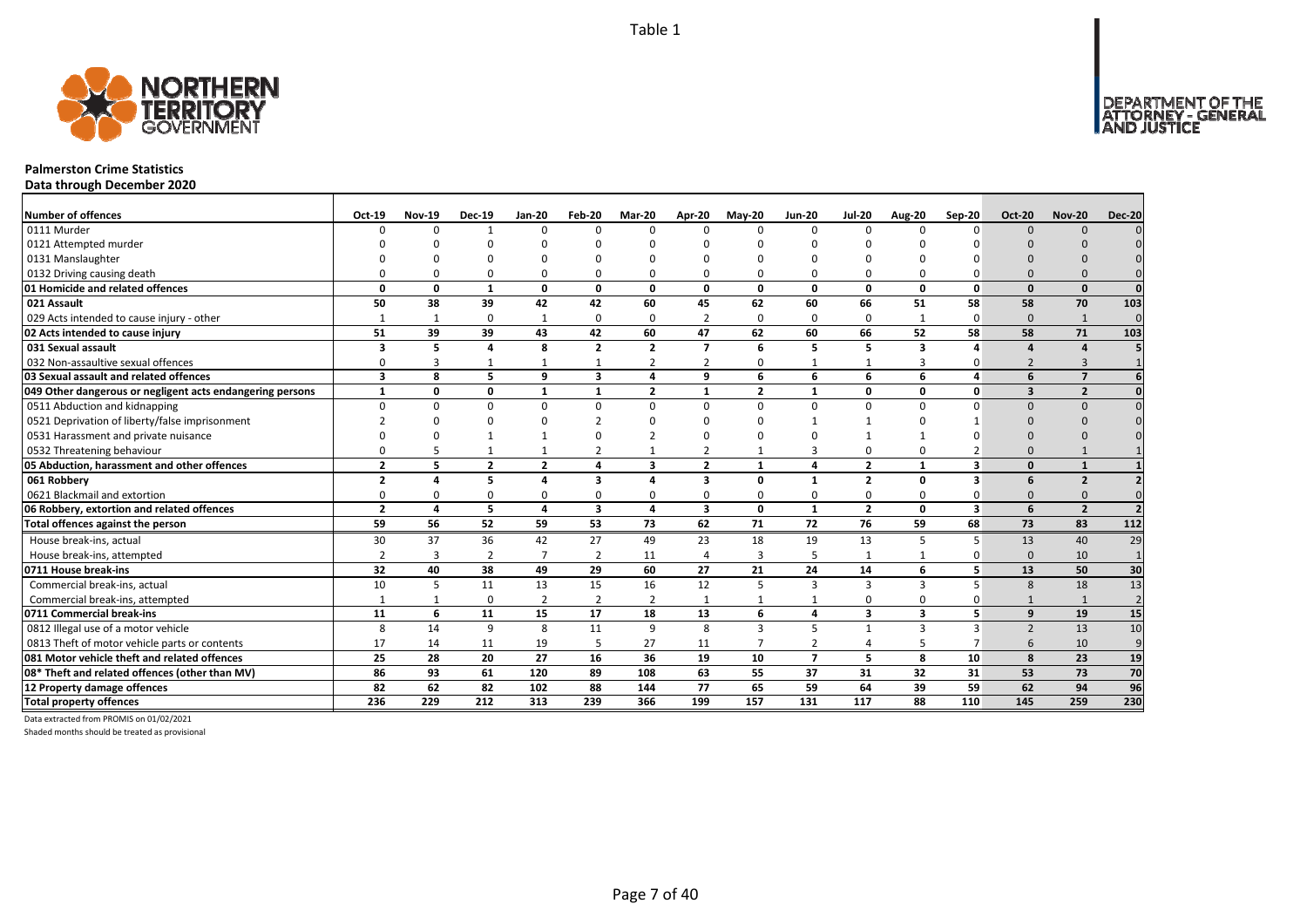Table 1

# Palmerston Crime Statistics

**Data through December 2020**

| Number of offences | Oct-19 | Nov-19 | Dec-19 | Jan-20 | Feb-20 | Mar-20 | Apr-20 | May-20 | Jun-20 | Jul-20 | Aug-20 | Sep-20 | Oct-20 | Nov-20 | Dec-20 |
|---|---|---|---|---|---|---|---|---|---|---|---|---|---|---|---|
| 0111 Murder | 0 | 0 | 1 | 0 | 0 | 0 | 0 | 0 | 0 | 0 | 0 | 0 | 0 | 0 | 0 |
| 0121 Attempted murder | 0 | 0 | 0 | 0 | 0 | 0 | 0 | 0 | 0 | 0 | 0 | 0 | 0 | 0 | 0 |
| 0131 Manslaughter | 0 | 0 | 0 | 0 | 0 | 0 | 0 | 0 | 0 | 0 | 0 | 0 | 0 | 0 | 0 |
| 0132 Driving causing death | 0 | 0 | 0 | 0 | 0 | 0 | 0 | 0 | 0 | 0 | 0 | 0 | 0 | 0 | 0 |
| **01 Homicide and related offences** | **0** | **0** | **1** | **0** | **0** | **0** | **0** | **0** | **0** | **0** | **0** | **0** | **0** | **0** | **0** |
| **021 Assault** | **50** | **38** | **39** | **42** | **42** | **60** | **45** | **62** | **60** | **66** | **51** | **58** | **58** | **70** | **103** |
| 029 Acts intended to cause injury - other | 1 | 1 | 0 | 1 | 0 | 0 | 2 | 0 | 0 | 0 | 1 | 0 | 0 | 1 | 0 |
| **02 Acts intended to cause injury** | **51** | **39** | **39** | **43** | **42** | **60** | **47** | **62** | **60** | **66** | **52** | **58** | **58** | **71** | **103** |
| **031 Sexual assault** | **3** | **5** | **4** | **8** | **2** | **2** | **7** | **6** | **5** | **5** | **3** | **4** | **4** | **4** | **5** |
| 032 Non-assaultive sexual offences | 0 | 3 | 1 | 1 | 1 | 2 | 2 | 0 | 1 | 1 | 3 | 0 | 2 | 3 | 1 |
| **03 Sexual assault and related offences** | **3** | **8** | **5** | **9** | **3** | **4** | **9** | **6** | **6** | **6** | **6** | **4** | **6** | **7** | **6** |
| **049 Other dangerous or negligent acts endangering persons** | **1** | **0** | **0** | **1** | **1** | **2** | **1** | **2** | **1** | **0** | **0** | **0** | **3** | **2** | **0** |
| 0511 Abduction and kidnapping | 0 | 0 | 0 | 0 | 0 | 0 | 0 | 0 | 0 | 0 | 0 | 0 | 0 | 0 | 0 |
| 0521 Deprivation of liberty/false imprisonment | 2 | 0 | 0 | 0 | 2 | 0 | 0 | 0 | 1 | 1 | 0 | 1 | 0 | 0 | 0 |
| 0531 Harassment and private nuisance | 0 | 0 | 1 | 1 | 0 | 2 | 0 | 0 | 0 | 1 | 1 | 0 | 0 | 0 | 0 |
| 0532 Threatening behaviour | 0 | 5 | 1 | 1 | 2 | 1 | 2 | 1 | 3 | 0 | 0 | 2 | 0 | 1 | 1 |
| **05 Abduction, harassment and other offences** | **2** | **5** | **2** | **2** | **4** | **3** | **2** | **1** | **4** | **2** | **1** | **3** | **0** | **1** | **1** |
| **061 Robbery** | **2** | **4** | **5** | **4** | **3** | **4** | **3** | **0** | **1** | **2** | **0** | **3** | **6** | **2** | **2** |
| 0621 Blackmail and extortion | 0 | 0 | 0 | 0 | 0 | 0 | 0 | 0 | 0 | 0 | 0 | 0 | 0 | 0 | 0 |
| **06 Robbery, extortion and related offences** | **2** | **4** | **5** | **4** | **3** | **4** | **3** | **0** | **1** | **2** | **0** | **3** | **6** | **2** | **2** |
| **Total offences against the person** | **59** | **56** | **52** | **59** | **53** | **73** | **62** | **71** | **72** | **76** | **59** | **68** | **73** | **83** | **112** |
| House break-ins, actual | 30 | 37 | 36 | 42 | 27 | 49 | 23 | 18 | 19 | 13 | 5 | 5 | 13 | 40 | 29 |
| House break-ins, attempted | 2 | 3 | 2 | 7 | 2 | 11 | 4 | 3 | 5 | 1 | 1 | 0 | 0 | 10 | 1 |
| **0711 House break-ins** | **32** | **40** | **38** | **49** | **29** | **60** | **27** | **21** | **24** | **14** | **6** | **5** | **13** | **50** | **30** |
| Commercial break-ins, actual | 10 | 5 | 11 | 13 | 15 | 16 | 12 | 5 | 3 | 3 | 3 | 5 | 8 | 18 | 13 |
| Commercial break-ins, attempted | 1 | 1 | 0 | 2 | 2 | 2 | 1 | 1 | 1 | 0 | 0 | 0 | 1 | 1 | 2 |
| **0711 Commercial break-ins** | **11** | **6** | **11** | **15** | **17** | **18** | **13** | **6** | **4** | **3** | **3** | **5** | **9** | **19** | **15** |
| 0812 Illegal use of a motor vehicle | 8 | 14 | 9 | 8 | 11 | 9 | 8 | 3 | 5 | 1 | 3 | 3 | 2 | 13 | 10 |
| 0813 Theft of motor vehicle parts or contents | 17 | 14 | 11 | 19 | 5 | 27 | 11 | 7 | 2 | 4 | 5 | 7 | 6 | 10 | 9 |
| **081 Motor vehicle theft and related offences** | **25** | **28** | **20** | **27** | **16** | **36** | **19** | **10** | **7** | **5** | **8** | **10** | **8** | **23** | **19** |
| **08\* Theft and related offences (other than MV)** | **86** | **93** | **61** | **120** | **89** | **108** | **63** | **55** | **37** | **31** | **32** | **31** | **53** | **73** | **70** |
| **12 Property damage offences** | **82** | **62** | **82** | **102** | **88** | **144** | **77** | **65** | **59** | **64** | **39** | **59** | **62** | **94** | **96** |
| **Total property offences** | **236** | **229** | **212** | **313** | **239** | **366** | **199** | **157** | **131** | **117** | **88** | **110** | **145** | **259** | **230** |

Data extracted from PROMIS on 01/02/2021

Shaded months should be treated as provisional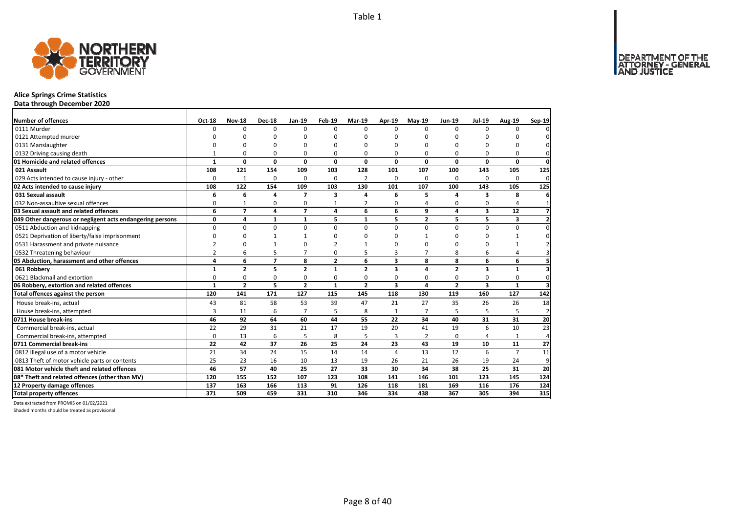Table 1

# Alice Springs Crime Statistics

**Data through December 2020**

| Number of offences | Oct-18 | Nov-18 | Dec-18 | Jan-19 | Feb-19 | Mar-19 | Apr-19 | May-19 | Jun-19 | Jul-19 | Aug-19 | Sep-19 |
|---|---|---|---|---|---|---|---|---|---|---|---|---|
| 0111 Murder | 0 | 0 | 0 | 0 | 0 | 0 | 0 | 0 | 0 | 0 | 0 | 0 |
| 0121 Attempted murder | 0 | 0 | 0 | 0 | 0 | 0 | 0 | 0 | 0 | 0 | 0 | 0 |
| 0131 Manslaughter | 0 | 0 | 0 | 0 | 0 | 0 | 0 | 0 | 0 | 0 | 0 | 0 |
| 0132 Driving causing death | 1 | 0 | 0 | 0 | 0 | 0 | 0 | 0 | 0 | 0 | 0 | 0 |
| **01 Homicide and related offences** | **1** | **0** | **0** | **0** | **0** | **0** | **0** | **0** | **0** | **0** | **0** | **0** |
| **021 Assault** | **108** | **121** | **154** | **109** | **103** | **128** | **101** | **107** | **100** | **143** | **105** | **125** |
| 029 Acts intended to cause injury - other | 0 | 1 | 0 | 0 | 0 | 2 | 0 | 0 | 0 | 0 | 0 | 0 |
| **02 Acts intended to cause injury** | **108** | **122** | **154** | **109** | **103** | **130** | **101** | **107** | **100** | **143** | **105** | **125** |
| **031 Sexual assault** | **6** | **6** | **4** | **7** | **3** | **4** | **6** | **5** | **4** | **3** | **8** | **6** |
| 032 Non-assaultive sexual offences | 0 | 1 | 0 | 0 | 1 | 2 | 0 | 4 | 0 | 0 | 4 | 1 |
| **03 Sexual assault and related offences** | **6** | **7** | **4** | **7** | **4** | **6** | **6** | **9** | **4** | **3** | **12** | **7** |
| **049 Other dangerous or negligent acts endangering persons** | **0** | **4** | **1** | **1** | **5** | **1** | **5** | **2** | **5** | **5** | **3** | **2** |
| 0511 Abduction and kidnapping | 0 | 0 | 0 | 0 | 0 | 0 | 0 | 0 | 0 | 0 | 0 | 0 |
| 0521 Deprivation of liberty/false imprisonment | 0 | 0 | 1 | 1 | 0 | 0 | 0 | 1 | 0 | 0 | 1 | 0 |
| 0531 Harassment and private nuisance | 2 | 0 | 1 | 0 | 2 | 1 | 0 | 0 | 0 | 0 | 1 | 2 |
| 0532 Threatening behaviour | 2 | 6 | 5 | 7 | 0 | 5 | 3 | 7 | 8 | 6 | 4 | 3 |
| **05 Abduction, harassment and other offences** | **4** | **6** | **7** | **8** | **2** | **6** | **3** | **8** | **8** | **6** | **6** | **5** |
| **061 Robbery** | **1** | **2** | **5** | **2** | **1** | **2** | **3** | **4** | **2** | **3** | **1** | **3** |
| 0621 Blackmail and extortion | 0 | 0 | 0 | 0 | 0 | 0 | 0 | 0 | 0 | 0 | 0 | 0 |
| **06 Robbery, extortion and related offences** | **1** | **2** | **5** | **2** | **1** | **2** | **3** | **4** | **2** | **3** | **1** | **3** |
| **Total offences against the person** | **120** | **141** | **171** | **127** | **115** | **145** | **118** | **130** | **119** | **160** | **127** | **142** |
| House break-ins, actual | 43 | 81 | 58 | 53 | 39 | 47 | 21 | 27 | 35 | 26 | 26 | 18 |
| House break-ins, attempted | 3 | 11 | 6 | 7 | 5 | 8 | 1 | 7 | 5 | 5 | 5 | 2 |
| **0711 House break-ins** | **46** | **92** | **64** | **60** | **44** | **55** | **22** | **34** | **40** | **31** | **31** | **20** |
| Commercial break-ins, actual | 22 | 29 | 31 | 21 | 17 | 19 | 20 | 41 | 19 | 6 | 10 | 23 |
| Commercial break-ins, attempted | 0 | 13 | 6 | 5 | 8 | 5 | 3 | 2 | 0 | 4 | 1 | 4 |
| **0711 Commercial break-ins** | **22** | **42** | **37** | **26** | **25** | **24** | **23** | **43** | **19** | **10** | **11** | **27** |
| 0812 Illegal use of a motor vehicle | 21 | 34 | 24 | 15 | 14 | 14 | 4 | 13 | 12 | 6 | 7 | 11 |
| 0813 Theft of motor vehicle parts or contents | 25 | 23 | 16 | 10 | 13 | 19 | 26 | 21 | 26 | 19 | 24 | 9 |
| **081 Motor vehicle theft and related offences** | **46** | **57** | **40** | **25** | **27** | **33** | **30** | **34** | **38** | **25** | **31** | **20** |
| **08* Theft and related offences (other than MV)** | **120** | **155** | **152** | **107** | **123** | **108** | **141** | **146** | **101** | **123** | **145** | **124** |
| **12 Property damage offences** | **137** | **163** | **166** | **113** | **91** | **126** | **118** | **181** | **169** | **116** | **176** | **124** |
| **Total property offences** | **371** | **509** | **459** | **331** | **310** | **346** | **334** | **438** | **367** | **305** | **394** | **315** |

Data extracted from PROMIS on 01/02/2021

Shaded months should be treated as provisional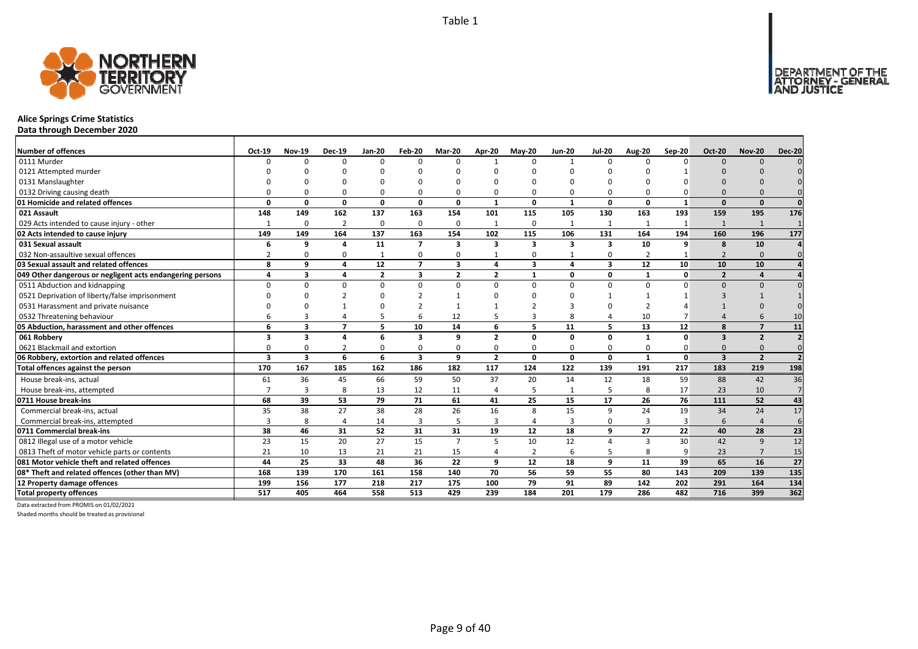Table 1

# Alice Springs Crime Statistics

**Data through December 2020**

| Number of offences | Oct-19 | Nov-19 | Dec-19 | Jan-20 | Feb-20 | Mar-20 | Apr-20 | May-20 | Jun-20 | Jul-20 | Aug-20 | Sep-20 | Oct-20 | Nov-20 | Dec-20 |
|---|---|---|---|---|---|---|---|---|---|---|---|---|---|---|---|
| 0111 Murder | 0 | 0 | 0 | 0 | 0 | 0 | 1 | 0 | 1 | 0 | 0 | 0 | 0 | 0 | 0 |
| 0121 Attempted murder | 0 | 0 | 0 | 0 | 0 | 0 | 0 | 0 | 0 | 0 | 0 | 1 | 0 | 0 | 0 |
| 0131 Manslaughter | 0 | 0 | 0 | 0 | 0 | 0 | 0 | 0 | 0 | 0 | 0 | 0 | 0 | 0 | 0 |
| 0132 Driving causing death | 0 | 0 | 0 | 0 | 0 | 0 | 0 | 0 | 0 | 0 | 0 | 0 | 0 | 0 | 0 |
| **01 Homicide and related offences** | **0** | **0** | **0** | **0** | **0** | **0** | **1** | **0** | **1** | **0** | **0** | **1** | **0** | **0** | **0** |
| **021 Assault** | **148** | **149** | **162** | **137** | **163** | **154** | **101** | **115** | **105** | **130** | **163** | **193** | **159** | **195** | **176** |
| 029 Acts intended to cause injury - other | 1 | 0 | 2 | 0 | 0 | 0 | 1 | 0 | 1 | 1 | 1 | 1 | 1 | 1 | 1 |
| **02 Acts intended to cause injury** | **149** | **149** | **164** | **137** | **163** | **154** | **102** | **115** | **106** | **131** | **164** | **194** | **160** | **196** | **177** |
| **031 Sexual assault** | **6** | **9** | **4** | **11** | **7** | **3** | **3** | **3** | **3** | **3** | **10** | **9** | **8** | **10** | **4** |
| 032 Non-assaultive sexual offences | 2 | 0 | 0 | 1 | 0 | 0 | 1 | 0 | 1 | 0 | 2 | 1 | 2 | 0 | 0 |
| **03 Sexual assault and related offences** | **8** | **9** | **4** | **12** | **7** | **3** | **4** | **3** | **4** | **3** | **12** | **10** | **10** | **10** | **4** |
| **049 Other dangerous or negligent acts endangering persons** | **4** | **3** | **4** | **2** | **3** | **2** | **2** | **1** | **0** | **0** | **1** | **0** | **2** | **4** | **4** |
| 0511 Abduction and kidnapping | 0 | 0 | 0 | 0 | 0 | 0 | 0 | 0 | 0 | 0 | 0 | 0 | 0 | 0 | 0 |
| 0521 Deprivation of liberty/false imprisonment | 0 | 0 | 2 | 0 | 2 | 1 | 0 | 0 | 0 | 1 | 1 | 1 | 3 | 1 | 1 |
| 0531 Harassment and private nuisance | 0 | 0 | 1 | 0 | 2 | 1 | 1 | 2 | 3 | 0 | 2 | 4 | 1 | 0 | 0 |
| 0532 Threatening behaviour | 6 | 3 | 4 | 5 | 6 | 12 | 5 | 3 | 8 | 4 | 10 | 7 | 4 | 6 | 10 |
| **05 Abduction, harassment and other offences** | **6** | **3** | **7** | **5** | **10** | **14** | **6** | **5** | **11** | **5** | **13** | **12** | **8** | **7** | **11** |
| **061 Robbery** | **3** | **3** | **4** | **6** | **3** | **9** | **2** | **0** | **0** | **0** | **1** | **0** | **3** | **2** | **2** |
| 0621 Blackmail and extortion | 0 | 0 | 2 | 0 | 0 | 0 | 0 | 0 | 0 | 0 | 0 | 0 | 0 | 0 | 0 |
| **06 Robbery, extortion and related offences** | **3** | **3** | **6** | **6** | **3** | **9** | **2** | **0** | **0** | **0** | **1** | **0** | **3** | **2** | **2** |
| **Total offences against the person** | **170** | **167** | **185** | **162** | **186** | **182** | **117** | **124** | **122** | **139** | **191** | **217** | **183** | **219** | **198** |
| House break-ins, actual | 61 | 36 | 45 | 66 | 59 | 50 | 37 | 20 | 14 | 12 | 18 | 59 | 88 | 42 | 36 |
| House break-ins, attempted | 7 | 3 | 8 | 13 | 12 | 11 | 4 | 5 | 1 | 5 | 8 | 17 | 23 | 10 | 7 |
| **0711 House break-ins** | **68** | **39** | **53** | **79** | **71** | **61** | **41** | **25** | **15** | **17** | **26** | **76** | **111** | **52** | **43** |
| Commercial break-ins, actual | 35 | 38 | 27 | 38 | 28 | 26 | 16 | 8 | 15 | 9 | 24 | 19 | 34 | 24 | 17 |
| Commercial break-ins, attempted | 3 | 8 | 4 | 14 | 3 | 5 | 3 | 4 | 3 | 0 | 3 | 3 | 6 | 4 | 6 |
| **0711 Commercial break-ins** | **38** | **46** | **31** | **52** | **31** | **31** | **19** | **12** | **18** | **9** | **27** | **22** | **40** | **28** | **23** |
| 0812 Illegal use of a motor vehicle | 23 | 15 | 20 | 27 | 15 | 7 | 5 | 10 | 12 | 4 | 3 | 30 | 42 | 9 | 12 |
| 0813 Theft of motor vehicle parts or contents | 21 | 10 | 13 | 21 | 21 | 15 | 4 | 2 | 6 | 5 | 8 | 9 | 23 | 7 | 15 |
| **081 Motor vehicle theft and related offences** | **44** | **25** | **33** | **48** | **36** | **22** | **9** | **12** | **18** | **9** | **11** | **39** | **65** | **16** | **27** |
| **08* Theft and related offences (other than MV)** | **168** | **139** | **170** | **161** | **158** | **140** | **70** | **56** | **59** | **55** | **80** | **143** | **209** | **139** | **135** |
| **12 Property damage offences** | **199** | **156** | **177** | **218** | **217** | **175** | **100** | **79** | **91** | **89** | **142** | **202** | **291** | **164** | **134** |
| **Total property offences** | **517** | **405** | **464** | **558** | **513** | **429** | **239** | **184** | **201** | **179** | **286** | **482** | **716** | **399** | **362** |

Data extracted from PROMIS on 01/02/2021

Shaded months should be treated as provisional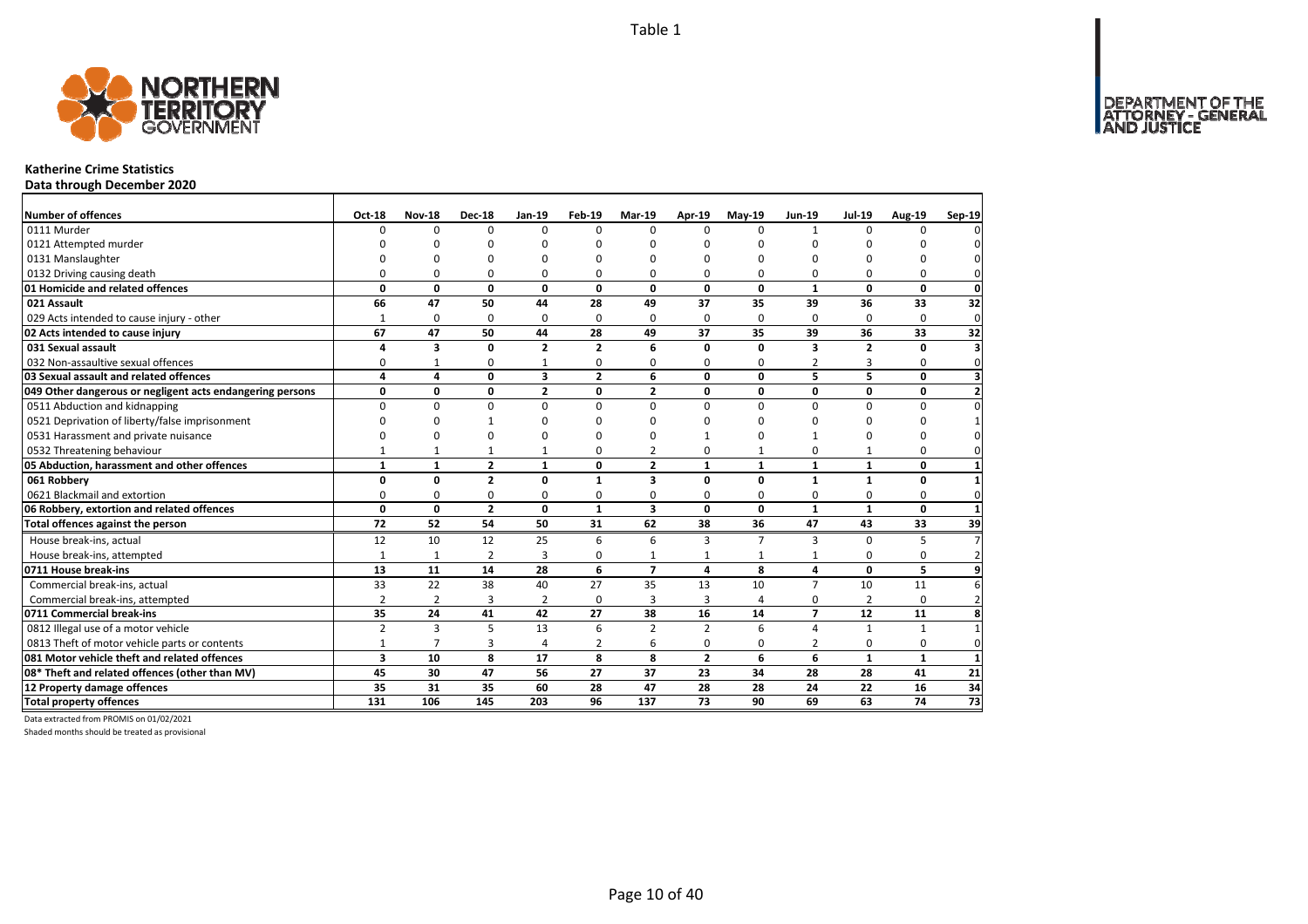Table 1

## Katherine Crime Statistics

**Data through December 2020**

| Number of offences | Oct-18 | Nov-18 | Dec-18 | Jan-19 | Feb-19 | Mar-19 | Apr-19 | May-19 | Jun-19 | Jul-19 | Aug-19 | Sep-19 |
|---|---|---|---|---|---|---|---|---|---|---|---|---|
| 0111 Murder | 0 | 0 | 0 | 0 | 0 | 0 | 0 | 0 | 1 | 0 | 0 | 0 |
| 0121 Attempted murder | 0 | 0 | 0 | 0 | 0 | 0 | 0 | 0 | 0 | 0 | 0 | 0 |
| 0131 Manslaughter | 0 | 0 | 0 | 0 | 0 | 0 | 0 | 0 | 0 | 0 | 0 | 0 |
| 0132 Driving causing death | 0 | 0 | 0 | 0 | 0 | 0 | 0 | 0 | 0 | 0 | 0 | 0 |
| **01 Homicide and related offences** | **0** | **0** | **0** | **0** | **0** | **0** | **0** | **0** | **1** | **0** | **0** | **0** |
| **021 Assault** | **66** | **47** | **50** | **44** | **28** | **49** | **37** | **35** | **39** | **36** | **33** | **32** |
| 029 Acts intended to cause injury - other | 1 | 0 | 0 | 0 | 0 | 0 | 0 | 0 | 0 | 0 | 0 | 0 |
| **02 Acts intended to cause injury** | **67** | **47** | **50** | **44** | **28** | **49** | **37** | **35** | **39** | **36** | **33** | **32** |
| **031 Sexual assault** | **4** | **3** | **0** | **2** | **2** | **6** | **0** | **0** | **3** | **2** | **0** | **3** |
| 032 Non-assaultive sexual offences | 0 | 1 | 0 | 1 | 0 | 0 | 0 | 0 | 2 | 3 | 0 | 0 |
| **03 Sexual assault and related offences** | **4** | **4** | **0** | **3** | **2** | **6** | **0** | **0** | **5** | **5** | **0** | **3** |
| **049 Other dangerous or negligent acts endangering persons** | **0** | **0** | **0** | **2** | **0** | **2** | **0** | **0** | **0** | **0** | **0** | **2** |
| 0511 Abduction and kidnapping | 0 | 0 | 0 | 0 | 0 | 0 | 0 | 0 | 0 | 0 | 0 | 0 |
| 0521 Deprivation of liberty/false imprisonment | 0 | 0 | 1 | 0 | 0 | 0 | 0 | 0 | 0 | 0 | 0 | 1 |
| 0531 Harassment and private nuisance | 0 | 0 | 0 | 0 | 0 | 0 | 1 | 0 | 1 | 0 | 0 | 0 |
| 0532 Threatening behaviour | 1 | 1 | 1 | 1 | 0 | 2 | 0 | 1 | 0 | 1 | 0 | 0 |
| **05 Abduction, harassment and other offences** | **1** | **1** | **2** | **1** | **0** | **2** | **1** | **1** | **1** | **1** | **0** | **1** |
| **061 Robbery** | **0** | **0** | **2** | **0** | **1** | **3** | **0** | **0** | **1** | **1** | **0** | **1** |
| 0621 Blackmail and extortion | 0 | 0 | 0 | 0 | 0 | 0 | 0 | 0 | 0 | 0 | 0 | 0 |
| **06 Robbery, extortion and related offences** | **0** | **0** | **2** | **0** | **1** | **3** | **0** | **0** | **1** | **1** | **0** | **1** |
| **Total offences against the person** | **72** | **52** | **54** | **50** | **31** | **62** | **38** | **36** | **47** | **43** | **33** | **39** |
| House break-ins, actual | 12 | 10 | 12 | 25 | 6 | 6 | 3 | 7 | 3 | 0 | 5 | 7 |
| House break-ins, attempted | 1 | 1 | 2 | 3 | 0 | 1 | 1 | 1 | 1 | 0 | 0 | 2 |
| **0711 House break-ins** | **13** | **11** | **14** | **28** | **6** | **7** | **4** | **8** | **4** | **0** | **5** | **9** |
| Commercial break-ins, actual | 33 | 22 | 38 | 40 | 27 | 35 | 13 | 10 | 7 | 10 | 11 | 6 |
| Commercial break-ins, attempted | 2 | 2 | 3 | 2 | 0 | 3 | 3 | 4 | 0 | 2 | 0 | 2 |
| **0711 Commercial break-ins** | **35** | **24** | **41** | **42** | **27** | **38** | **16** | **14** | **7** | **12** | **11** | **8** |
| 0812 Illegal use of a motor vehicle | 2 | 3 | 5 | 13 | 6 | 2 | 2 | 6 | 4 | 1 | 1 | 1 |
| 0813 Theft of motor vehicle parts or contents | 1 | 7 | 3 | 4 | 2 | 6 | 0 | 0 | 2 | 0 | 0 | 0 |
| **081 Motor vehicle theft and related offences** | **3** | **10** | **8** | **17** | **8** | **8** | **2** | **6** | **6** | **1** | **1** | **1** |
| **08* Theft and related offences (other than MV)** | **45** | **30** | **47** | **56** | **27** | **37** | **23** | **34** | **28** | **28** | **41** | **21** |
| **12 Property damage offences** | **35** | **31** | **35** | **60** | **28** | **47** | **28** | **28** | **24** | **22** | **16** | **34** |
| **Total property offences** | **131** | **106** | **145** | **203** | **96** | **137** | **73** | **90** | **69** | **63** | **74** | **73** |

Data extracted from PROMIS on 01/02/2021

Shaded months should be treated as provisional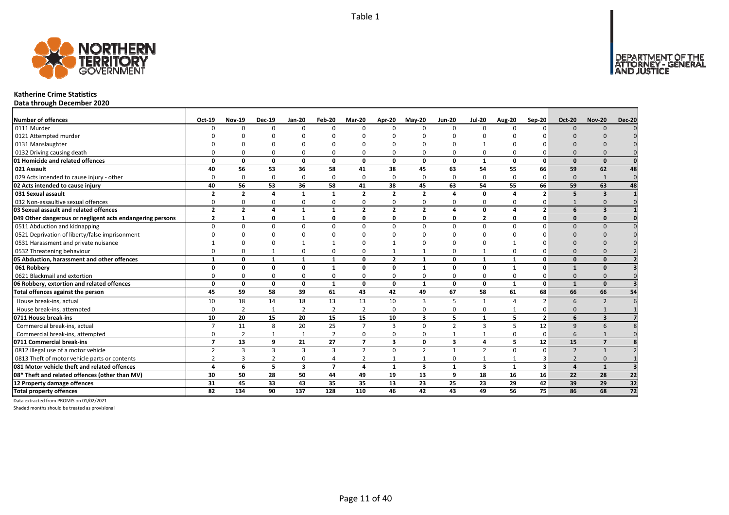**Katherine Crime Statistics**

**Data through December 2020**

| Number of offences | Oct-19 | Nov-19 | Dec-19 | Jan-20 | Feb-20 | Mar-20 | Apr-20 | May-20 | Jun-20 | Jul-20 | Aug-20 | Sep-20 | Oct-20 | Nov-20 | Dec-20 |
|---|---|---|---|---|---|---|---|---|---|---|---|---|---|---|---|
| 0111 Murder | 0 | 0 | 0 | 0 | 0 | 0 | 0 | 0 | 0 | 0 | 0 | 0 | 0 | 0 | 0 |
| 0121 Attempted murder | 0 | 0 | 0 | 0 | 0 | 0 | 0 | 0 | 0 | 0 | 0 | 0 | 0 | 0 | 0 |
| 0131 Manslaughter | 0 | 0 | 0 | 0 | 0 | 0 | 0 | 0 | 0 | 1 | 0 | 0 | 0 | 0 | 0 |
| 0132 Driving causing death | 0 | 0 | 0 | 0 | 0 | 0 | 0 | 0 | 0 | 0 | 0 | 0 | 0 | 0 | 0 |
| **01 Homicide and related offences** | **0** | **0** | **0** | **0** | **0** | **0** | **0** | **0** | **0** | **1** | **0** | **0** | **0** | **0** | **0** |
| **021 Assault** | **40** | **56** | **53** | **36** | **58** | **41** | **38** | **45** | **63** | **54** | **55** | **66** | **59** | **62** | **48** |
| 029 Acts intended to cause injury - other | 0 | 0 | 0 | 0 | 0 | 0 | 0 | 0 | 0 | 0 | 0 | 0 | 0 | 1 | 0 |
| **02 Acts intended to cause injury** | **40** | **56** | **53** | **36** | **58** | **41** | **38** | **45** | **63** | **54** | **55** | **66** | **59** | **63** | **48** |
| **031 Sexual assault** | **2** | **2** | **4** | **1** | **1** | **2** | **2** | **2** | **4** | **0** | **4** | **2** | **5** | **3** | **1** |
| 032 Non-assaultive sexual offences | 0 | 0 | 0 | 0 | 0 | 0 | 0 | 0 | 0 | 0 | 0 | 0 | 1 | 0 | 0 |
| **03 Sexual assault and related offences** | **2** | **2** | **4** | **1** | **1** | **2** | **2** | **2** | **4** | **0** | **4** | **2** | **6** | **3** | **1** |
| **049 Other dangerous or negligent acts endangering persons** | **2** | **1** | **0** | **1** | **0** | **0** | **0** | **0** | **0** | **2** | **0** | **0** | **0** | **0** | **0** |
| 0511 Abduction and kidnapping | 0 | 0 | 0 | 0 | 0 | 0 | 0 | 0 | 0 | 0 | 0 | 0 | 0 | 0 | 0 |
| 0521 Deprivation of liberty/false imprisonment | 0 | 0 | 0 | 0 | 0 | 0 | 0 | 0 | 0 | 0 | 0 | 0 | 0 | 0 | 0 |
| 0531 Harassment and private nuisance | 1 | 0 | 0 | 1 | 1 | 0 | 1 | 0 | 0 | 0 | 1 | 0 | 0 | 0 | 0 |
| 0532 Threatening behaviour | 0 | 0 | 1 | 0 | 0 | 0 | 1 | 1 | 0 | 1 | 0 | 0 | 0 | 0 | 2 |
| **05 Abduction, harassment and other offences** | **1** | **0** | **1** | **1** | **1** | **0** | **2** | **1** | **0** | **1** | **1** | **0** | **0** | **0** | **2** |
| **061 Robbery** | **0** | **0** | **0** | **0** | **1** | **0** | **0** | **1** | **0** | **0** | **1** | **0** | **1** | **0** | **3** |
| 0621 Blackmail and extortion | 0 | 0 | 0 | 0 | 0 | 0 | 0 | 0 | 0 | 0 | 0 | 0 | 0 | 0 | 0 |
| **06 Robbery, extortion and related offences** | **0** | **0** | **0** | **0** | **1** | **0** | **0** | **1** | **0** | **0** | **1** | **0** | **1** | **0** | **3** |
| **Total offences against the person** | **45** | **59** | **58** | **39** | **61** | **43** | **42** | **49** | **67** | **58** | **61** | **68** | **66** | **66** | **54** |
| House break-ins, actual | 10 | 18 | 14 | 18 | 13 | 13 | 10 | 3 | 5 | 1 | 4 | 2 | 6 | 2 | 6 |
| House break-ins, attempted | 0 | 2 | 1 | 2 | 2 | 2 | 0 | 0 | 0 | 0 | 1 | 0 | 0 | 1 | 1 |
| **0711 House break-ins** | **10** | **20** | **15** | **20** | **15** | **15** | **10** | **3** | **5** | **1** | **5** | **2** | **6** | **3** | **7** |
| Commercial break-ins, actual | 7 | 11 | 8 | 20 | 25 | 7 | 3 | 0 | 2 | 3 | 5 | 12 | 9 | 6 | 8 |
| Commercial break-ins, attempted | 0 | 2 | 1 | 1 | 2 | 0 | 0 | 0 | 1 | 1 | 0 | 0 | 6 | 1 | 0 |
| **0711 Commercial break-ins** | **7** | **13** | **9** | **21** | **27** | **7** | **3** | **0** | **3** | **4** | **5** | **12** | **15** | **7** | **8** |
| 0812 Illegal use of a motor vehicle | 2 | 3 | 3 | 3 | 3 | 2 | 0 | 2 | 1 | 2 | 0 | 0 | 2 | 1 | 2 |
| 0813 Theft of motor vehicle parts or contents | 2 | 3 | 2 | 0 | 4 | 2 | 1 | 1 | 0 | 1 | 1 | 3 | 2 | 0 | 1 |
| **081 Motor vehicle theft and related offences** | **4** | **6** | **5** | **3** | **7** | **4** | **1** | **3** | **1** | **3** | **1** | **3** | **4** | **1** | **3** |
| **08* Theft and related offences (other than MV)** | **30** | **50** | **28** | **50** | **44** | **49** | **19** | **13** | **9** | **18** | **16** | **16** | **22** | **28** | **22** |
| **12 Property damage offences** | **31** | **45** | **33** | **43** | **35** | **35** | **13** | **23** | **25** | **23** | **29** | **42** | **39** | **29** | **32** |
| **Total property offences** | **82** | **134** | **90** | **137** | **128** | **110** | **46** | **42** | **43** | **49** | **56** | **75** | **86** | **68** | **72** |

Data extracted from PROMIS on 01/02/2021

Shaded months should be treated as provisional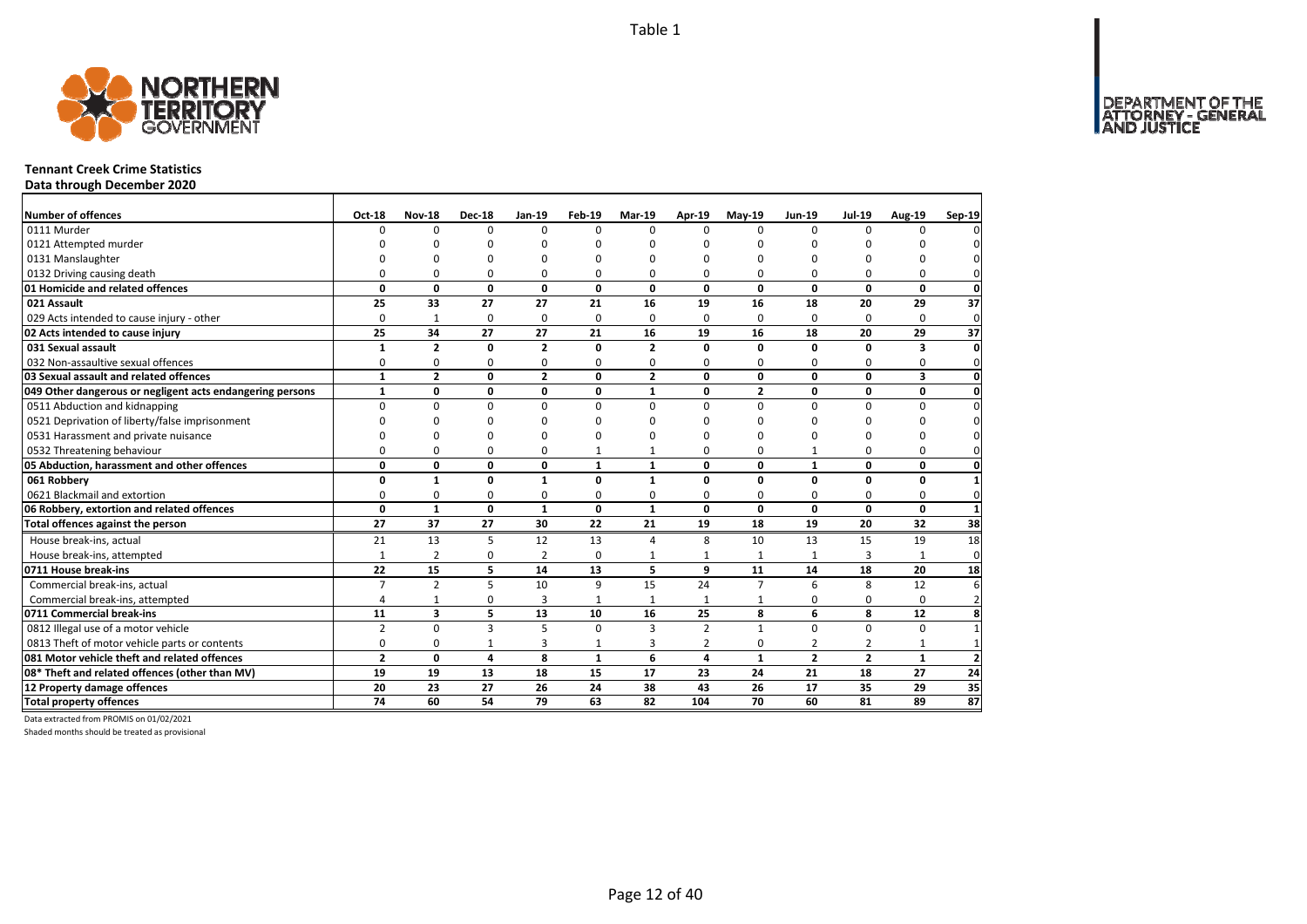Table 1

# Tennant Creek Crime Statistics

## Data through December 2020

| Number of offences | Oct-18 | Nov-18 | Dec-18 | Jan-19 | Feb-19 | Mar-19 | Apr-19 | May-19 | Jun-19 | Jul-19 | Aug-19 | Sep-19 |
|---|---|---|---|---|---|---|---|---|---|---|---|---|
| 0111 Murder | 0 | 0 | 0 | 0 | 0 | 0 | 0 | 0 | 0 | 0 | 0 | 0 |
| 0121 Attempted murder | 0 | 0 | 0 | 0 | 0 | 0 | 0 | 0 | 0 | 0 | 0 | 0 |
| 0131 Manslaughter | 0 | 0 | 0 | 0 | 0 | 0 | 0 | 0 | 0 | 0 | 0 | 0 |
| 0132 Driving causing death | 0 | 0 | 0 | 0 | 0 | 0 | 0 | 0 | 0 | 0 | 0 | 0 |
| **01 Homicide and related offences** | **0** | **0** | **0** | **0** | **0** | **0** | **0** | **0** | **0** | **0** | **0** | **0** |
| **021 Assault** | **25** | **33** | **27** | **27** | **21** | **16** | **19** | **16** | **18** | **20** | **29** | **37** |
| 029 Acts intended to cause injury - other | 0 | 1 | 0 | 0 | 0 | 0 | 0 | 0 | 0 | 0 | 0 | 0 |
| **02 Acts intended to cause injury** | **25** | **34** | **27** | **27** | **21** | **16** | **19** | **16** | **18** | **20** | **29** | **37** |
| **031 Sexual assault** | **1** | **2** | **0** | **2** | **0** | **2** | **0** | **0** | **0** | **0** | **3** | **0** |
| 032 Non-assaultive sexual offences | 0 | 0 | 0 | 0 | 0 | 0 | 0 | 0 | 0 | 0 | 0 | 0 |
| **03 Sexual assault and related offences** | **1** | **2** | **0** | **2** | **0** | **2** | **0** | **0** | **0** | **0** | **3** | **0** |
| **049 Other dangerous or negligent acts endangering persons** | **1** | **0** | **0** | **0** | **0** | **1** | **0** | **2** | **0** | **0** | **0** | **0** |
| 0511 Abduction and kidnapping | 0 | 0 | 0 | 0 | 0 | 0 | 0 | 0 | 0 | 0 | 0 | 0 |
| 0521 Deprivation of liberty/false imprisonment | 0 | 0 | 0 | 0 | 0 | 0 | 0 | 0 | 0 | 0 | 0 | 0 |
| 0531 Harassment and private nuisance | 0 | 0 | 0 | 0 | 0 | 0 | 0 | 0 | 0 | 0 | 0 | 0 |
| 0532 Threatening behaviour | 0 | 0 | 0 | 0 | 1 | 1 | 0 | 0 | 1 | 0 | 0 | 0 |
| **05 Abduction, harassment and other offences** | **0** | **0** | **0** | **0** | **1** | **1** | **0** | **0** | **1** | **0** | **0** | **0** |
| **061 Robbery** | **0** | **1** | **0** | **1** | **0** | **1** | **0** | **0** | **0** | **0** | **0** | **1** |
| 0621 Blackmail and extortion | 0 | 0 | 0 | 0 | 0 | 0 | 0 | 0 | 0 | 0 | 0 | 0 |
| **06 Robbery, extortion and related offences** | **0** | **1** | **0** | **1** | **0** | **1** | **0** | **0** | **0** | **0** | **0** | **1** |
| **Total offences against the person** | **27** | **37** | **27** | **30** | **22** | **21** | **19** | **18** | **19** | **20** | **32** | **38** |
| House break-ins, actual | 21 | 13 | 5 | 12 | 13 | 4 | 8 | 10 | 13 | 15 | 19 | 18 |
| House break-ins, attempted | 1 | 2 | 0 | 2 | 0 | 1 | 1 | 1 | 1 | 3 | 1 | 0 |
| **0711 House break-ins** | **22** | **15** | **5** | **14** | **13** | **5** | **9** | **11** | **14** | **18** | **20** | **18** |
| Commercial break-ins, actual | 7 | 2 | 5 | 10 | 9 | 15 | 24 | 7 | 6 | 8 | 12 | 6 |
| Commercial break-ins, attempted | 4 | 1 | 0 | 3 | 1 | 1 | 1 | 1 | 0 | 0 | 0 | 2 |
| **0711 Commercial break-ins** | **11** | **3** | **5** | **13** | **10** | **16** | **25** | **8** | **6** | **8** | **12** | **8** |
| 0812 Illegal use of a motor vehicle | 2 | 0 | 3 | 5 | 0 | 3 | 2 | 1 | 0 | 0 | 0 | 1 |
| 0813 Theft of motor vehicle parts or contents | 0 | 0 | 1 | 3 | 1 | 3 | 2 | 0 | 2 | 2 | 1 | 1 |
| **081 Motor vehicle theft and related offences** | **2** | **0** | **4** | **8** | **1** | **6** | **4** | **1** | **2** | **2** | **1** | **2** |
| **08* Theft and related offences (other than MV)** | **19** | **19** | **13** | **18** | **15** | **17** | **23** | **24** | **21** | **18** | **27** | **24** |
| **12 Property damage offences** | **20** | **23** | **27** | **26** | **24** | **38** | **43** | **26** | **17** | **35** | **29** | **35** |
| **Total property offences** | **74** | **60** | **54** | **79** | **63** | **82** | **104** | **70** | **60** | **81** | **89** | **87** |

Data extracted from PROMIS on 01/02/2021

Shaded months should be treated as provisional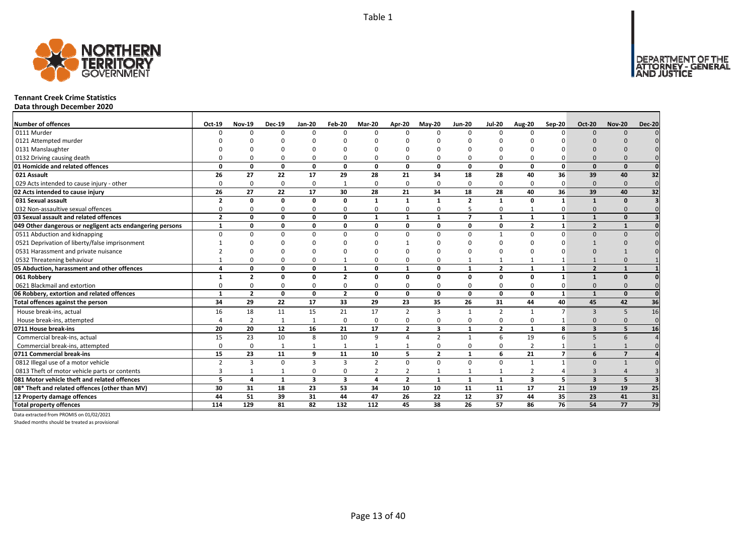Table 1

# Tennant Creek Crime Statistics

**Data through December 2020**

| Number of offences | Oct-19 | Nov-19 | Dec-19 | Jan-20 | Feb-20 | Mar-20 | Apr-20 | May-20 | Jun-20 | Jul-20 | Aug-20 | Sep-20 | Oct-20 | Nov-20 | Dec-20 |
|---|---|---|---|---|---|---|---|---|---|---|---|---|---|---|---|
| 0111 Murder | 0 | 0 | 0 | 0 | 0 | 0 | 0 | 0 | 0 | 0 | 0 | 0 | 0 | 0 | 0 |
| 0121 Attempted murder | 0 | 0 | 0 | 0 | 0 | 0 | 0 | 0 | 0 | 0 | 0 | 0 | 0 | 0 | 0 |
| 0131 Manslaughter | 0 | 0 | 0 | 0 | 0 | 0 | 0 | 0 | 0 | 0 | 0 | 0 | 0 | 0 | 0 |
| 0132 Driving causing death | 0 | 0 | 0 | 0 | 0 | 0 | 0 | 0 | 0 | 0 | 0 | 0 | 0 | 0 | 0 |
| **01 Homicide and related offences** | **0** | **0** | **0** | **0** | **0** | **0** | **0** | **0** | **0** | **0** | **0** | **0** | **0** | **0** | **0** |
| **021 Assault** | **26** | **27** | **22** | **17** | **29** | **28** | **21** | **34** | **18** | **28** | **40** | **36** | **39** | **40** | **32** |
| 029 Acts intended to cause injury - other | 0 | 0 | 0 | 0 | 1 | 0 | 0 | 0 | 0 | 0 | 0 | 0 | 0 | 0 | 0 |
| **02 Acts intended to cause injury** | **26** | **27** | **22** | **17** | **30** | **28** | **21** | **34** | **18** | **28** | **40** | **36** | **39** | **40** | **32** |
| **031 Sexual assault** | **2** | **0** | **0** | **0** | **0** | **1** | **1** | **1** | **2** | **1** | **0** | **1** | **1** | **0** | **3** |
| 032 Non-assaultive sexual offences | 0 | 0 | 0 | 0 | 0 | 0 | 0 | 0 | 5 | 0 | 1 | 0 | 0 | 0 | 0 |
| **03 Sexual assault and related offences** | **2** | **0** | **0** | **0** | **0** | **1** | **1** | **1** | **7** | **1** | **1** | **1** | **1** | **0** | **3** |
| **049 Other dangerous or negligent acts endangering persons** | **1** | **0** | **0** | **0** | **0** | **0** | **0** | **0** | **0** | **0** | **2** | **1** | **2** | **1** | **0** |
| 0511 Abduction and kidnapping | 0 | 0 | 0 | 0 | 0 | 0 | 0 | 0 | 0 | 1 | 0 | 0 | 0 | 0 | 0 |
| 0521 Deprivation of liberty/false imprisonment | 1 | 0 | 0 | 0 | 0 | 0 | 1 | 0 | 0 | 0 | 0 | 0 | 1 | 0 | 0 |
| 0531 Harassment and private nuisance | 2 | 0 | 0 | 0 | 0 | 0 | 0 | 0 | 0 | 0 | 0 | 0 | 0 | 1 | 0 |
| 0532 Threatening behaviour | 1 | 0 | 0 | 0 | 1 | 0 | 0 | 0 | 1 | 1 | 1 | 1 | 1 | 0 | 1 |
| **05 Abduction, harassment and other offences** | **4** | **0** | **0** | **0** | **1** | **0** | **1** | **0** | **1** | **2** | **1** | **1** | **2** | **1** | **1** |
| **061 Robbery** | **1** | **2** | **0** | **0** | **2** | **0** | **0** | **0** | **0** | **0** | **0** | **1** | **1** | **0** | **0** |
| 0621 Blackmail and extortion | 0 | 0 | 0 | 0 | 0 | 0 | 0 | 0 | 0 | 0 | 0 | 0 | 0 | 0 | 0 |
| **06 Robbery, extortion and related offences** | **1** | **2** | **0** | **0** | **2** | **0** | **0** | **0** | **0** | **0** | **0** | **1** | **1** | **0** | **0** |
| **Total offences against the person** | **34** | **29** | **22** | **17** | **33** | **29** | **23** | **35** | **26** | **31** | **44** | **40** | **45** | **42** | **36** |
| House break-ins, actual | 16 | 18 | 11 | 15 | 21 | 17 | 2 | 3 | 1 | 2 | 1 | 7 | 3 | 5 | 16 |
| House break-ins, attempted | 4 | 2 | 1 | 1 | 0 | 0 | 0 | 0 | 0 | 0 | 0 | 1 | 0 | 0 | 0 |
| **0711 House break-ins** | **20** | **20** | **12** | **16** | **21** | **17** | **2** | **3** | **1** | **2** | **1** | **8** | **3** | **5** | **16** |
| Commercial break-ins, actual | 15 | 23 | 10 | 8 | 10 | 9 | 4 | 2 | 1 | 6 | 19 | 6 | 5 | 6 | 4 |
| Commercial break-ins, attempted | 0 | 0 | 1 | 1 | 1 | 1 | 1 | 0 | 0 | 0 | 2 | 1 | 1 | 1 | 0 |
| **0711 Commercial break-ins** | **15** | **23** | **11** | **9** | **11** | **10** | **5** | **2** | **1** | **6** | **21** | **7** | **6** | **7** | **4** |
| 0812 Illegal use of a motor vehicle | 2 | 3 | 0 | 3 | 3 | 2 | 0 | 0 | 0 | 0 | 1 | 1 | 0 | 1 | 0 |
| 0813 Theft of motor vehicle parts or contents | 3 | 1 | 1 | 0 | 0 | 2 | 2 | 1 | 1 | 1 | 2 | 4 | 3 | 4 | 3 |
| **081 Motor vehicle theft and related offences** | **5** | **4** | **1** | **3** | **3** | **4** | **2** | **1** | **1** | **1** | **3** | **5** | **3** | **5** | **3** |
| **08* Theft and related offences (other than MV)** | **30** | **31** | **18** | **23** | **53** | **34** | **10** | **10** | **11** | **11** | **17** | **21** | **19** | **19** | **25** |
| **12 Property damage offences** | **44** | **51** | **39** | **31** | **44** | **47** | **26** | **22** | **12** | **37** | **44** | **35** | **23** | **41** | **31** |
| **Total property offences** | **114** | **129** | **81** | **82** | **132** | **112** | **45** | **38** | **26** | **57** | **86** | **76** | **54** | **77** | **79** |

Data extracted from PROMIS on 01/02/2021

Shaded months should be treated as provisional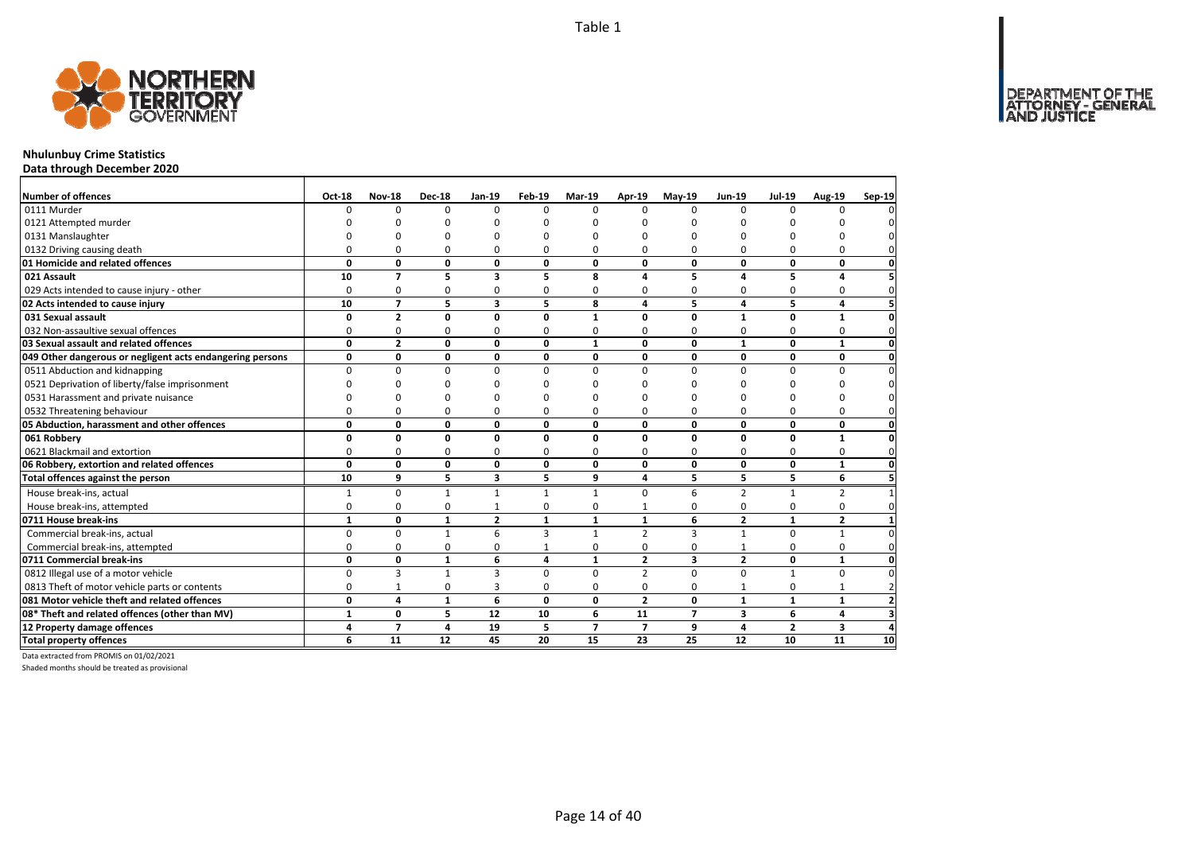Table 1

# Nhulunbuy Crime Statistics

## Data through December 2020

| Number of offences | Oct-18 | Nov-18 | Dec-18 | Jan-19 | Feb-19 | Mar-19 | Apr-19 | May-19 | Jun-19 | Jul-19 | Aug-19 | Sep-19 |
|---|---|---|---|---|---|---|---|---|---|---|---|---|
| 0111 Murder | 0 | 0 | 0 | 0 | 0 | 0 | 0 | 0 | 0 | 0 | 0 | 0 |
| 0121 Attempted murder | 0 | 0 | 0 | 0 | 0 | 0 | 0 | 0 | 0 | 0 | 0 | 0 |
| 0131 Manslaughter | 0 | 0 | 0 | 0 | 0 | 0 | 0 | 0 | 0 | 0 | 0 | 0 |
| 0132 Driving causing death | 0 | 0 | 0 | 0 | 0 | 0 | 0 | 0 | 0 | 0 | 0 | 0 |
| **01 Homicide and related offences** | **0** | **0** | **0** | **0** | **0** | **0** | **0** | **0** | **0** | **0** | **0** | **0** |
| **021 Assault** | **10** | **7** | **5** | **3** | **5** | **8** | **4** | **5** | **4** | **5** | **4** | **5** |
| 029 Acts intended to cause injury - other | 0 | 0 | 0 | 0 | 0 | 0 | 0 | 0 | 0 | 0 | 0 | 0 |
| **02 Acts intended to cause injury** | **10** | **7** | **5** | **3** | **5** | **8** | **4** | **5** | **4** | **5** | **4** | **5** |
| **031 Sexual assault** | **0** | **2** | **0** | **0** | **0** | **1** | **0** | **0** | **1** | **0** | **1** | **0** |
| 032 Non-assaultive sexual offences | 0 | 0 | 0 | 0 | 0 | 0 | 0 | 0 | 0 | 0 | 0 | 0 |
| **03 Sexual assault and related offences** | **0** | **2** | **0** | **0** | **0** | **1** | **0** | **0** | **1** | **0** | **1** | **0** |
| **049 Other dangerous or negligent acts endangering persons** | **0** | **0** | **0** | **0** | **0** | **0** | **0** | **0** | **0** | **0** | **0** | **0** |
| 0511 Abduction and kidnapping | 0 | 0 | 0 | 0 | 0 | 0 | 0 | 0 | 0 | 0 | 0 | 0 |
| 0521 Deprivation of liberty/false imprisonment | 0 | 0 | 0 | 0 | 0 | 0 | 0 | 0 | 0 | 0 | 0 | 0 |
| 0531 Harassment and private nuisance | 0 | 0 | 0 | 0 | 0 | 0 | 0 | 0 | 0 | 0 | 0 | 0 |
| 0532 Threatening behaviour | 0 | 0 | 0 | 0 | 0 | 0 | 0 | 0 | 0 | 0 | 0 | 0 |
| **05 Abduction, harassment and other offences** | **0** | **0** | **0** | **0** | **0** | **0** | **0** | **0** | **0** | **0** | **0** | **0** |
| **061 Robbery** | **0** | **0** | **0** | **0** | **0** | **0** | **0** | **0** | **0** | **0** | **1** | **0** |
| 0621 Blackmail and extortion | 0 | 0 | 0 | 0 | 0 | 0 | 0 | 0 | 0 | 0 | 0 | 0 |
| **06 Robbery, extortion and related offences** | **0** | **0** | **0** | **0** | **0** | **0** | **0** | **0** | **0** | **0** | **1** | **0** |
| **Total offences against the person** | **10** | **9** | **5** | **3** | **5** | **9** | **4** | **5** | **5** | **5** | **6** | **5** |
| House break-ins, actual | 1 | 0 | 1 | 1 | 1 | 1 | 0 | 6 | 2 | 1 | 2 | 1 |
| House break-ins, attempted | 0 | 0 | 0 | 1 | 0 | 0 | 1 | 0 | 0 | 0 | 0 | 0 |
| **0711 House break-ins** | **1** | **0** | **1** | **2** | **1** | **1** | **1** | **6** | **2** | **1** | **2** | **1** |
| Commercial break-ins, actual | 0 | 0 | 1 | 6 | 3 | 1 | 2 | 3 | 1 | 0 | 1 | 0 |
| Commercial break-ins, attempted | 0 | 0 | 0 | 0 | 1 | 0 | 0 | 0 | 1 | 0 | 0 | 0 |
| **0711 Commercial break-ins** | **0** | **0** | **1** | **6** | **4** | **1** | **2** | **3** | **2** | **0** | **1** | **0** |
| 0812 Illegal use of a motor vehicle | 0 | 3 | 1 | 3 | 0 | 0 | 2 | 0 | 0 | 1 | 0 | 0 |
| 0813 Theft of motor vehicle parts or contents | 0 | 1 | 0 | 3 | 0 | 0 | 0 | 0 | 1 | 0 | 1 | 2 |
| **081 Motor vehicle theft and related offences** | **0** | **4** | **1** | **6** | **0** | **0** | **2** | **0** | **1** | **1** | **1** | **2** |
| **08* Theft and related offences (other than MV)** | **1** | **0** | **5** | **12** | **10** | **6** | **11** | **7** | **3** | **6** | **4** | **3** |
| **12 Property damage offences** | **4** | **7** | **4** | **19** | **5** | **7** | **7** | **9** | **4** | **2** | **3** | **4** |
| **Total property offences** | **6** | **11** | **12** | **45** | **20** | **15** | **23** | **25** | **12** | **10** | **11** | **10** |

Data extracted from PROMIS on 01/02/2021

Shaded months should be treated as provisional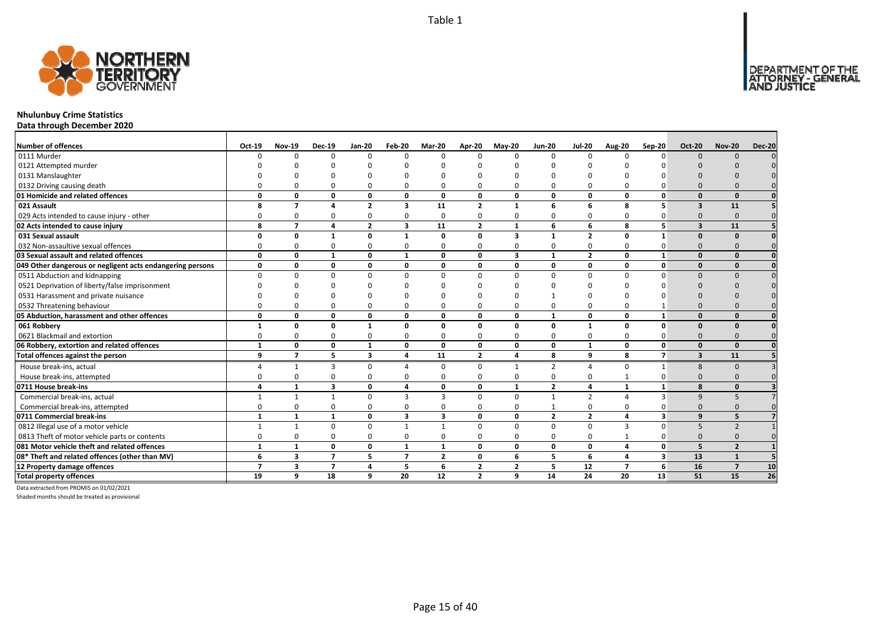Table 1

# Nhulunbuy Crime Statistics

**Data through December 2020**

| Number of offences | Oct-19 | Nov-19 | Dec-19 | Jan-20 | Feb-20 | Mar-20 | Apr-20 | May-20 | Jun-20 | Jul-20 | Aug-20 | Sep-20 | Oct-20 | Nov-20 | Dec-20 |
|---|---|---|---|---|---|---|---|---|---|---|---|---|---|---|---|
| 0111 Murder | 0 | 0 | 0 | 0 | 0 | 0 | 0 | 0 | 0 | 0 | 0 | 0 | 0 | 0 | 0 |
| 0121 Attempted murder | 0 | 0 | 0 | 0 | 0 | 0 | 0 | 0 | 0 | 0 | 0 | 0 | 0 | 0 | 0 |
| 0131 Manslaughter | 0 | 0 | 0 | 0 | 0 | 0 | 0 | 0 | 0 | 0 | 0 | 0 | 0 | 0 | 0 |
| 0132 Driving causing death | 0 | 0 | 0 | 0 | 0 | 0 | 0 | 0 | 0 | 0 | 0 | 0 | 0 | 0 | 0 |
| **01 Homicide and related offences** | **0** | **0** | **0** | **0** | **0** | **0** | **0** | **0** | **0** | **0** | **0** | **0** | **0** | **0** | **0** |
| **021 Assault** | **8** | **7** | **4** | **2** | **3** | **11** | **2** | **1** | **6** | **6** | **8** | **5** | **3** | **11** | **5** |
| 029 Acts intended to cause injury - other | 0 | 0 | 0 | 0 | 0 | 0 | 0 | 0 | 0 | 0 | 0 | 0 | 0 | 0 | 0 |
| **02 Acts intended to cause injury** | **8** | **7** | **4** | **2** | **3** | **11** | **2** | **1** | **6** | **6** | **8** | **5** | **3** | **11** | **5** |
| **031 Sexual assault** | **0** | **0** | **1** | **0** | **1** | **0** | **0** | **3** | **1** | **2** | **0** | **1** | **0** | **0** | **0** |
| 032 Non-assaultive sexual offences | 0 | 0 | 0 | 0 | 0 | 0 | 0 | 0 | 0 | 0 | 0 | 0 | 0 | 0 | 0 |
| **03 Sexual assault and related offences** | **0** | **0** | **1** | **0** | **1** | **0** | **0** | **3** | **1** | **2** | **0** | **1** | **0** | **0** | **0** |
| **049 Other dangerous or negligent acts endangering persons** | **0** | **0** | **0** | **0** | **0** | **0** | **0** | **0** | **0** | **0** | **0** | **0** | **0** | **0** | **0** |
| 0511 Abduction and kidnapping | 0 | 0 | 0 | 0 | 0 | 0 | 0 | 0 | 0 | 0 | 0 | 0 | 0 | 0 | 0 |
| 0521 Deprivation of liberty/false imprisonment | 0 | 0 | 0 | 0 | 0 | 0 | 0 | 0 | 0 | 0 | 0 | 0 | 0 | 0 | 0 |
| 0531 Harassment and private nuisance | 0 | 0 | 0 | 0 | 0 | 0 | 0 | 0 | 1 | 0 | 0 | 0 | 0 | 0 | 0 |
| 0532 Threatening behaviour | 0 | 0 | 0 | 0 | 0 | 0 | 0 | 0 | 0 | 0 | 0 | 1 | 0 | 0 | 0 |
| **05 Abduction, harassment and other offences** | **0** | **0** | **0** | **0** | **0** | **0** | **0** | **0** | **1** | **0** | **0** | **1** | **0** | **0** | **0** |
| **061 Robbery** | **1** | **0** | **0** | **1** | **0** | **0** | **0** | **0** | **0** | **1** | **0** | **0** | **0** | **0** | **0** |
| 0621 Blackmail and extortion | 0 | 0 | 0 | 0 | 0 | 0 | 0 | 0 | 0 | 0 | 0 | 0 | 0 | 0 | 0 |
| **06 Robbery, extortion and related offences** | **1** | **0** | **0** | **1** | **0** | **0** | **0** | **0** | **0** | **1** | **0** | **0** | **0** | **0** | **0** |
| **Total offences against the person** | **9** | **7** | **5** | **3** | **4** | **11** | **2** | **4** | **8** | **9** | **8** | **7** | **3** | **11** | **5** |
| House break-ins, actual | 4 | 1 | 3 | 0 | 4 | 0 | 0 | 1 | 2 | 4 | 0 | 1 | 8 | 0 | 3 |
| House break-ins, attempted | 0 | 0 | 0 | 0 | 0 | 0 | 0 | 0 | 0 | 0 | 1 | 0 | 0 | 0 | 0 |
| **0711 House break-ins** | **4** | **1** | **3** | **0** | **4** | **0** | **0** | **1** | **2** | **4** | **1** | **1** | **8** | **0** | **3** |
| Commercial break-ins, actual | 1 | 1 | 1 | 0 | 3 | 3 | 0 | 0 | 1 | 2 | 4 | 3 | 9 | 5 | 7 |
| Commercial break-ins, attempted | 0 | 0 | 0 | 0 | 0 | 0 | 0 | 0 | 1 | 0 | 0 | 0 | 0 | 0 | 0 |
| **0711 Commercial break-ins** | **1** | **1** | **1** | **0** | **3** | **3** | **0** | **0** | **2** | **2** | **4** | **3** | **9** | **5** | **7** |
| 0812 Illegal use of a motor vehicle | 1 | 1 | 0 | 0 | 1 | 1 | 0 | 0 | 0 | 0 | 3 | 0 | 5 | 2 | 1 |
| 0813 Theft of motor vehicle parts or contents | 0 | 0 | 0 | 0 | 0 | 0 | 0 | 0 | 0 | 0 | 1 | 0 | 0 | 0 | 0 |
| **081 Motor vehicle theft and related offences** | **1** | **1** | **0** | **0** | **1** | **1** | **0** | **0** | **0** | **0** | **4** | **0** | **5** | **2** | **1** |
| **08* Theft and related offences (other than MV)** | **6** | **3** | **7** | **5** | **7** | **2** | **0** | **6** | **5** | **6** | **4** | **3** | **13** | **1** | **5** |
| **12 Property damage offences** | **7** | **3** | **7** | **4** | **5** | **6** | **2** | **2** | **5** | **12** | **7** | **6** | **16** | **7** | **10** |
| **Total property offences** | **19** | **9** | **18** | **9** | **20** | **12** | **2** | **9** | **14** | **24** | **20** | **13** | **51** | **15** | **26** |

Data extracted from PROMIS on 01/02/2021

Shaded months should be treated as provisional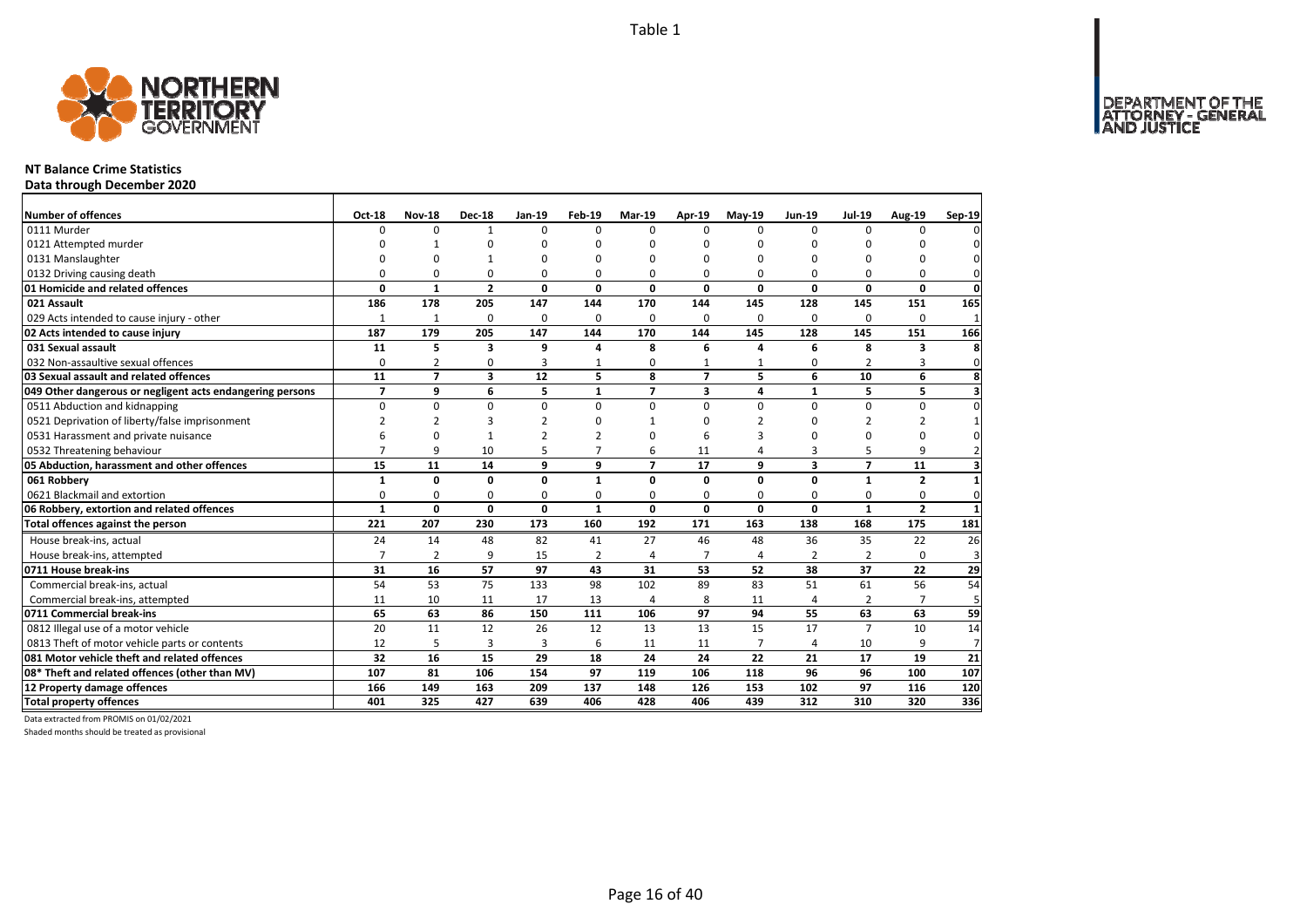Table 1

## NT Balance Crime Statistics

**Data through December 2020**

| Number of offences | Oct-18 | Nov-18 | Dec-18 | Jan-19 | Feb-19 | Mar-19 | Apr-19 | May-19 | Jun-19 | Jul-19 | Aug-19 | Sep-19 |
|---|---|---|---|---|---|---|---|---|---|---|---|---|
| 0111 Murder | 0 | 0 | 1 | 0 | 0 | 0 | 0 | 0 | 0 | 0 | 0 | 0 |
| 0121 Attempted murder | 0 | 1 | 0 | 0 | 0 | 0 | 0 | 0 | 0 | 0 | 0 | 0 |
| 0131 Manslaughter | 0 | 0 | 1 | 0 | 0 | 0 | 0 | 0 | 0 | 0 | 0 | 0 |
| 0132 Driving causing death | 0 | 0 | 0 | 0 | 0 | 0 | 0 | 0 | 0 | 0 | 0 | 0 |
| **01 Homicide and related offences** | **0** | **1** | **2** | **0** | **0** | **0** | **0** | **0** | **0** | **0** | **0** | **0** |
| **021 Assault** | **186** | **178** | **205** | **147** | **144** | **170** | **144** | **145** | **128** | **145** | **151** | **165** |
| 029 Acts intended to cause injury - other | 1 | 1 | 0 | 0 | 0 | 0 | 0 | 0 | 0 | 0 | 0 | 1 |
| **02 Acts intended to cause injury** | **187** | **179** | **205** | **147** | **144** | **170** | **144** | **145** | **128** | **145** | **151** | **166** |
| **031 Sexual assault** | **11** | **5** | **3** | **9** | **4** | **8** | **6** | **4** | **6** | **8** | **3** | **8** |
| 032 Non-assaultive sexual offences | 0 | 2 | 0 | 3 | 1 | 0 | 1 | 1 | 0 | 2 | 3 | 0 |
| **03 Sexual assault and related offences** | **11** | **7** | **3** | **12** | **5** | **8** | **7** | **5** | **6** | **10** | **6** | **8** |
| **049 Other dangerous or negligent acts endangering persons** | **7** | **9** | **6** | **5** | **1** | **7** | **3** | **4** | **1** | **5** | **5** | **3** |
| 0511 Abduction and kidnapping | 0 | 0 | 0 | 0 | 0 | 0 | 0 | 0 | 0 | 0 | 0 | 0 |
| 0521 Deprivation of liberty/false imprisonment | 2 | 2 | 3 | 2 | 0 | 1 | 0 | 2 | 0 | 2 | 2 | 1 |
| 0531 Harassment and private nuisance | 6 | 0 | 1 | 2 | 2 | 0 | 6 | 3 | 0 | 0 | 0 | 0 |
| 0532 Threatening behaviour | 7 | 9 | 10 | 5 | 7 | 6 | 11 | 4 | 3 | 5 | 9 | 2 |
| **05 Abduction, harassment and other offences** | **15** | **11** | **14** | **9** | **9** | **7** | **17** | **9** | **3** | **7** | **11** | **3** |
| **061 Robbery** | **1** | **0** | **0** | **0** | **1** | **0** | **0** | **0** | **0** | **1** | **2** | **1** |
| 0621 Blackmail and extortion | 0 | 0 | 0 | 0 | 0 | 0 | 0 | 0 | 0 | 0 | 0 | 0 |
| **06 Robbery, extortion and related offences** | **1** | **0** | **0** | **0** | **1** | **0** | **0** | **0** | **0** | **1** | **2** | **1** |
| **Total offences against the person** | **221** | **207** | **230** | **173** | **160** | **192** | **171** | **163** | **138** | **168** | **175** | **181** |
| House break-ins, actual | 24 | 14 | 48 | 82 | 41 | 27 | 46 | 48 | 36 | 35 | 22 | 26 |
| House break-ins, attempted | 7 | 2 | 9 | 15 | 2 | 4 | 7 | 4 | 2 | 2 | 0 | 3 |
| **0711 House break-ins** | **31** | **16** | **57** | **97** | **43** | **31** | **53** | **52** | **38** | **37** | **22** | **29** |
| Commercial break-ins, actual | 54 | 53 | 75 | 133 | 98 | 102 | 89 | 83 | 51 | 61 | 56 | 54 |
| Commercial break-ins, attempted | 11 | 10 | 11 | 17 | 13 | 4 | 8 | 11 | 4 | 2 | 7 | 5 |
| **0711 Commercial break-ins** | **65** | **63** | **86** | **150** | **111** | **106** | **97** | **94** | **55** | **63** | **63** | **59** |
| 0812 Illegal use of a motor vehicle | 20 | 11 | 12 | 26 | 12 | 13 | 13 | 15 | 17 | 7 | 10 | 14 |
| 0813 Theft of motor vehicle parts or contents | 12 | 5 | 3 | 3 | 6 | 11 | 11 | 7 | 4 | 10 | 9 | 7 |
| **081 Motor vehicle theft and related offences** | **32** | **16** | **15** | **29** | **18** | **24** | **24** | **22** | **21** | **17** | **19** | **21** |
| **08* Theft and related offences (other than MV)** | **107** | **81** | **106** | **154** | **97** | **119** | **106** | **118** | **96** | **96** | **100** | **107** |
| **12 Property damage offences** | **166** | **149** | **163** | **209** | **137** | **148** | **126** | **153** | **102** | **97** | **116** | **120** |
| **Total property offences** | **401** | **325** | **427** | **639** | **406** | **428** | **406** | **439** | **312** | **310** | **320** | **336** |

Data extracted from PROMIS on 01/02/2021

Shaded months should be treated as provisional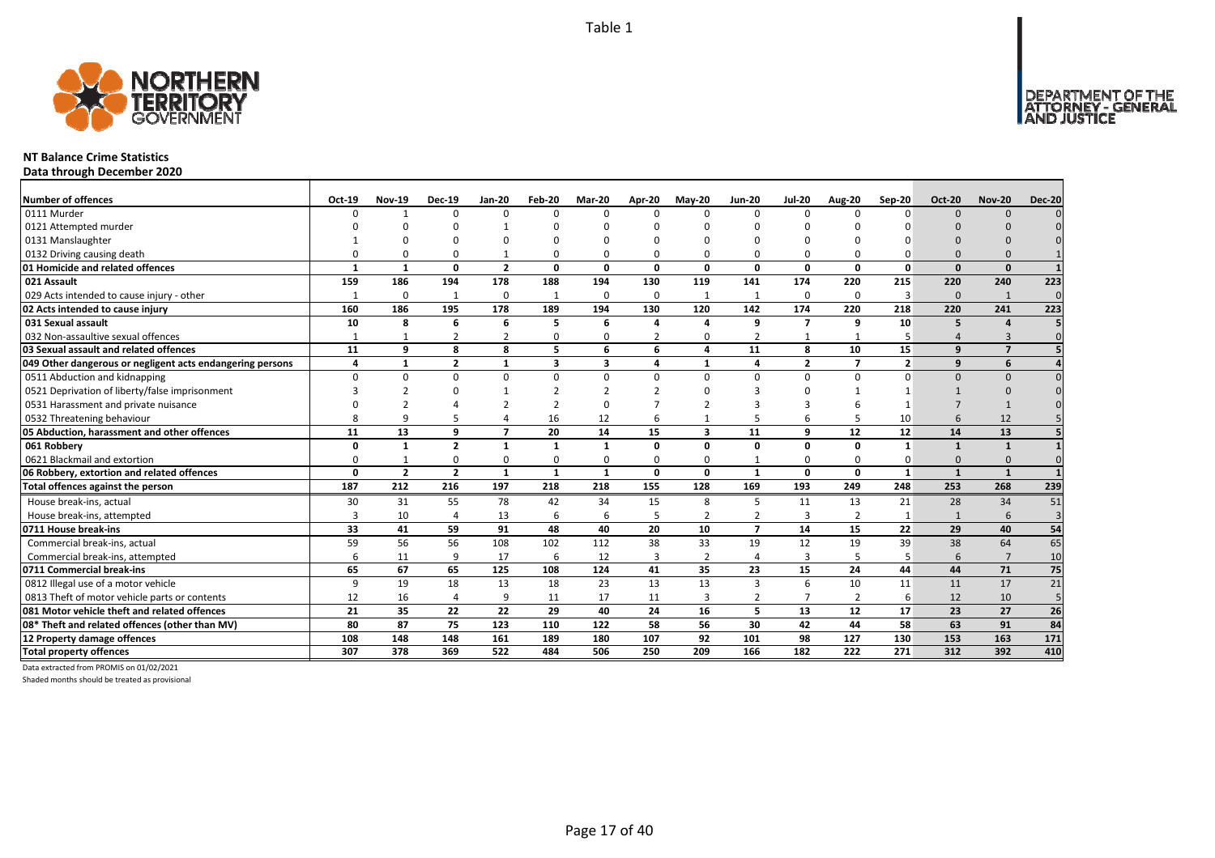Table 1

## NT Balance Crime Statistics

**Data through December 2020**

| Number of offences | Oct-19 | Nov-19 | Dec-19 | Jan-20 | Feb-20 | Mar-20 | Apr-20 | May-20 | Jun-20 | Jul-20 | Aug-20 | Sep-20 | Oct-20 | Nov-20 | Dec-20 |
|---|---|---|---|---|---|---|---|---|---|---|---|---|---|---|---|
| 0111 Murder | 0 | 1 | 0 | 0 | 0 | 0 | 0 | 0 | 0 | 0 | 0 | 0 | 0 | 0 | 0 |
| 0121 Attempted murder | 0 | 0 | 0 | 1 | 0 | 0 | 0 | 0 | 0 | 0 | 0 | 0 | 0 | 0 | 0 |
| 0131 Manslaughter | 1 | 0 | 0 | 0 | 0 | 0 | 0 | 0 | 0 | 0 | 0 | 0 | 0 | 0 | 0 |
| 0132 Driving causing death | 0 | 0 | 0 | 1 | 0 | 0 | 0 | 0 | 0 | 0 | 0 | 0 | 0 | 0 | 1 |
| **01 Homicide and related offences** | **1** | **1** | **0** | **2** | **0** | **0** | **0** | **0** | **0** | **0** | **0** | **0** | **0** | **0** | **1** |
| **021 Assault** | **159** | **186** | **194** | **178** | **188** | **194** | **130** | **119** | **141** | **174** | **220** | **215** | **220** | **240** | **223** |
| 029 Acts intended to cause injury - other | 1 | 0 | 1 | 0 | 1 | 0 | 0 | 1 | 1 | 0 | 0 | 3 | 0 | 1 | 0 |
| **02 Acts intended to cause injury** | **160** | **186** | **195** | **178** | **189** | **194** | **130** | **120** | **142** | **174** | **220** | **218** | **220** | **241** | **223** |
| **031 Sexual assault** | **10** | **8** | **6** | **6** | **5** | **6** | **4** | **4** | **9** | **7** | **9** | **10** | **5** | **4** | **5** |
| 032 Non-assaultive sexual offences | 1 | 1 | 2 | 2 | 0 | 0 | 2 | 0 | 2 | 1 | 1 | 5 | 4 | 3 | 0 |
| **03 Sexual assault and related offences** | **11** | **9** | **8** | **8** | **5** | **6** | **6** | **4** | **11** | **8** | **10** | **15** | **9** | **7** | **5** |
| **049 Other dangerous or negligent acts endangering persons** | **4** | **1** | **2** | **1** | **3** | **3** | **4** | **1** | **4** | **2** | **7** | **2** | **9** | **6** | **4** |
| 0511 Abduction and kidnapping | 0 | 0 | 0 | 0 | 0 | 0 | 0 | 0 | 0 | 0 | 0 | 0 | 0 | 0 | 0 |
| 0521 Deprivation of liberty/false imprisonment | 3 | 2 | 0 | 1 | 2 | 2 | 2 | 0 | 3 | 0 | 1 | 1 | 1 | 0 | 0 |
| 0531 Harassment and private nuisance | 0 | 2 | 4 | 2 | 2 | 0 | 7 | 2 | 3 | 3 | 6 | 1 | 7 | 1 | 0 |
| 0532 Threatening behaviour | 8 | 9 | 5 | 4 | 16 | 12 | 6 | 1 | 5 | 6 | 5 | 10 | 6 | 12 | 5 |
| **05 Abduction, harassment and other offences** | **11** | **13** | **9** | **7** | **20** | **14** | **15** | **3** | **11** | **9** | **12** | **12** | **14** | **13** | **5** |
| **061 Robbery** | **0** | **1** | **2** | **1** | **1** | **1** | **0** | **0** | **0** | **0** | **0** | **1** | **1** | **1** | **1** |
| 0621 Blackmail and extortion | 0 | 1 | 0 | 0 | 0 | 0 | 0 | 0 | 1 | 0 | 0 | 0 | 0 | 0 | 0 |
| **06 Robbery, extortion and related offences** | **0** | **2** | **2** | **1** | **1** | **1** | **0** | **0** | **1** | **0** | **0** | **1** | **1** | **1** | **1** |
| **Total offences against the person** | **187** | **212** | **216** | **197** | **218** | **218** | **155** | **128** | **169** | **193** | **249** | **248** | **253** | **268** | **239** |
| House break-ins, actual | 30 | 31 | 55 | 78 | 42 | 34 | 15 | 8 | 5 | 11 | 13 | 21 | 28 | 34 | 51 |
| House break-ins, attempted | 3 | 10 | 4 | 13 | 6 | 6 | 5 | 2 | 2 | 3 | 2 | 1 | 1 | 6 | 3 |
| **0711 House break-ins** | **33** | **41** | **59** | **91** | **48** | **40** | **20** | **10** | **7** | **14** | **15** | **22** | **29** | **40** | **54** |
| Commercial break-ins, actual | 59 | 56 | 56 | 108 | 102 | 112 | 38 | 33 | 19 | 12 | 19 | 39 | 38 | 64 | 65 |
| Commercial break-ins, attempted | 6 | 11 | 9 | 17 | 6 | 12 | 3 | 2 | 4 | 3 | 5 | 5 | 6 | 7 | 10 |
| **0711 Commercial break-ins** | **65** | **67** | **65** | **125** | **108** | **124** | **41** | **35** | **23** | **15** | **24** | **44** | **44** | **71** | **75** |
| 0812 Illegal use of a motor vehicle | 9 | 19 | 18 | 13 | 18 | 23 | 13 | 13 | 3 | 6 | 10 | 11 | 11 | 17 | 21 |
| 0813 Theft of motor vehicle parts or contents | 12 | 16 | 4 | 9 | 11 | 17 | 11 | 3 | 2 | 7 | 2 | 6 | 12 | 10 | 5 |
| **081 Motor vehicle theft and related offences** | **21** | **35** | **22** | **22** | **29** | **40** | **24** | **16** | **5** | **13** | **12** | **17** | **23** | **27** | **26** |
| **08* Theft and related offences (other than MV)** | **80** | **87** | **75** | **123** | **110** | **122** | **58** | **56** | **30** | **42** | **44** | **58** | **63** | **91** | **84** |
| **12 Property damage offences** | **108** | **148** | **148** | **161** | **189** | **180** | **107** | **92** | **101** | **98** | **127** | **130** | **153** | **163** | **171** |
| **Total property offences** | **307** | **378** | **369** | **522** | **484** | **506** | **250** | **209** | **166** | **182** | **222** | **271** | **312** | **392** | **410** |

Data extracted from PROMIS on 01/02/2021

Shaded months should be treated as provisional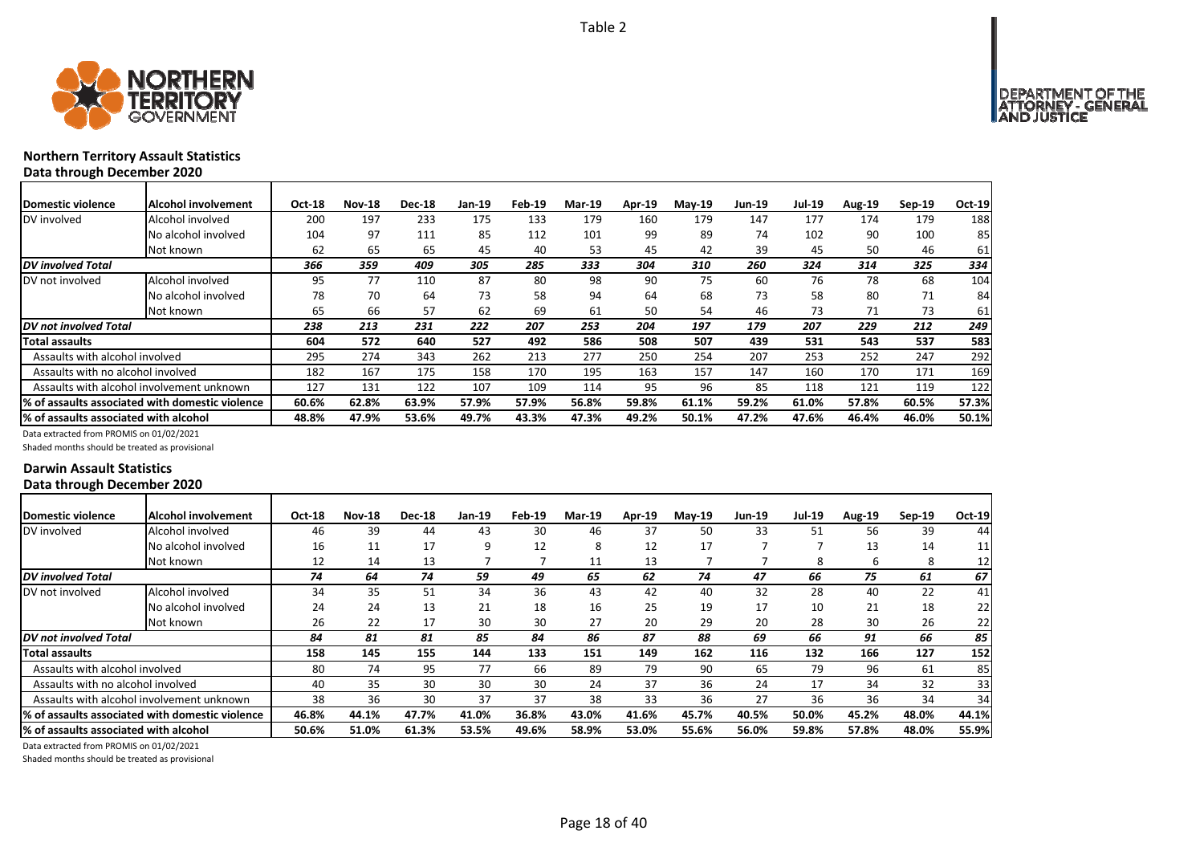Table 2

## Northern Territory Assault Statistics

**Data through December 2020**

| Domestic violence | Alcohol involvement | Oct-18 | Nov-18 | Dec-18 | Jan-19 | Feb-19 | Mar-19 | Apr-19 | May-19 | Jun-19 | Jul-19 | Aug-19 | Sep-19 | Oct-19 |
|---|---|---|---|---|---|---|---|---|---|---|---|---|---|---|
| DV involved | Alcohol involved | 200 | 197 | 233 | 175 | 133 | 179 | 160 | 179 | 147 | 177 | 174 | 179 | 188 |
| | No alcohol involved | 104 | 97 | 111 | 85 | 112 | 101 | 99 | 89 | 74 | 102 | 90 | 100 | 85 |
| | Not known | 62 | 65 | 65 | 45 | 40 | 53 | 45 | 42 | 39 | 45 | 50 | 46 | 61 |
| ***DV involved Total*** | | *366* | *359* | *409* | *305* | *285* | *333* | *304* | *310* | *260* | *324* | *314* | *325* | *334* |
| DV not involved | Alcohol involved | 95 | 77 | 110 | 87 | 80 | 98 | 90 | 75 | 60 | 76 | 78 | 68 | 104 |
| | No alcohol involved | 78 | 70 | 64 | 73 | 58 | 94 | 64 | 68 | 73 | 58 | 80 | 71 | 84 |
| | Not known | 65 | 66 | 57 | 62 | 69 | 61 | 50 | 54 | 46 | 73 | 71 | 73 | 61 |
| ***DV not involved Total*** | | *238* | *213* | *231* | *222* | *207* | *253* | *204* | *197* | *179* | *207* | *229* | *212* | *249* |
| **Total assaults** | | **604** | **572** | **640** | **527** | **492** | **586** | **508** | **507** | **439** | **531** | **543** | **537** | **583** |
| Assaults with alcohol involved | | 295 | 274 | 343 | 262 | 213 | 277 | 250 | 254 | 207 | 253 | 252 | 247 | 292 |
| Assaults with no alcohol involved | | 182 | 167 | 175 | 158 | 170 | 195 | 163 | 157 | 147 | 160 | 170 | 171 | 169 |
| Assaults with alcohol involvement unknown | | 127 | 131 | 122 | 107 | 109 | 114 | 95 | 96 | 85 | 118 | 121 | 119 | 122 |
| **% of assaults associated with domestic violence** | | **60.6%** | **62.8%** | **63.9%** | **57.9%** | **57.9%** | **56.8%** | **59.8%** | **61.1%** | **59.2%** | **61.0%** | **57.8%** | **60.5%** | **57.3%** |
| **% of assaults associated with alcohol** | | **48.8%** | **47.9%** | **53.6%** | **49.7%** | **43.3%** | **47.3%** | **49.2%** | **50.1%** | **47.2%** | **47.6%** | **46.4%** | **46.0%** | **50.1%** |

Data extracted from PROMIS on 01/02/2021

Shaded months should be treated as provisional

## Darwin Assault Statistics

**Data through December 2020**

| Domestic violence | Alcohol involvement | Oct-18 | Nov-18 | Dec-18 | Jan-19 | Feb-19 | Mar-19 | Apr-19 | May-19 | Jun-19 | Jul-19 | Aug-19 | Sep-19 | Oct-19 |
|---|---|---|---|---|---|---|---|---|---|---|---|---|---|---|
| DV involved | Alcohol involved | 46 | 39 | 44 | 43 | 30 | 46 | 37 | 50 | 33 | 51 | 56 | 39 | 44 |
| | No alcohol involved | 16 | 11 | 17 | 9 | 12 | 8 | 12 | 17 | 7 | 7 | 13 | 14 | 11 |
| | Not known | 12 | 14 | 13 | 7 | 7 | 11 | 13 | 7 | 7 | 8 | 6 | 8 | 12 |
| ***DV involved Total*** | | *74* | *64* | *74* | *59* | *49* | *65* | *62* | *74* | *47* | *66* | *75* | *61* | *67* |
| DV not involved | Alcohol involved | 34 | 35 | 51 | 34 | 36 | 43 | 42 | 40 | 32 | 28 | 40 | 22 | 41 |
| | No alcohol involved | 24 | 24 | 13 | 21 | 18 | 16 | 25 | 19 | 17 | 10 | 21 | 18 | 22 |
| | Not known | 26 | 22 | 17 | 30 | 30 | 27 | 20 | 29 | 20 | 28 | 30 | 26 | 22 |
| ***DV not involved Total*** | | *84* | *81* | *81* | *85* | *84* | *86* | *87* | *88* | *69* | *66* | *91* | *66* | *85* |
| **Total assaults** | | **158** | **145** | **155** | **144** | **133** | **151** | **149** | **162** | **116** | **132** | **166** | **127** | **152** |
| Assaults with alcohol involved | | 80 | 74 | 95 | 77 | 66 | 89 | 79 | 90 | 65 | 79 | 96 | 61 | 85 |
| Assaults with no alcohol involved | | 40 | 35 | 30 | 30 | 30 | 24 | 37 | 36 | 24 | 17 | 34 | 32 | 33 |
| Assaults with alcohol involvement unknown | | 38 | 36 | 30 | 37 | 37 | 38 | 33 | 36 | 27 | 36 | 36 | 34 | 34 |
| **% of assaults associated with domestic violence** | | **46.8%** | **44.1%** | **47.7%** | **41.0%** | **36.8%** | **43.0%** | **41.6%** | **45.7%** | **40.5%** | **50.0%** | **45.2%** | **48.0%** | **44.1%** |
| **% of assaults associated with alcohol** | | **50.6%** | **51.0%** | **61.3%** | **53.5%** | **49.6%** | **58.9%** | **53.0%** | **55.6%** | **56.0%** | **59.8%** | **57.8%** | **48.0%** | **55.9%** |

Data extracted from PROMIS on 01/02/2021

Shaded months should be treated as provisional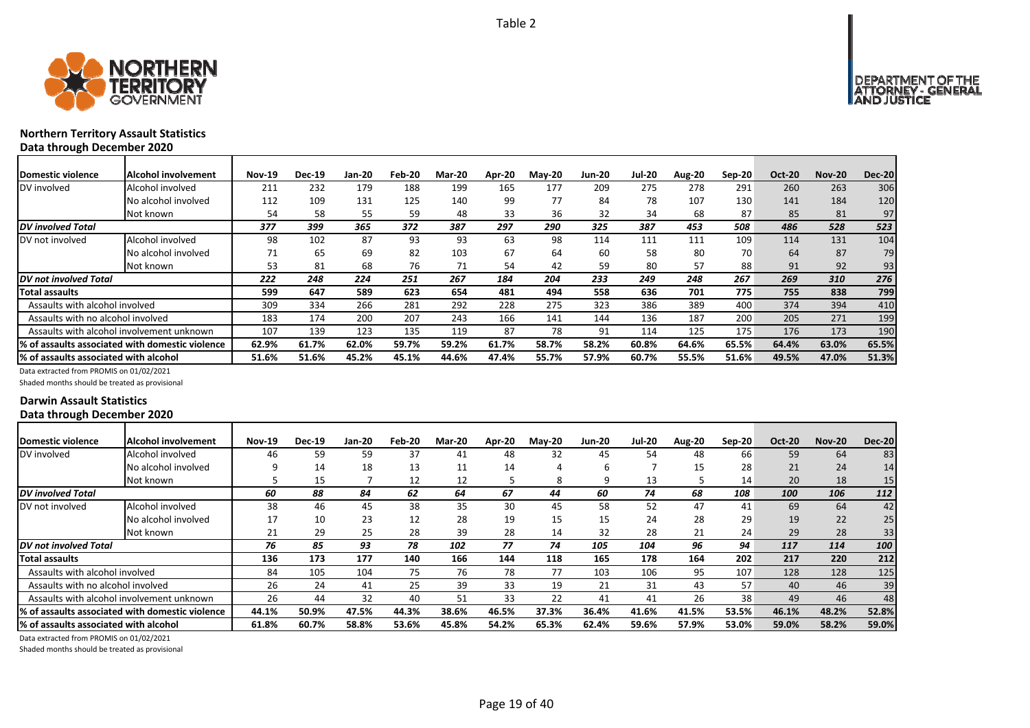Table 2

## Northern Territory Assault Statistics

### Data through December 2020

| Domestic violence | Alcohol involvement | Nov-19 | Dec-19 | Jan-20 | Feb-20 | Mar-20 | Apr-20 | May-20 | Jun-20 | Jul-20 | Aug-20 | Sep-20 | Oct-20 | Nov-20 | Dec-20 |
|---|---|---|---|---|---|---|---|---|---|---|---|---|---|---|---|
| DV involved | Alcohol involved | 211 | 232 | 179 | 188 | 199 | 165 | 177 | 209 | 275 | 278 | 291 | 260 | 263 | 306 |
| | No alcohol involved | 112 | 109 | 131 | 125 | 140 | 99 | 77 | 84 | 78 | 107 | 130 | 141 | 184 | 120 |
| | Not known | 54 | 58 | 55 | 59 | 48 | 33 | 36 | 32 | 34 | 68 | 87 | 85 | 81 | 97 |
| ***DV involved Total*** | | *377* | *399* | *365* | *372* | *387* | *297* | *290* | *325* | *387* | *453* | *508* | *486* | *528* | *523* |
| DV not involved | Alcohol involved | 98 | 102 | 87 | 93 | 93 | 63 | 98 | 114 | 111 | 111 | 109 | 114 | 131 | 104 |
| | No alcohol involved | 71 | 65 | 69 | 82 | 103 | 67 | 64 | 60 | 58 | 80 | 70 | 64 | 87 | 79 |
| | Not known | 53 | 81 | 68 | 76 | 71 | 54 | 42 | 59 | 80 | 57 | 88 | 91 | 92 | 93 |
| ***DV not involved Total*** | | *222* | *248* | *224* | *251* | *267* | *184* | *204* | *233* | *249* | *248* | *267* | *269* | *310* | *276* |
| **Total assaults** | | **599** | **647** | **589** | **623** | **654** | **481** | **494** | **558** | **636** | **701** | **775** | **755** | **838** | **799** |
| Assaults with alcohol involved | | 309 | 334 | 266 | 281 | 292 | 228 | 275 | 323 | 386 | 389 | 400 | 374 | 394 | 410 |
| Assaults with no alcohol involved | | 183 | 174 | 200 | 207 | 243 | 166 | 141 | 144 | 136 | 187 | 200 | 205 | 271 | 199 |
| Assaults with alcohol involvement unknown | | 107 | 139 | 123 | 135 | 119 | 87 | 78 | 91 | 114 | 125 | 175 | 176 | 173 | 190 |
| **% of assaults associated with domestic violence** | | **62.9%** | **61.7%** | **62.0%** | **59.7%** | **59.2%** | **61.7%** | **58.7%** | **58.2%** | **60.8%** | **64.6%** | **65.5%** | **64.4%** | **63.0%** | **65.5%** |
| **% of assaults associated with alcohol** | | **51.6%** | **51.6%** | **45.2%** | **45.1%** | **44.6%** | **47.4%** | **55.7%** | **57.9%** | **60.7%** | **55.5%** | **51.6%** | **49.5%** | **47.0%** | **51.3%** |

Data extracted from PROMIS on 01/02/2021

Shaded months should be treated as provisional

## Darwin Assault Statistics

### Data through December 2020

| Domestic violence | Alcohol involvement | Nov-19 | Dec-19 | Jan-20 | Feb-20 | Mar-20 | Apr-20 | May-20 | Jun-20 | Jul-20 | Aug-20 | Sep-20 | Oct-20 | Nov-20 | Dec-20 |
|---|---|---|---|---|---|---|---|---|---|---|---|---|---|---|---|
| DV involved | Alcohol involved | 46 | 59 | 59 | 37 | 41 | 48 | 32 | 45 | 54 | 48 | 66 | 59 | 64 | 83 |
| | No alcohol involved | 9 | 14 | 18 | 13 | 11 | 14 | 4 | 6 | 7 | 15 | 28 | 21 | 24 | 14 |
| | Not known | 5 | 15 | 7 | 12 | 12 | 5 | 8 | 9 | 13 | 5 | 14 | 20 | 18 | 15 |
| ***DV involved Total*** | | *60* | *88* | *84* | *62* | *64* | *67* | *44* | *60* | *74* | *68* | *108* | *100* | *106* | *112* |
| DV not involved | Alcohol involved | 38 | 46 | 45 | 38 | 35 | 30 | 45 | 58 | 52 | 47 | 41 | 69 | 64 | 42 |
| | No alcohol involved | 17 | 10 | 23 | 12 | 28 | 19 | 15 | 15 | 24 | 28 | 29 | 19 | 22 | 25 |
| | Not known | 21 | 29 | 25 | 28 | 39 | 28 | 14 | 32 | 28 | 21 | 24 | 29 | 28 | 33 |
| ***DV not involved Total*** | | *76* | *85* | *93* | *78* | *102* | *77* | *74* | *105* | *104* | *96* | *94* | *117* | *114* | *100* |
| **Total assaults** | | **136** | **173** | **177** | **140** | **166** | **144** | **118** | **165** | **178** | **164** | **202** | **217** | **220** | **212** |
| Assaults with alcohol involved | | 84 | 105 | 104 | 75 | 76 | 78 | 77 | 103 | 106 | 95 | 107 | 128 | 128 | 125 |
| Assaults with no alcohol involved | | 26 | 24 | 41 | 25 | 39 | 33 | 19 | 21 | 31 | 43 | 57 | 40 | 46 | 39 |
| Assaults with alcohol involvement unknown | | 26 | 44 | 32 | 40 | 51 | 33 | 22 | 41 | 41 | 26 | 38 | 49 | 46 | 48 |
| **% of assaults associated with domestic violence** | | **44.1%** | **50.9%** | **47.5%** | **44.3%** | **38.6%** | **46.5%** | **37.3%** | **36.4%** | **41.6%** | **41.5%** | **53.5%** | **46.1%** | **48.2%** | **52.8%** |
| **% of assaults associated with alcohol** | | **61.8%** | **60.7%** | **58.8%** | **53.6%** | **45.8%** | **54.2%** | **65.3%** | **62.4%** | **59.6%** | **57.9%** | **53.0%** | **59.0%** | **58.2%** | **59.0%** |

Data extracted from PROMIS on 01/02/2021

Shaded months should be treated as provisional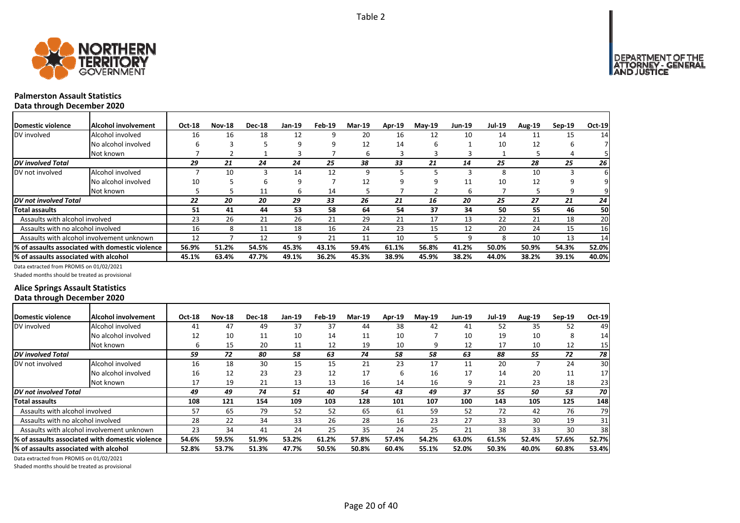Table 2

## Palmerston Assault Statistics

### Data through December 2020

| Domestic violence | Alcohol involvement | Oct-18 | Nov-18 | Dec-18 | Jan-19 | Feb-19 | Mar-19 | Apr-19 | May-19 | Jun-19 | Jul-19 | Aug-19 | Sep-19 | Oct-19 |
|---|---|---|---|---|---|---|---|---|---|---|---|---|---|---|
| DV involved | Alcohol involved | 16 | 16 | 18 | 12 | 9 | 20 | 16 | 12 | 10 | 14 | 11 | 15 | 14 |
| | No alcohol involved | 6 | 3 | 5 | 9 | 9 | 12 | 14 | 6 | 1 | 10 | 12 | 6 | 7 |
| | Not known | 7 | 2 | 1 | 3 | 7 | 6 | 3 | 3 | 3 | 1 | 5 | 4 | 5 |
| ***DV involved Total*** | | ***29*** | ***21*** | ***24*** | ***24*** | ***25*** | ***38*** | ***33*** | ***21*** | ***14*** | ***25*** | ***28*** | ***25*** | ***26*** |
| DV not involved | Alcohol involved | 7 | 10 | 3 | 14 | 12 | 9 | 5 | 5 | 3 | 8 | 10 | 3 | 6 |
| | No alcohol involved | 10 | 5 | 6 | 9 | 7 | 12 | 9 | 9 | 11 | 10 | 12 | 9 | 9 |
| | Not known | 5 | 5 | 11 | 6 | 14 | 5 | 7 | 2 | 6 | 7 | 5 | 9 | 9 |
| ***DV not involved Total*** | | ***22*** | ***20*** | ***20*** | ***29*** | ***33*** | ***26*** | ***21*** | ***16*** | ***20*** | ***25*** | ***27*** | ***21*** | ***24*** |
| **Total assaults** | | **51** | **41** | **44** | **53** | **58** | **64** | **54** | **37** | **34** | **50** | **55** | **46** | **50** |
| Assaults with alcohol involved | | 23 | 26 | 21 | 26 | 21 | 29 | 21 | 17 | 13 | 22 | 21 | 18 | 20 |
| Assaults with no alcohol involved | | 16 | 8 | 11 | 18 | 16 | 24 | 23 | 15 | 12 | 20 | 24 | 15 | 16 |
| Assaults with alcohol involvement unknown | | 12 | 7 | 12 | 9 | 21 | 11 | 10 | 5 | 9 | 8 | 10 | 13 | 14 |
| **% of assaults associated with domestic violence** | | **56.9%** | **51.2%** | **54.5%** | **45.3%** | **43.1%** | **59.4%** | **61.1%** | **56.8%** | **41.2%** | **50.0%** | **50.9%** | **54.3%** | **52.0%** |
| **% of assaults associated with alcohol** | | **45.1%** | **63.4%** | **47.7%** | **49.1%** | **36.2%** | **45.3%** | **38.9%** | **45.9%** | **38.2%** | **44.0%** | **38.2%** | **39.1%** | **40.0%** |

Data extracted from PROMIS on 01/02/2021

Shaded months should be treated as provisional

## Alice Springs Assault Statistics

### Data through December 2020

| Domestic violence | Alcohol involvement | Oct-18 | Nov-18 | Dec-18 | Jan-19 | Feb-19 | Mar-19 | Apr-19 | May-19 | Jun-19 | Jul-19 | Aug-19 | Sep-19 | Oct-19 |
|---|---|---|---|---|---|---|---|---|---|---|---|---|---|---|
| DV involved | Alcohol involved | 41 | 47 | 49 | 37 | 37 | 44 | 38 | 42 | 41 | 52 | 35 | 52 | 49 |
| | No alcohol involved | 12 | 10 | 11 | 10 | 14 | 11 | 10 | 7 | 10 | 19 | 10 | 8 | 14 |
| | Not known | 6 | 15 | 20 | 11 | 12 | 19 | 10 | 9 | 12 | 17 | 10 | 12 | 15 |
| ***DV involved Total*** | | ***59*** | ***72*** | ***80*** | ***58*** | ***63*** | ***74*** | ***58*** | ***58*** | ***63*** | ***88*** | ***55*** | ***72*** | ***78*** |
| DV not involved | Alcohol involved | 16 | 18 | 30 | 15 | 15 | 21 | 23 | 17 | 11 | 20 | 7 | 24 | 30 |
| | No alcohol involved | 16 | 12 | 23 | 23 | 12 | 17 | 6 | 16 | 17 | 14 | 20 | 11 | 17 |
| | Not known | 17 | 19 | 21 | 13 | 13 | 16 | 14 | 16 | 9 | 21 | 23 | 18 | 23 |
| ***DV not involved Total*** | | ***49*** | ***49*** | ***74*** | ***51*** | ***40*** | ***54*** | ***43*** | ***49*** | ***37*** | ***55*** | ***50*** | ***53*** | ***70*** |
| **Total assaults** | | **108** | **121** | **154** | **109** | **103** | **128** | **101** | **107** | **100** | **143** | **105** | **125** | **148** |
| Assaults with alcohol involved | | 57 | 65 | 79 | 52 | 52 | 65 | 61 | 59 | 52 | 72 | 42 | 76 | 79 |
| Assaults with no alcohol involved | | 28 | 22 | 34 | 33 | 26 | 28 | 16 | 23 | 27 | 33 | 30 | 19 | 31 |
| Assaults with alcohol involvement unknown | | 23 | 34 | 41 | 24 | 25 | 35 | 24 | 25 | 21 | 38 | 33 | 30 | 38 |
| **% of assaults associated with domestic violence** | | **54.6%** | **59.5%** | **51.9%** | **53.2%** | **61.2%** | **57.8%** | **57.4%** | **54.2%** | **63.0%** | **61.5%** | **52.4%** | **57.6%** | **52.7%** |
| **% of assaults associated with alcohol** | | **52.8%** | **53.7%** | **51.3%** | **47.7%** | **50.5%** | **50.8%** | **60.4%** | **55.1%** | **52.0%** | **50.3%** | **40.0%** | **60.8%** | **53.4%** |

Data extracted from PROMIS on 01/02/2021

Shaded months should be treated as provisional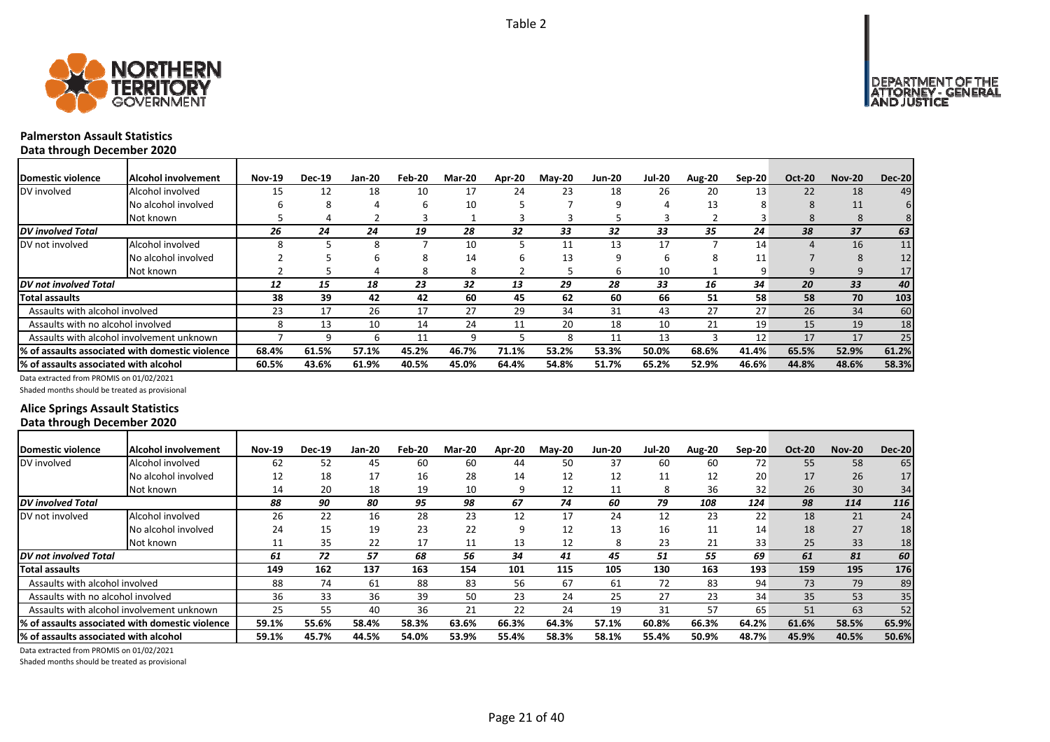Table 2

**Palmerston Assault Statistics**
**Data through December 2020**

| Domestic violence | Alcohol involvement | Nov-19 | Dec-19 | Jan-20 | Feb-20 | Mar-20 | Apr-20 | May-20 | Jun-20 | Jul-20 | Aug-20 | Sep-20 | Oct-20 | Nov-20 | Dec-20 |
|---|---|---|---|---|---|---|---|---|---|---|---|---|---|---|---|
| DV involved | Alcohol involved | 15 | 12 | 18 | 10 | 17 | 24 | 23 | 18 | 26 | 20 | 13 | 22 | 18 | 49 |
| | No alcohol involved | 6 | 8 | 4 | 6 | 10 | 5 | 7 | 9 | 4 | 13 | 8 | 8 | 11 | 6 |
| | Not known | 5 | 4 | 2 | 3 | 1 | 3 | 3 | 5 | 3 | 2 | 3 | 8 | 8 | 8 |
| *DV involved Total* | | *26* | *24* | *24* | *19* | *28* | *32* | *33* | *32* | *33* | *35* | *24* | *38* | *37* | *63* |
| DV not involved | Alcohol involved | 8 | 5 | 8 | 7 | 10 | 5 | 11 | 13 | 17 | 7 | 14 | 4 | 16 | 11 |
| | No alcohol involved | 2 | 5 | 6 | 8 | 14 | 6 | 13 | 9 | 6 | 8 | 11 | 7 | 8 | 12 |
| | Not known | 2 | 5 | 4 | 8 | 8 | 2 | 5 | 6 | 10 | 1 | 9 | 9 | 9 | 17 |
| *DV not involved Total* | | *12* | *15* | *18* | *23* | *32* | *13* | *29* | *28* | *33* | *16* | *34* | *20* | *33* | *40* |
| **Total assaults** | | **38** | **39** | **42** | **42** | **60** | **45** | **62** | **60** | **66** | **51** | **58** | **58** | **70** | **103** |
| Assaults with alcohol involved | | 23 | 17 | 26 | 17 | 27 | 29 | 34 | 31 | 43 | 27 | 27 | 26 | 34 | 60 |
| Assaults with no alcohol involved | | 8 | 13 | 10 | 14 | 24 | 11 | 20 | 18 | 10 | 21 | 19 | 15 | 19 | 18 |
| Assaults with alcohol involvement unknown | | 7 | 9 | 6 | 11 | 9 | 5 | 8 | 11 | 13 | 3 | 12 | 17 | 17 | 25 |
| **% of assaults associated with domestic violence** | | **68.4%** | **61.5%** | **57.1%** | **45.2%** | **46.7%** | **71.1%** | **53.2%** | **53.3%** | **50.0%** | **68.6%** | **41.4%** | **65.5%** | **52.9%** | **61.2%** |
| **% of assaults associated with alcohol** | | **60.5%** | **43.6%** | **61.9%** | **40.5%** | **45.0%** | **64.4%** | **54.8%** | **51.7%** | **65.2%** | **52.9%** | **46.6%** | **44.8%** | **48.6%** | **58.3%** |

Data extracted from PROMIS on 01/02/2021
Shaded months should be treated as provisional

**Alice Springs Assault Statistics**
**Data through December 2020**

| Domestic violence | Alcohol involvement | Nov-19 | Dec-19 | Jan-20 | Feb-20 | Mar-20 | Apr-20 | May-20 | Jun-20 | Jul-20 | Aug-20 | Sep-20 | Oct-20 | Nov-20 | Dec-20 |
|---|---|---|---|---|---|---|---|---|---|---|---|---|---|---|---|
| DV involved | Alcohol involved | 62 | 52 | 45 | 60 | 60 | 44 | 50 | 37 | 60 | 60 | 72 | 55 | 58 | 65 |
| | No alcohol involved | 12 | 18 | 17 | 16 | 28 | 14 | 12 | 12 | 11 | 12 | 20 | 17 | 26 | 17 |
| | Not known | 14 | 20 | 18 | 19 | 10 | 9 | 12 | 11 | 8 | 36 | 32 | 26 | 30 | 34 |
| *DV involved Total* | | *88* | *90* | *80* | *95* | *98* | *67* | *74* | *60* | *79* | *108* | *124* | *98* | *114* | *116* |
| DV not involved | Alcohol involved | 26 | 22 | 16 | 28 | 23 | 12 | 17 | 24 | 12 | 23 | 22 | 18 | 21 | 24 |
| | No alcohol involved | 24 | 15 | 19 | 23 | 22 | 9 | 12 | 13 | 16 | 11 | 14 | 18 | 27 | 18 |
| | Not known | 11 | 35 | 22 | 17 | 11 | 13 | 12 | 8 | 23 | 21 | 33 | 25 | 33 | 18 |
| *DV not involved Total* | | *61* | *72* | *57* | *68* | *56* | *34* | *41* | *45* | *51* | *55* | *69* | *61* | *81* | *60* |
| **Total assaults** | | **149** | **162** | **137** | **163** | **154** | **101** | **115** | **105** | **130** | **163** | **193** | **159** | **195** | **176** |
| Assaults with alcohol involved | | 88 | 74 | 61 | 88 | 83 | 56 | 67 | 61 | 72 | 83 | 94 | 73 | 79 | 89 |
| Assaults with no alcohol involved | | 36 | 33 | 36 | 39 | 50 | 23 | 24 | 25 | 27 | 23 | 34 | 35 | 53 | 35 |
| Assaults with alcohol involvement unknown | | 25 | 55 | 40 | 36 | 21 | 22 | 24 | 19 | 31 | 57 | 65 | 51 | 63 | 52 |
| **% of assaults associated with domestic violence** | | **59.1%** | **55.6%** | **58.4%** | **58.3%** | **63.6%** | **66.3%** | **64.3%** | **57.1%** | **60.8%** | **66.3%** | **64.2%** | **61.6%** | **58.5%** | **65.9%** |
| **% of assaults associated with alcohol** | | **59.1%** | **45.7%** | **44.5%** | **54.0%** | **53.9%** | **55.4%** | **58.3%** | **58.1%** | **55.4%** | **50.9%** | **48.7%** | **45.9%** | **40.5%** | **50.6%** |

Data extracted from PROMIS on 01/02/2021
Shaded months should be treated as provisional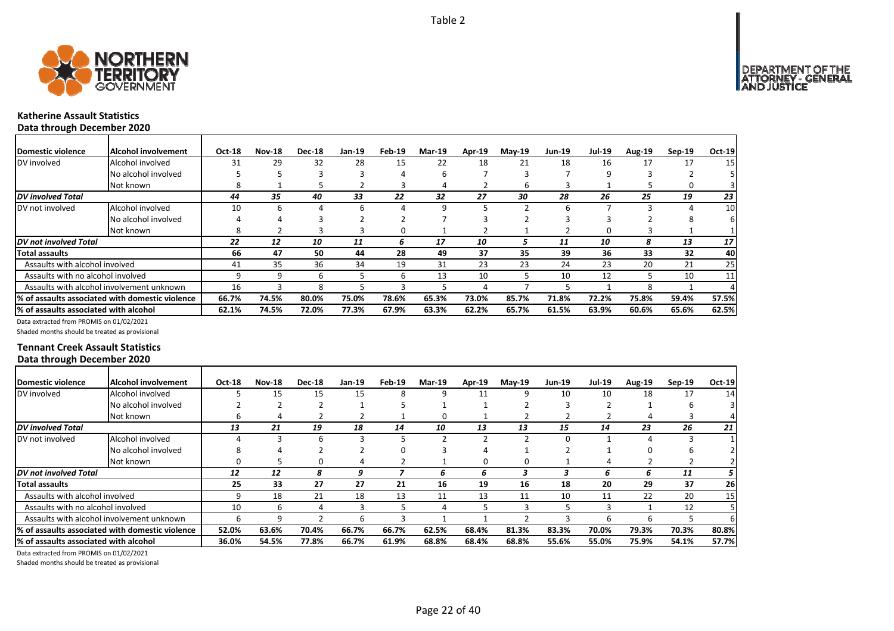Table 2

## Katherine Assault Statistics
### Data through December 2020

| Domestic violence | Alcohol involvement | Oct-18 | Nov-18 | Dec-18 | Jan-19 | Feb-19 | Mar-19 | Apr-19 | May-19 | Jun-19 | Jul-19 | Aug-19 | Sep-19 | Oct-19 |
|---|---|---|---|---|---|---|---|---|---|---|---|---|---|---|
| DV involved | Alcohol involved | 31 | 29 | 32 | 28 | 15 | 22 | 18 | 21 | 18 | 16 | 17 | 17 | 15 |
| | No alcohol involved | 5 | 5 | 3 | 3 | 4 | 6 | 7 | 3 | 7 | 9 | 3 | 2 | 5 |
| | Not known | 8 | 1 | 5 | 2 | 3 | 4 | 2 | 6 | 3 | 1 | 5 | 0 | 3 |
| *DV involved Total* | | *44* | *35* | *40* | *33* | *22* | *32* | *27* | *30* | *28* | *26* | *25* | *19* | *23* |
| DV not involved | Alcohol involved | 10 | 6 | 4 | 6 | 4 | 9 | 5 | 2 | 6 | 7 | 3 | 4 | 10 |
| | No alcohol involved | 4 | 4 | 3 | 2 | 2 | 7 | 3 | 2 | 3 | 3 | 2 | 8 | 6 |
| | Not known | 8 | 2 | 3 | 3 | 0 | 1 | 2 | 1 | 2 | 0 | 3 | 1 | 1 |
| *DV not involved Total* | | *22* | *12* | *10* | *11* | *6* | *17* | *10* | *5* | *11* | *10* | *8* | *13* | *17* |
| **Total assaults** | | **66** | **47** | **50** | **44** | **28** | **49** | **37** | **35** | **39** | **36** | **33** | **32** | **40** |
| Assaults with alcohol involved | | 41 | 35 | 36 | 34 | 19 | 31 | 23 | 23 | 24 | 23 | 20 | 21 | 25 |
| Assaults with no alcohol involved | | 9 | 9 | 6 | 5 | 6 | 13 | 10 | 5 | 10 | 12 | 5 | 10 | 11 |
| Assaults with alcohol involvement unknown | | 16 | 3 | 8 | 5 | 3 | 5 | 4 | 7 | 5 | 1 | 8 | 1 | 4 |
| **% of assaults associated with domestic violence** | | **66.7%** | **74.5%** | **80.0%** | **75.0%** | **78.6%** | **65.3%** | **73.0%** | **85.7%** | **71.8%** | **72.2%** | **75.8%** | **59.4%** | **57.5%** |
| **% of assaults associated with alcohol** | | **62.1%** | **74.5%** | **72.0%** | **77.3%** | **67.9%** | **63.3%** | **62.2%** | **65.7%** | **61.5%** | **63.9%** | **60.6%** | **65.6%** | **62.5%** |

Data extracted from PROMIS on 01/02/2021

Shaded months should be treated as provisional

## Tennant Creek Assault Statistics
### Data through December 2020

| Domestic violence | Alcohol involvement | Oct-18 | Nov-18 | Dec-18 | Jan-19 | Feb-19 | Mar-19 | Apr-19 | May-19 | Jun-19 | Jul-19 | Aug-19 | Sep-19 | Oct-19 |
|---|---|---|---|---|---|---|---|---|---|---|---|---|---|---|
| DV involved | Alcohol involved | 5 | 15 | 15 | 15 | 8 | 9 | 11 | 9 | 10 | 10 | 18 | 17 | 14 |
| | No alcohol involved | 2 | 2 | 2 | 1 | 5 | 1 | 1 | 2 | 3 | 2 | 1 | 6 | 3 |
| | Not known | 6 | 4 | 2 | 2 | 1 | 0 | 1 | 2 | 2 | 2 | 4 | 3 | 4 |
| *DV involved Total* | | *13* | *21* | *19* | *18* | *14* | *10* | *13* | *13* | *15* | *14* | *23* | *26* | *21* |
| DV not involved | Alcohol involved | 4 | 3 | 6 | 3 | 5 | 2 | 2 | 2 | 0 | 1 | 4 | 3 | 1 |
| | No alcohol involved | 8 | 4 | 2 | 2 | 0 | 3 | 4 | 1 | 2 | 1 | 0 | 6 | 2 |
| | Not known | 0 | 5 | 0 | 4 | 2 | 1 | 0 | 0 | 1 | 4 | 2 | 2 | 2 |
| *DV not involved Total* | | *12* | *12* | *8* | *9* | *7* | *6* | *6* | *3* | *3* | *6* | *6* | *11* | *5* |
| **Total assaults** | | **25** | **33** | **27** | **27** | **21** | **16** | **19** | **16** | **18** | **20** | **29** | **37** | **26** |
| Assaults with alcohol involved | | 9 | 18 | 21 | 18 | 13 | 11 | 13 | 11 | 10 | 11 | 22 | 20 | 15 |
| Assaults with no alcohol involved | | 10 | 6 | 4 | 3 | 5 | 4 | 5 | 3 | 5 | 3 | 1 | 12 | 5 |
| Assaults with alcohol involvement unknown | | 6 | 9 | 2 | 6 | 3 | 1 | 1 | 2 | 3 | 6 | 6 | 5 | 6 |
| **% of assaults associated with domestic violence** | | **52.0%** | **63.6%** | **70.4%** | **66.7%** | **66.7%** | **62.5%** | **68.4%** | **81.3%** | **83.3%** | **70.0%** | **79.3%** | **70.3%** | **80.8%** |
| **% of assaults associated with alcohol** | | **36.0%** | **54.5%** | **77.8%** | **66.7%** | **61.9%** | **68.8%** | **68.4%** | **68.8%** | **55.6%** | **55.0%** | **75.9%** | **54.1%** | **57.7%** |

Data extracted from PROMIS on 01/02/2021

Shaded months should be treated as provisional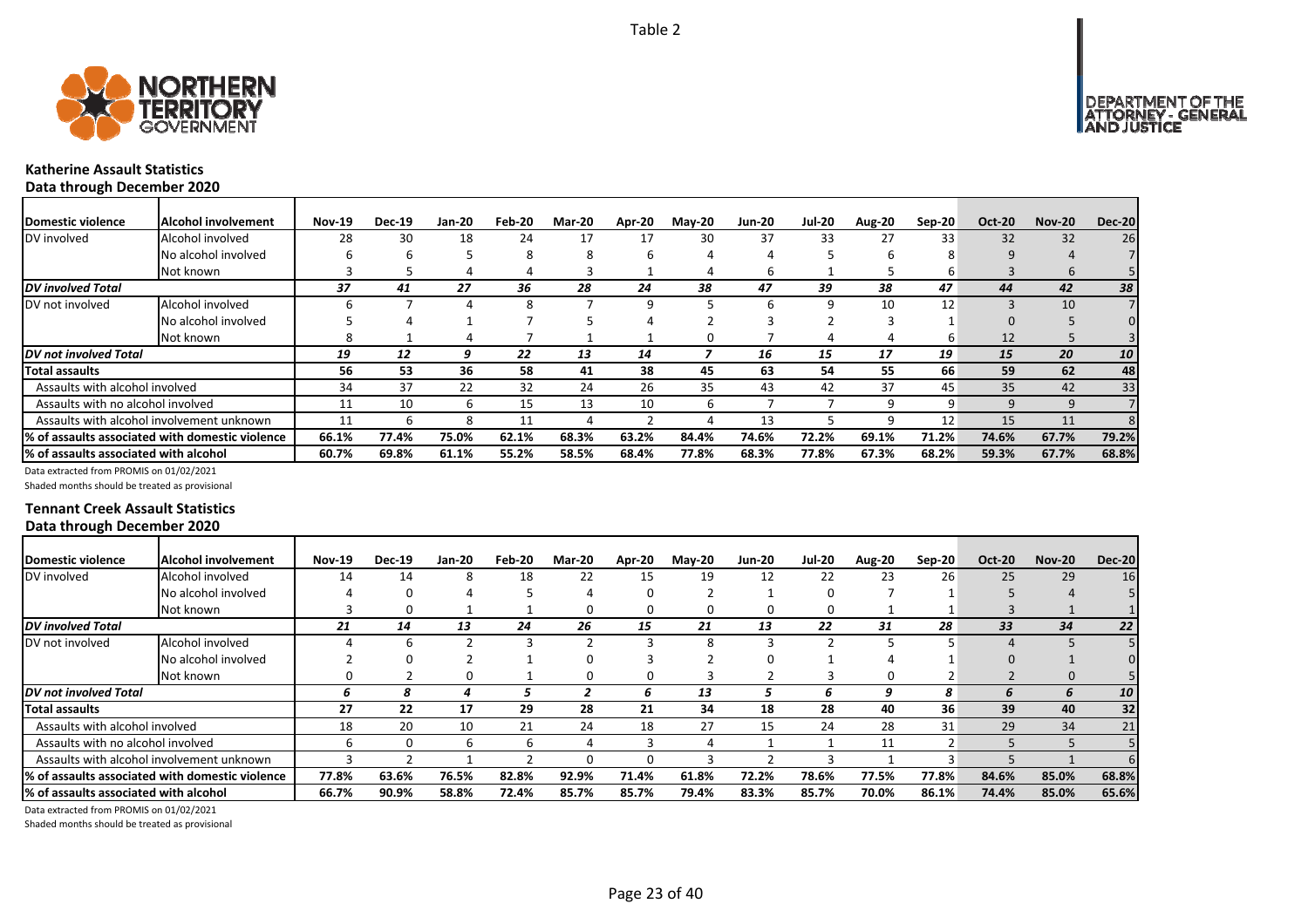Table 2

### Katherine Assault Statistics
**Data through December 2020**

| Domestic violence | Alcohol involvement | Nov-19 | Dec-19 | Jan-20 | Feb-20 | Mar-20 | Apr-20 | May-20 | Jun-20 | Jul-20 | Aug-20 | Sep-20 | Oct-20 | Nov-20 | Dec-20 |
|---|---|---|---|---|---|---|---|---|---|---|---|---|---|---|---|
| DV involved | Alcohol involved | 28 | 30 | 18 | 24 | 17 | 17 | 30 | 37 | 33 | 27 | 33 | 32 | 32 | 26 |
| | No alcohol involved | 6 | 6 | 5 | 8 | 8 | 6 | 4 | 4 | 5 | 6 | 8 | 9 | 4 | 7 |
| | Not known | 3 | 5 | 4 | 4 | 3 | 1 | 4 | 6 | 1 | 5 | 6 | 3 | 6 | 5 |
| *DV involved Total* | | *37* | *41* | *27* | *36* | *28* | *24* | *38* | *47* | *39* | *38* | *47* | *44* | *42* | *38* |
| DV not involved | Alcohol involved | 6 | 7 | 4 | 8 | 7 | 9 | 5 | 6 | 9 | 10 | 12 | 3 | 10 | 7 |
| | No alcohol involved | 5 | 4 | 1 | 7 | 5 | 4 | 2 | 3 | 2 | 3 | 1 | 0 | 5 | 0 |
| | Not known | 8 | 1 | 4 | 7 | 1 | 1 | 0 | 7 | 4 | 4 | 6 | 12 | 5 | 3 |
| *DV not involved Total* | | *19* | *12* | *9* | *22* | *13* | *14* | *7* | *16* | *15* | *17* | *19* | *15* | *20* | *10* |
| **Total assaults** | | **56** | **53** | **36** | **58** | **41** | **38** | **45** | **63** | **54** | **55** | **66** | **59** | **62** | **48** |
| Assaults with alcohol involved | | 34 | 37 | 22 | 32 | 24 | 26 | 35 | 43 | 42 | 37 | 45 | 35 | 42 | 33 |
| Assaults with no alcohol involved | | 11 | 10 | 6 | 15 | 13 | 10 | 6 | 7 | 7 | 9 | 9 | 9 | 9 | 7 |
| Assaults with alcohol involvement unknown | | 11 | 6 | 8 | 11 | 4 | 2 | 4 | 13 | 5 | 9 | 12 | 15 | 11 | 8 |
| **% of assaults associated with domestic violence** | | **66.1%** | **77.4%** | **75.0%** | **62.1%** | **68.3%** | **63.2%** | **84.4%** | **74.6%** | **72.2%** | **69.1%** | **71.2%** | **74.6%** | **67.7%** | **79.2%** |
| **% of assaults associated with alcohol** | | **60.7%** | **69.8%** | **61.1%** | **55.2%** | **58.5%** | **68.4%** | **77.8%** | **68.3%** | **77.8%** | **67.3%** | **68.2%** | **59.3%** | **67.7%** | **68.8%** |

Data extracted from PROMIS on 01/02/2021

Shaded months should be treated as provisional

### Tennant Creek Assault Statistics
**Data through December 2020**

| Domestic violence | Alcohol involvement | Nov-19 | Dec-19 | Jan-20 | Feb-20 | Mar-20 | Apr-20 | May-20 | Jun-20 | Jul-20 | Aug-20 | Sep-20 | Oct-20 | Nov-20 | Dec-20 |
|---|---|---|---|---|---|---|---|---|---|---|---|---|---|---|---|
| DV involved | Alcohol involved | 14 | 14 | 8 | 18 | 22 | 15 | 19 | 12 | 22 | 23 | 26 | 25 | 29 | 16 |
| | No alcohol involved | 4 | 0 | 4 | 5 | 4 | 0 | 2 | 1 | 0 | 7 | 1 | 5 | 4 | 5 |
| | Not known | 3 | 0 | 1 | 1 | 0 | 0 | 0 | 0 | 0 | 1 | 1 | 3 | 1 | 1 |
| *DV involved Total* | | *21* | *14* | *13* | *24* | *26* | *15* | *21* | *13* | *22* | *31* | *28* | *33* | *34* | *22* |
| DV not involved | Alcohol involved | 4 | 6 | 2 | 3 | 2 | 3 | 8 | 3 | 2 | 5 | 5 | 4 | 5 | 5 |
| | No alcohol involved | 2 | 0 | 2 | 1 | 0 | 3 | 2 | 0 | 1 | 4 | 1 | 0 | 1 | 0 |
| | Not known | 0 | 2 | 0 | 1 | 0 | 0 | 3 | 2 | 3 | 0 | 2 | 2 | 0 | 5 |
| *DV not involved Total* | | *6* | *8* | *4* | *5* | *2* | *6* | *13* | *5* | *6* | *9* | *8* | *6* | *6* | *10* |
| **Total assaults** | | **27** | **22** | **17** | **29** | **28** | **21** | **34** | **18** | **28** | **40** | **36** | **39** | **40** | **32** |
| Assaults with alcohol involved | | 18 | 20 | 10 | 21 | 24 | 18 | 27 | 15 | 24 | 28 | 31 | 29 | 34 | 21 |
| Assaults with no alcohol involved | | 6 | 0 | 6 | 6 | 4 | 3 | 4 | 1 | 1 | 11 | 2 | 5 | 5 | 5 |
| Assaults with alcohol involvement unknown | | 3 | 2 | 1 | 2 | 0 | 0 | 3 | 2 | 3 | 1 | 3 | 5 | 1 | 6 |
| **% of assaults associated with domestic violence** | | **77.8%** | **63.6%** | **76.5%** | **82.8%** | **92.9%** | **71.4%** | **61.8%** | **72.2%** | **78.6%** | **77.5%** | **77.8%** | **84.6%** | **85.0%** | **68.8%** |
| **% of assaults associated with alcohol** | | **66.7%** | **90.9%** | **58.8%** | **72.4%** | **85.7%** | **85.7%** | **79.4%** | **83.3%** | **85.7%** | **70.0%** | **86.1%** | **74.4%** | **85.0%** | **65.6%** |

Data extracted from PROMIS on 01/02/2021

Shaded months should be treated as provisional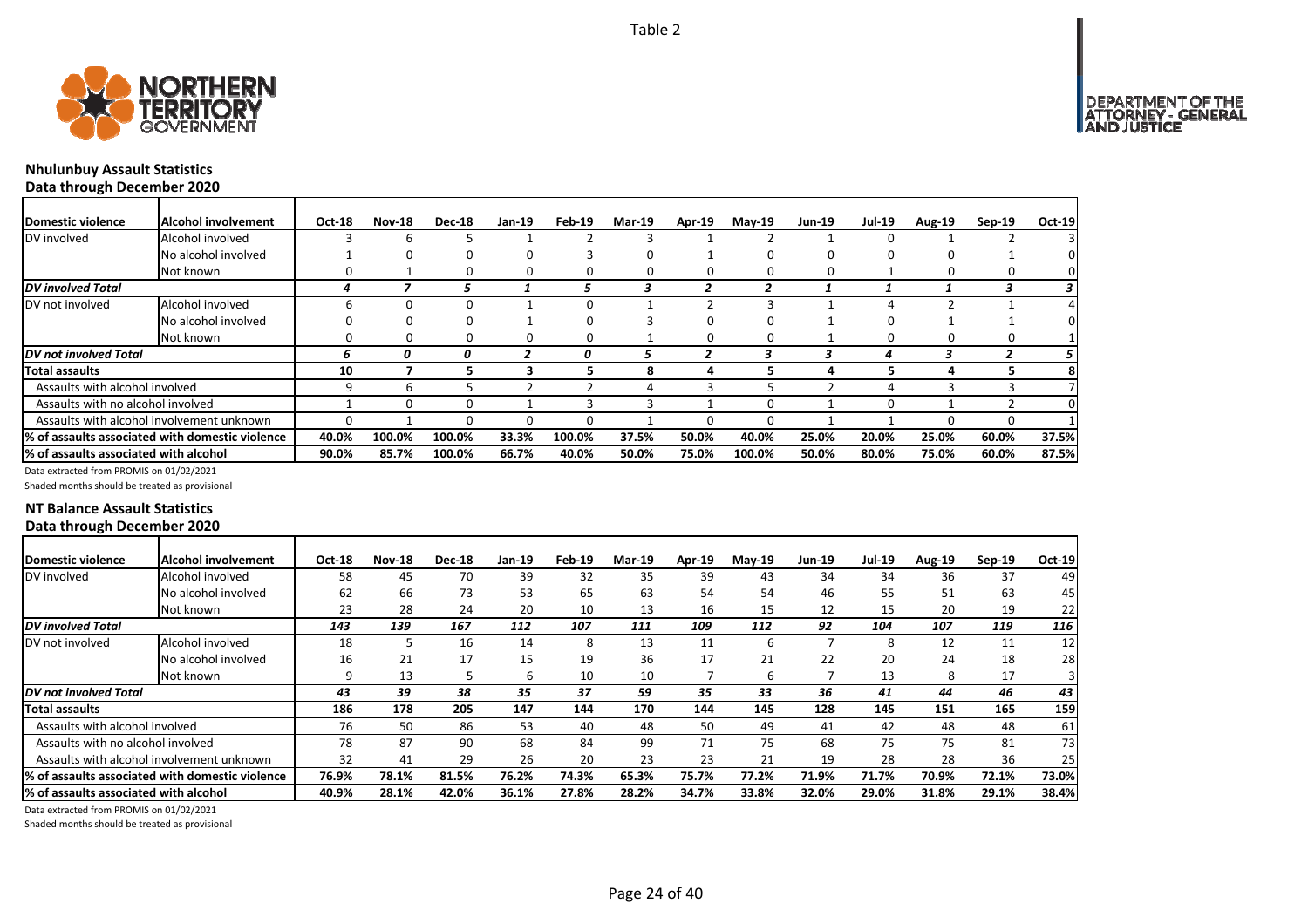Table 2

## Nhulunbuy Assault Statistics
### Data through December 2020

| Domestic violence | Alcohol involvement | Oct-18 | Nov-18 | Dec-18 | Jan-19 | Feb-19 | Mar-19 | Apr-19 | May-19 | Jun-19 | Jul-19 | Aug-19 | Sep-19 | Oct-19 |
|---|---|---|---|---|---|---|---|---|---|---|---|---|---|---|
| DV involved | Alcohol involved | 3 | 6 | 5 | 1 | 2 | 3 | 1 | 2 | 1 | 0 | 1 | 2 | 3 |
| | No alcohol involved | 1 | 0 | 0 | 0 | 3 | 0 | 1 | 0 | 0 | 0 | 0 | 1 | 0 |
| | Not known | 0 | 1 | 0 | 0 | 0 | 0 | 0 | 0 | 0 | 1 | 0 | 0 | 0 |
| *DV involved Total* | | *4* | *7* | *5* | *1* | *5* | *3* | *2* | *2* | *1* | *1* | *1* | *3* | *3* |
| DV not involved | Alcohol involved | 6 | 0 | 0 | 1 | 0 | 1 | 2 | 3 | 1 | 4 | 2 | 1 | 4 |
| | No alcohol involved | 0 | 0 | 0 | 1 | 0 | 3 | 0 | 0 | 1 | 0 | 1 | 1 | 0 |
| | Not known | 0 | 0 | 0 | 0 | 0 | 1 | 0 | 0 | 1 | 0 | 0 | 0 | 1 |
| *DV not involved Total* | | *6* | *0* | *0* | *2* | *0* | *5* | *2* | *3* | *3* | *4* | *3* | *2* | *5* |
| **Total assaults** | | **10** | **7** | **5** | **3** | **5** | **8** | **4** | **5** | **4** | **5** | **4** | **5** | **8** |
| Assaults with alcohol involved | | 9 | 6 | 5 | 2 | 2 | 4 | 3 | 5 | 2 | 4 | 3 | 3 | 7 |
| Assaults with no alcohol involved | | 1 | 0 | 0 | 1 | 3 | 3 | 1 | 0 | 1 | 0 | 1 | 2 | 0 |
| Assaults with alcohol involvement unknown | | 0 | 1 | 0 | 0 | 0 | 1 | 0 | 0 | 1 | 1 | 0 | 0 | 1 |
| **% of assaults associated with domestic violence** | | **40.0%** | **100.0%** | **100.0%** | **33.3%** | **100.0%** | **37.5%** | **50.0%** | **40.0%** | **25.0%** | **20.0%** | **25.0%** | **60.0%** | **37.5%** |
| **% of assaults associated with alcohol** | | **90.0%** | **85.7%** | **100.0%** | **66.7%** | **40.0%** | **50.0%** | **75.0%** | **100.0%** | **50.0%** | **80.0%** | **75.0%** | **60.0%** | **87.5%** |

Data extracted from PROMIS on 01/02/2021

Shaded months should be treated as provisional

## NT Balance Assault Statistics
### Data through December 2020

| Domestic violence | Alcohol involvement | Oct-18 | Nov-18 | Dec-18 | Jan-19 | Feb-19 | Mar-19 | Apr-19 | May-19 | Jun-19 | Jul-19 | Aug-19 | Sep-19 | Oct-19 |
|---|---|---|---|---|---|---|---|---|---|---|---|---|---|---|
| DV involved | Alcohol involved | 58 | 45 | 70 | 39 | 32 | 35 | 39 | 43 | 34 | 34 | 36 | 37 | 49 |
| | No alcohol involved | 62 | 66 | 73 | 53 | 65 | 63 | 54 | 54 | 46 | 55 | 51 | 63 | 45 |
| | Not known | 23 | 28 | 24 | 20 | 10 | 13 | 16 | 15 | 12 | 15 | 20 | 19 | 22 |
| *DV involved Total* | | *143* | *139* | *167* | *112* | *107* | *111* | *109* | *112* | *92* | *104* | *107* | *119* | *116* |
| DV not involved | Alcohol involved | 18 | 5 | 16 | 14 | 8 | 13 | 11 | 6 | 7 | 8 | 12 | 11 | 12 |
| | No alcohol involved | 16 | 21 | 17 | 15 | 19 | 36 | 17 | 21 | 22 | 20 | 24 | 18 | 28 |
| | Not known | 9 | 13 | 5 | 6 | 10 | 10 | 7 | 6 | 7 | 13 | 8 | 17 | 3 |
| *DV not involved Total* | | *43* | *39* | *38* | *35* | *37* | *59* | *35* | *33* | *36* | *41* | *44* | *46* | *43* |
| **Total assaults** | | **186** | **178** | **205** | **147** | **144** | **170** | **144** | **145** | **128** | **145** | **151** | **165** | **159** |
| Assaults with alcohol involved | | 76 | 50 | 86 | 53 | 40 | 48 | 50 | 49 | 41 | 42 | 48 | 48 | 61 |
| Assaults with no alcohol involved | | 78 | 87 | 90 | 68 | 84 | 99 | 71 | 75 | 68 | 75 | 75 | 81 | 73 |
| Assaults with alcohol involvement unknown | | 32 | 41 | 29 | 26 | 20 | 23 | 23 | 21 | 19 | 28 | 28 | 36 | 25 |
| **% of assaults associated with domestic violence** | | **76.9%** | **78.1%** | **81.5%** | **76.2%** | **74.3%** | **65.3%** | **75.7%** | **77.2%** | **71.9%** | **71.7%** | **70.9%** | **72.1%** | **73.0%** |
| **% of assaults associated with alcohol** | | **40.9%** | **28.1%** | **42.0%** | **36.1%** | **27.8%** | **28.2%** | **34.7%** | **33.8%** | **32.0%** | **29.0%** | **31.8%** | **29.1%** | **38.4%** |

Data extracted from PROMIS on 01/02/2021

Shaded months should be treated as provisional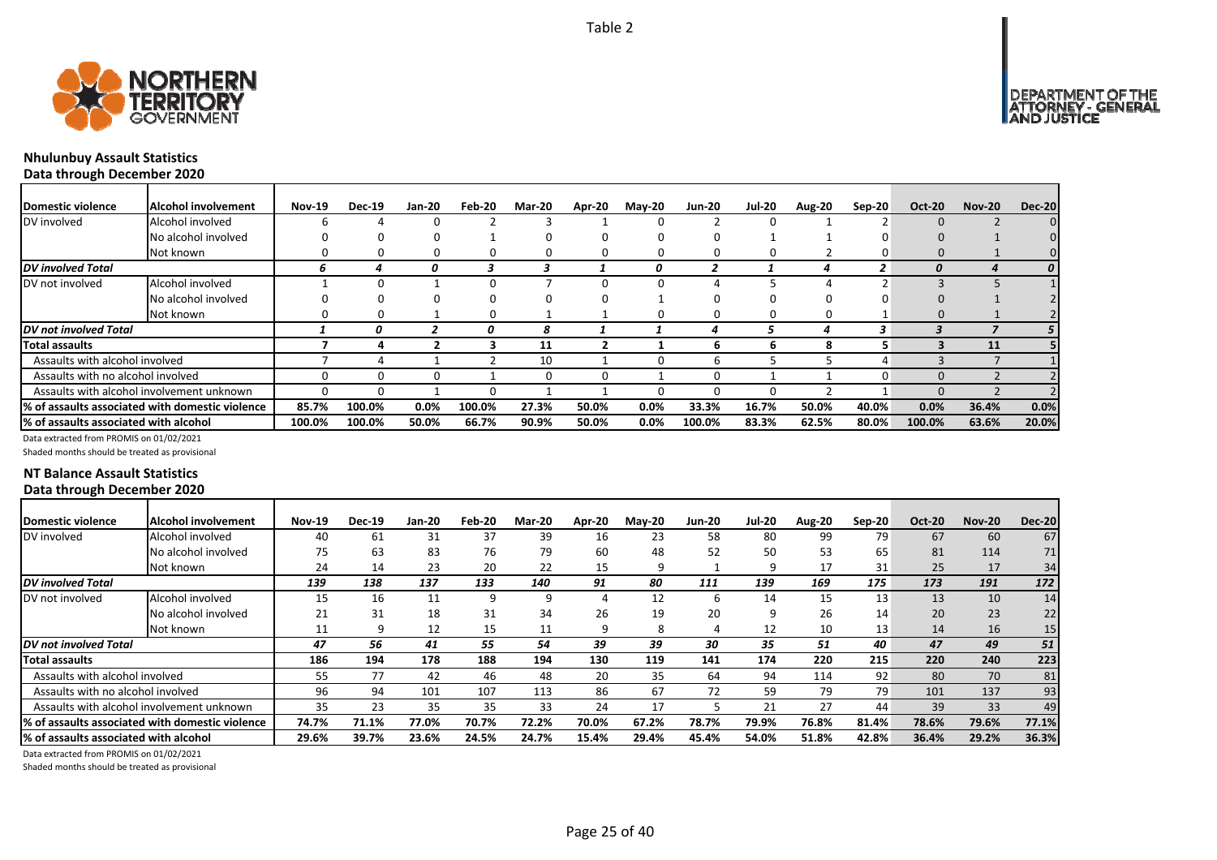Table 2

## Nhulunbuy Assault Statistics
### Data through December 2020

| Domestic violence | Alcohol involvement | Nov-19 | Dec-19 | Jan-20 | Feb-20 | Mar-20 | Apr-20 | May-20 | Jun-20 | Jul-20 | Aug-20 | Sep-20 | Oct-20 | Nov-20 | Dec-20 |
|---|---|---|---|---|---|---|---|---|---|---|---|---|---|---|---|
| DV involved | Alcohol involved | 6 | 4 | 0 | 2 | 3 | 1 | 0 | 2 | 0 | 1 | 2 | 0 | 2 | 0 |
| | No alcohol involved | 0 | 0 | 0 | 1 | 0 | 0 | 0 | 0 | 1 | 1 | 0 | 0 | 1 | 0 |
| | Not known | 0 | 0 | 0 | 0 | 0 | 0 | 0 | 0 | 0 | 2 | 0 | 0 | 1 | 0 |
| *DV involved Total* | | *6* | *4* | *0* | *3* | *3* | *1* | *0* | *2* | *1* | *4* | *2* | *0* | *4* | *0* |
| DV not involved | Alcohol involved | 1 | 0 | 1 | 0 | 7 | 0 | 0 | 4 | 5 | 4 | 2 | 3 | 5 | 1 |
| | No alcohol involved | 0 | 0 | 0 | 0 | 0 | 0 | 1 | 0 | 0 | 0 | 0 | 0 | 1 | 2 |
| | Not known | 0 | 0 | 1 | 0 | 1 | 1 | 0 | 0 | 0 | 0 | 1 | 0 | 1 | 2 |
| *DV not involved Total* | | *1* | *0* | *2* | *0* | *8* | *1* | *1* | *4* | *5* | *4* | *3* | *3* | *7* | *5* |
| **Total assaults** | | **7** | **4** | **2** | **3** | **11** | **2** | **1** | **6** | **6** | **8** | **5** | **3** | **11** | **5** |
| Assaults with alcohol involved | | 7 | 4 | 1 | 2 | 10 | 1 | 0 | 6 | 5 | 5 | 4 | 3 | 7 | 1 |
| Assaults with no alcohol involved | | 0 | 0 | 0 | 1 | 0 | 0 | 1 | 0 | 1 | 1 | 0 | 0 | 2 | 2 |
| Assaults with alcohol involvement unknown | | 0 | 0 | 1 | 0 | 1 | 1 | 0 | 0 | 0 | 2 | 1 | 0 | 2 | 2 |
| **% of assaults associated with domestic violence** | | **85.7%** | **100.0%** | **0.0%** | **100.0%** | **27.3%** | **50.0%** | **0.0%** | **33.3%** | **16.7%** | **50.0%** | **40.0%** | **0.0%** | **36.4%** | **0.0%** |
| **% of assaults associated with alcohol** | | **100.0%** | **100.0%** | **50.0%** | **66.7%** | **90.9%** | **50.0%** | **0.0%** | **100.0%** | **83.3%** | **62.5%** | **80.0%** | **100.0%** | **63.6%** | **20.0%** |

Data extracted from PROMIS on 01/02/2021

Shaded months should be treated as provisional

## NT Balance Assault Statistics
### Data through December 2020

| Domestic violence | Alcohol involvement | Nov-19 | Dec-19 | Jan-20 | Feb-20 | Mar-20 | Apr-20 | May-20 | Jun-20 | Jul-20 | Aug-20 | Sep-20 | Oct-20 | Nov-20 | Dec-20 |
|---|---|---|---|---|---|---|---|---|---|---|---|---|---|---|---|
| DV involved | Alcohol involved | 40 | 61 | 31 | 37 | 39 | 16 | 23 | 58 | 80 | 99 | 79 | 67 | 60 | 67 |
| | No alcohol involved | 75 | 63 | 83 | 76 | 79 | 60 | 48 | 52 | 50 | 53 | 65 | 81 | 114 | 71 |
| | Not known | 24 | 14 | 23 | 20 | 22 | 15 | 9 | 1 | 9 | 17 | 31 | 25 | 17 | 34 |
| *DV involved Total* | | *139* | *138* | *137* | *133* | *140* | *91* | *80* | *111* | *139* | *169* | *175* | *173* | *191* | *172* |
| DV not involved | Alcohol involved | 15 | 16 | 11 | 9 | 9 | 4 | 12 | 6 | 14 | 15 | 13 | 13 | 10 | 14 |
| | No alcohol involved | 21 | 31 | 18 | 31 | 34 | 26 | 19 | 20 | 9 | 26 | 14 | 20 | 23 | 22 |
| | Not known | 11 | 9 | 12 | 15 | 11 | 9 | 8 | 4 | 12 | 10 | 13 | 14 | 16 | 15 |
| *DV not involved Total* | | *47* | *56* | *41* | *55* | *54* | *39* | *39* | *30* | *35* | *51* | *40* | *47* | *49* | *51* |
| **Total assaults** | | **186** | **194** | **178** | **188** | **194** | **130** | **119** | **141** | **174** | **220** | **215** | **220** | **240** | **223** |
| Assaults with alcohol involved | | 55 | 77 | 42 | 46 | 48 | 20 | 35 | 64 | 94 | 114 | 92 | 80 | 70 | 81 |
| Assaults with no alcohol involved | | 96 | 94 | 101 | 107 | 113 | 86 | 67 | 72 | 59 | 79 | 79 | 101 | 137 | 93 |
| Assaults with alcohol involvement unknown | | 35 | 23 | 35 | 35 | 33 | 24 | 17 | 5 | 21 | 27 | 44 | 39 | 33 | 49 |
| **% of assaults associated with domestic violence** | | **74.7%** | **71.1%** | **77.0%** | **70.7%** | **72.2%** | **70.0%** | **67.2%** | **78.7%** | **79.9%** | **76.8%** | **81.4%** | **78.6%** | **79.6%** | **77.1%** |
| **% of assaults associated with alcohol** | | **29.6%** | **39.7%** | **23.6%** | **24.5%** | **24.7%** | **15.4%** | **29.4%** | **45.4%** | **54.0%** | **51.8%** | **42.8%** | **36.4%** | **29.2%** | **36.3%** |

Data extracted from PROMIS on 01/02/2021

Shaded months should be treated as provisional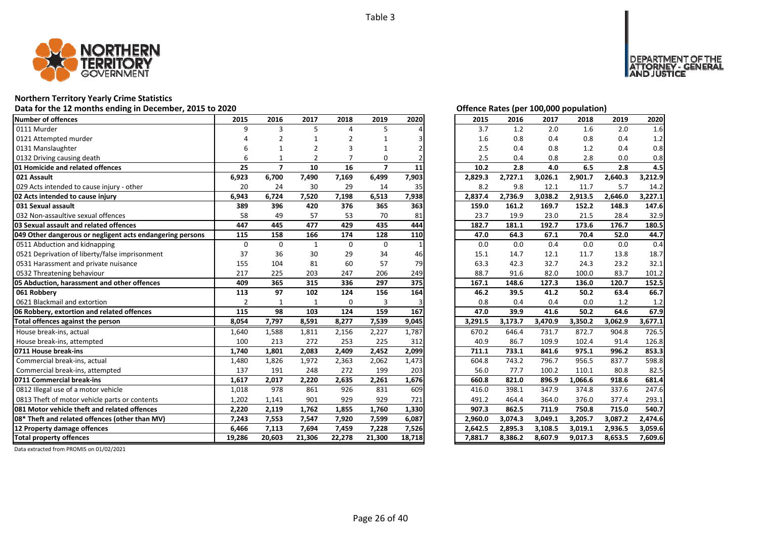Table 3

# Northern Territory Yearly Crime Statistics

## Data for the 12 months ending in December, 2015 to 2020

| Number of offences | 2015 | 2016 | 2017 | 2018 | 2019 | 2020 |
|---|---|---|---|---|---|---|
| 0111 Murder | 9 | 3 | 5 | 4 | 5 | 4 |
| 0121 Attempted murder | 4 | 2 | 1 | 2 | 1 | 3 |
| 0131 Manslaughter | 6 | 1 | 2 | 3 | 1 | 2 |
| 0132 Driving causing death | 6 | 1 | 2 | 7 | 0 | 2 |
| **01 Homicide and related offences** | **25** | **7** | **10** | **16** | **7** | **11** |
| **021 Assault** | **6,923** | **6,700** | **7,490** | **7,169** | **6,499** | **7,903** |
| 029 Acts intended to cause injury - other | 20 | 24 | 30 | 29 | 14 | 35 |
| **02 Acts intended to cause injury** | **6,943** | **6,724** | **7,520** | **7,198** | **6,513** | **7,938** |
| **031 Sexual assault** | **389** | **396** | **420** | **376** | **365** | **363** |
| 032 Non-assaultive sexual offences | 58 | 49 | 57 | 53 | 70 | 81 |
| **03 Sexual assault and related offences** | **447** | **445** | **477** | **429** | **435** | **444** |
| **049 Other dangerous or negligent acts endangering persons** | **115** | **158** | **166** | **174** | **128** | **110** |
| 0511 Abduction and kidnapping | 0 | 0 | 1 | 0 | 0 | 1 |
| 0521 Deprivation of liberty/false imprisonment | 37 | 36 | 30 | 29 | 34 | 46 |
| 0531 Harassment and private nuisance | 155 | 104 | 81 | 60 | 57 | 79 |
| 0532 Threatening behaviour | 217 | 225 | 203 | 247 | 206 | 249 |
| **05 Abduction, harassment and other offences** | **409** | **365** | **315** | **336** | **297** | **375** |
| **061 Robbery** | **113** | **97** | **102** | **124** | **156** | **164** |
| 0621 Blackmail and extortion | 2 | 1 | 1 | 0 | 3 | 3 |
| **06 Robbery, extortion and related offences** | **115** | **98** | **103** | **124** | **159** | **167** |
| **Total offences against the person** | **8,054** | **7,797** | **8,591** | **8,277** | **7,539** | **9,045** |
| House break-ins, actual | 1,640 | 1,588 | 1,811 | 2,156 | 2,227 | 1,787 |
| House break-ins, attempted | 100 | 213 | 272 | 253 | 225 | 312 |
| **0711 House break-ins** | **1,740** | **1,801** | **2,083** | **2,409** | **2,452** | **2,099** |
| Commercial break-ins, actual | 1,480 | 1,826 | 1,972 | 2,363 | 2,062 | 1,473 |
| Commercial break-ins, attempted | 137 | 191 | 248 | 272 | 199 | 203 |
| **0711 Commercial break-ins** | **1,617** | **2,017** | **2,220** | **2,635** | **2,261** | **1,676** |
| 0812 Illegal use of a motor vehicle | 1,018 | 978 | 861 | 926 | 831 | 609 |
| 0813 Theft of motor vehicle parts or contents | 1,202 | 1,141 | 901 | 929 | 929 | 721 |
| **081 Motor vehicle theft and related offences** | **2,220** | **2,119** | **1,762** | **1,855** | **1,760** | **1,330** |
| **08* Theft and related offences (other than MV)** | **7,243** | **7,553** | **7,547** | **7,920** | **7,599** | **6,087** |
| **12 Property damage offences** | **6,466** | **7,113** | **7,694** | **7,459** | **7,228** | **7,526** |
| **Total property offences** | **19,286** | **20,603** | **21,306** | **22,278** | **21,300** | **18,718** |

## Offence Rates (per 100,000 population)

| Number of offences | 2015 | 2016 | 2017 | 2018 | 2019 | 2020 |
|---|---|---|---|---|---|---|
| 0111 Murder | 3.7 | 1.2 | 2.0 | 1.6 | 2.0 | 1.6 |
| 0121 Attempted murder | 1.6 | 0.8 | 0.4 | 0.8 | 0.4 | 1.2 |
| 0131 Manslaughter | 2.5 | 0.4 | 0.8 | 1.2 | 0.4 | 0.8 |
| 0132 Driving causing death | 2.5 | 0.4 | 0.8 | 2.8 | 0.0 | 0.8 |
| **01 Homicide and related offences** | **10.2** | **2.8** | **4.0** | **6.5** | **2.8** | **4.5** |
| **021 Assault** | **2,829.3** | **2,727.1** | **3,026.1** | **2,901.7** | **2,640.3** | **3,212.9** |
| 029 Acts intended to cause injury - other | 8.2 | 9.8 | 12.1 | 11.7 | 5.7 | 14.2 |
| **02 Acts intended to cause injury** | **2,837.4** | **2,736.9** | **3,038.2** | **2,913.5** | **2,646.0** | **3,227.1** |
| **031 Sexual assault** | **159.0** | **161.2** | **169.7** | **152.2** | **148.3** | **147.6** |
| 032 Non-assaultive sexual offences | 23.7 | 19.9 | 23.0 | 21.5 | 28.4 | 32.9 |
| **03 Sexual assault and related offences** | **182.7** | **181.1** | **192.7** | **173.6** | **176.7** | **180.5** |
| **049 Other dangerous or negligent acts endangering persons** | **47.0** | **64.3** | **67.1** | **70.4** | **52.0** | **44.7** |
| 0511 Abduction and kidnapping | 0.0 | 0.0 | 0.4 | 0.0 | 0.0 | 0.4 |
| 0521 Deprivation of liberty/false imprisonment | 15.1 | 14.7 | 12.1 | 11.7 | 13.8 | 18.7 |
| 0531 Harassment and private nuisance | 63.3 | 42.3 | 32.7 | 24.3 | 23.2 | 32.1 |
| 0532 Threatening behaviour | 88.7 | 91.6 | 82.0 | 100.0 | 83.7 | 101.2 |
| **05 Abduction, harassment and other offences** | **167.1** | **148.6** | **127.3** | **136.0** | **120.7** | **152.5** |
| **061 Robbery** | **46.2** | **39.5** | **41.2** | **50.2** | **63.4** | **66.7** |
| 0621 Blackmail and extortion | 0.8 | 0.4 | 0.4 | 0.0 | 1.2 | 1.2 |
| **06 Robbery, extortion and related offences** | **47.0** | **39.9** | **41.6** | **50.2** | **64.6** | **67.9** |
| **Total offences against the person** | **3,291.5** | **3,173.7** | **3,470.9** | **3,350.2** | **3,062.9** | **3,677.1** |
| House break-ins, actual | 670.2 | 646.4 | 731.7 | 872.7 | 904.8 | 726.5 |
| House break-ins, attempted | 40.9 | 86.7 | 109.9 | 102.4 | 91.4 | 126.8 |
| **0711 House break-ins** | **711.1** | **733.1** | **841.6** | **975.1** | **996.2** | **853.3** |
| Commercial break-ins, actual | 604.8 | 743.2 | 796.7 | 956.5 | 837.7 | 598.8 |
| Commercial break-ins, attempted | 56.0 | 77.7 | 100.2 | 110.1 | 80.8 | 82.5 |
| **0711 Commercial break-ins** | **660.8** | **821.0** | **896.9** | **1,066.6** | **918.6** | **681.4** |
| 0812 Illegal use of a motor vehicle | 416.0 | 398.1 | 347.9 | 374.8 | 337.6 | 247.6 |
| 0813 Theft of motor vehicle parts or contents | 491.2 | 464.4 | 364.0 | 376.0 | 377.4 | 293.1 |
| **081 Motor vehicle theft and related offences** | **907.3** | **862.5** | **711.9** | **750.8** | **715.0** | **540.7** |
| **08* Theft and related offences (other than MV)** | **2,960.0** | **3,074.3** | **3,049.1** | **3,205.7** | **3,087.2** | **2,474.6** |
| **12 Property damage offences** | **2,642.5** | **2,895.3** | **3,108.5** | **3,019.1** | **2,936.5** | **3,059.6** |
| **Total property offences** | **7,881.7** | **8,386.2** | **8,607.9** | **9,017.3** | **8,653.5** | **7,609.6** |

Data extracted from PROMIS on 01/02/2021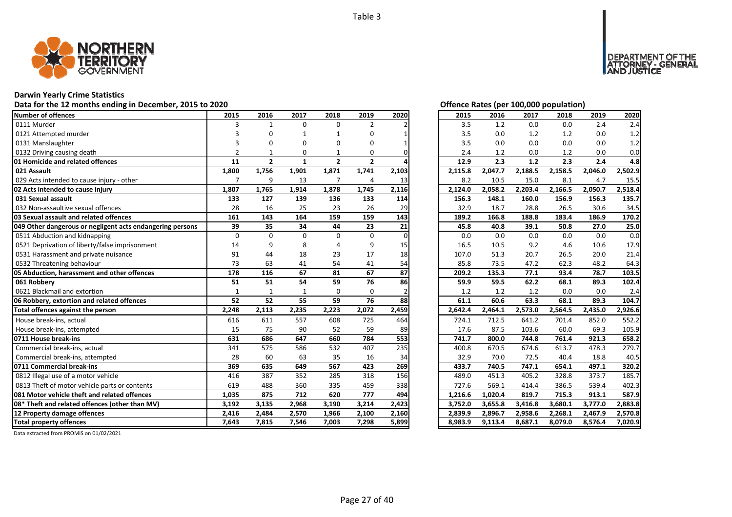Table 3

## Darwin Yearly Crime Statistics

### Data for the 12 months ending in December, 2015 to 2020

**Offence Rates (per 100,000 population)**

| Number of offences | 2015 | 2016 | 2017 | 2018 | 2019 | 2020 | 2015 | 2016 | 2017 | 2018 | 2019 | 2020 |
|---|---|---|---|---|---|---|---|---|---|---|---|---|
| 0111 Murder | 3 | 1 | 0 | 0 | 2 | 2 | 3.5 | 1.2 | 0.0 | 0.0 | 2.4 | 2.4 |
| 0121 Attempted murder | 3 | 0 | 1 | 1 | 0 | 1 | 3.5 | 0.0 | 1.2 | 1.2 | 0.0 | 1.2 |
| 0131 Manslaughter | 3 | 0 | 0 | 0 | 0 | 1 | 3.5 | 0.0 | 0.0 | 0.0 | 0.0 | 1.2 |
| 0132 Driving causing death | 2 | 1 | 0 | 1 | 0 | 0 | 2.4 | 1.2 | 0.0 | 1.2 | 0.0 | 0.0 |
| **01 Homicide and related offences** | **11** | **2** | **1** | **2** | **2** | **4** | **12.9** | **2.3** | **1.2** | **2.3** | **2.4** | **4.8** |
| **021 Assault** | **1,800** | **1,756** | **1,901** | **1,871** | **1,741** | **2,103** | **2,115.8** | **2,047.7** | **2,188.5** | **2,158.5** | **2,046.0** | **2,502.9** |
| 029 Acts intended to cause injury - other | 7 | 9 | 13 | 7 | 4 | 13 | 8.2 | 10.5 | 15.0 | 8.1 | 4.7 | 15.5 |
| **02 Acts intended to cause injury** | **1,807** | **1,765** | **1,914** | **1,878** | **1,745** | **2,116** | **2,124.0** | **2,058.2** | **2,203.4** | **2,166.5** | **2,050.7** | **2,518.4** |
| **031 Sexual assault** | **133** | **127** | **139** | **136** | **133** | **114** | **156.3** | **148.1** | **160.0** | **156.9** | **156.3** | **135.7** |
| 032 Non-assaultive sexual offences | 28 | 16 | 25 | 23 | 26 | 29 | 32.9 | 18.7 | 28.8 | 26.5 | 30.6 | 34.5 |
| **03 Sexual assault and related offences** | **161** | **143** | **164** | **159** | **159** | **143** | **189.2** | **166.8** | **188.8** | **183.4** | **186.9** | **170.2** |
| **049 Other dangerous or negligent acts endangering persons** | **39** | **35** | **34** | **44** | **23** | **21** | **45.8** | **40.8** | **39.1** | **50.8** | **27.0** | **25.0** |
| 0511 Abduction and kidnapping | 0 | 0 | 0 | 0 | 0 | 0 | 0.0 | 0.0 | 0.0 | 0.0 | 0.0 | 0.0 |
| 0521 Deprivation of liberty/false imprisonment | 14 | 9 | 8 | 4 | 9 | 15 | 16.5 | 10.5 | 9.2 | 4.6 | 10.6 | 17.9 |
| 0531 Harassment and private nuisance | 91 | 44 | 18 | 23 | 17 | 18 | 107.0 | 51.3 | 20.7 | 26.5 | 20.0 | 21.4 |
| 0532 Threatening behaviour | 73 | 63 | 41 | 54 | 41 | 54 | 85.8 | 73.5 | 47.2 | 62.3 | 48.2 | 64.3 |
| **05 Abduction, harassment and other offences** | **178** | **116** | **67** | **81** | **67** | **87** | **209.2** | **135.3** | **77.1** | **93.4** | **78.7** | **103.5** |
| **061 Robbery** | **51** | **51** | **54** | **59** | **76** | **86** | **59.9** | **59.5** | **62.2** | **68.1** | **89.3** | **102.4** |
| 0621 Blackmail and extortion | 1 | 1 | 1 | 0 | 0 | 2 | 1.2 | 1.2 | 1.2 | 0.0 | 0.0 | 2.4 |
| **06 Robbery, extortion and related offences** | **52** | **52** | **55** | **59** | **76** | **88** | **61.1** | **60.6** | **63.3** | **68.1** | **89.3** | **104.7** |
| **Total offences against the person** | **2,248** | **2,113** | **2,235** | **2,223** | **2,072** | **2,459** | **2,642.4** | **2,464.1** | **2,573.0** | **2,564.5** | **2,435.0** | **2,926.6** |
| House break-ins, actual | 616 | 611 | 557 | 608 | 725 | 464 | 724.1 | 712.5 | 641.2 | 701.4 | 852.0 | 552.2 |
| House break-ins, attempted | 15 | 75 | 90 | 52 | 59 | 89 | 17.6 | 87.5 | 103.6 | 60.0 | 69.3 | 105.9 |
| **0711 House break-ins** | **631** | **686** | **647** | **660** | **784** | **553** | **741.7** | **800.0** | **744.8** | **761.4** | **921.3** | **658.2** |
| Commercial break-ins, actual | 341 | 575 | 586 | 532 | 407 | 235 | 400.8 | 670.5 | 674.6 | 613.7 | 478.3 | 279.7 |
| Commercial break-ins, attempted | 28 | 60 | 63 | 35 | 16 | 34 | 32.9 | 70.0 | 72.5 | 40.4 | 18.8 | 40.5 |
| **0711 Commercial break-ins** | **369** | **635** | **649** | **567** | **423** | **269** | **433.7** | **740.5** | **747.1** | **654.1** | **497.1** | **320.2** |
| 0812 Illegal use of a motor vehicle | 416 | 387 | 352 | 285 | 318 | 156 | 489.0 | 451.3 | 405.2 | 328.8 | 373.7 | 185.7 |
| 0813 Theft of motor vehicle parts or contents | 619 | 488 | 360 | 335 | 459 | 338 | 727.6 | 569.1 | 414.4 | 386.5 | 539.4 | 402.3 |
| **081 Motor vehicle theft and related offences** | **1,035** | **875** | **712** | **620** | **777** | **494** | **1,216.6** | **1,020.4** | **819.7** | **715.3** | **913.1** | **587.9** |
| **08* Theft and related offences (other than MV)** | **3,192** | **3,135** | **2,968** | **3,190** | **3,214** | **2,423** | **3,752.0** | **3,655.8** | **3,416.8** | **3,680.1** | **3,777.0** | **2,883.8** |
| **12 Property damage offences** | **2,416** | **2,484** | **2,570** | **1,966** | **2,100** | **2,160** | **2,839.9** | **2,896.7** | **2,958.6** | **2,268.1** | **2,467.9** | **2,570.8** |
| **Total property offences** | **7,643** | **7,815** | **7,546** | **7,003** | **7,298** | **5,899** | **8,983.9** | **9,113.4** | **8,687.1** | **8,079.0** | **8,576.4** | **7,020.9** |

Data extracted from PROMIS on 01/02/2021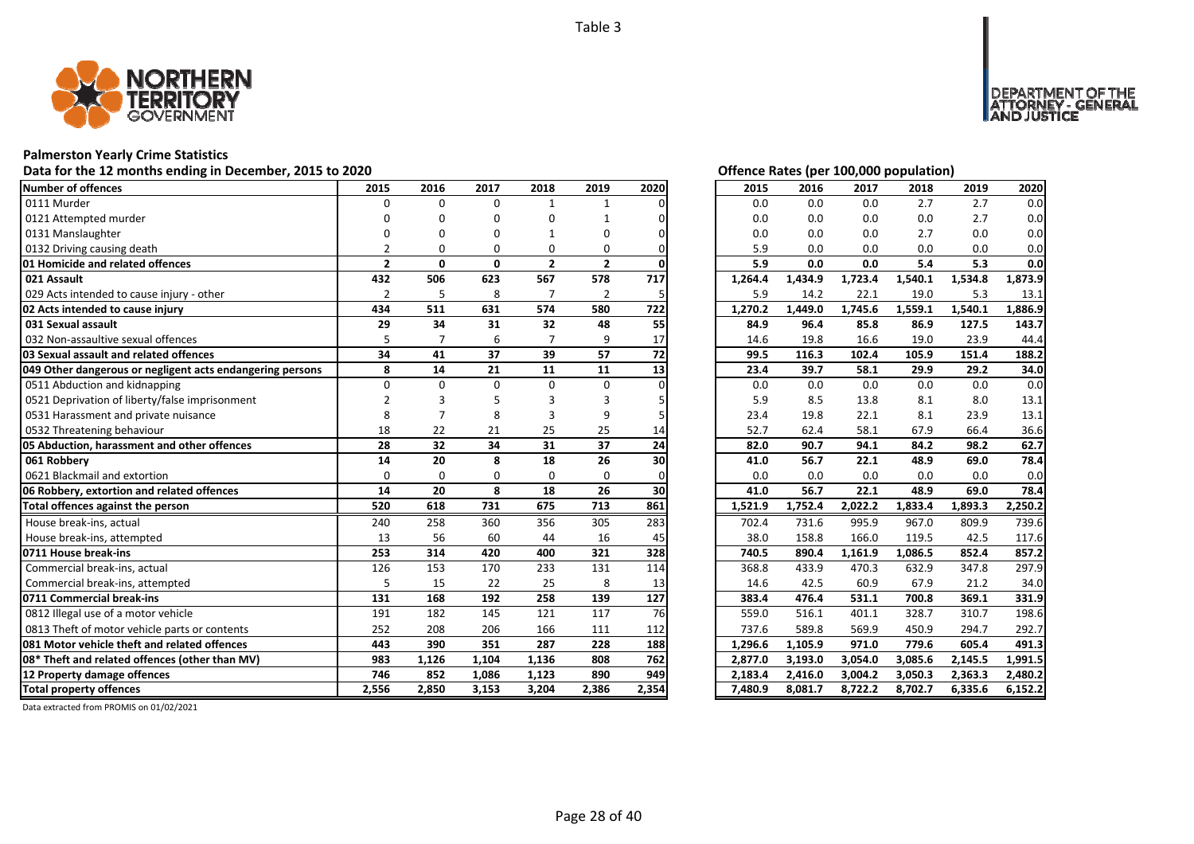Table 3

## Palmerston Yearly Crime Statistics

**Data for the 12 months ending in December, 2015 to 2020**

**Offence Rates (per 100,000 population)**

| Number of offences | 2015 | 2016 | 2017 | 2018 | 2019 | 2020 | 2015 | 2016 | 2017 | 2018 | 2019 | 2020 |
|---|---|---|---|---|---|---|---|---|---|---|---|---|
| 0111 Murder | 0 | 0 | 0 | 1 | 1 | 0 | 0.0 | 0.0 | 0.0 | 2.7 | 2.7 | 0.0 |
| 0121 Attempted murder | 0 | 0 | 0 | 0 | 1 | 0 | 0.0 | 0.0 | 0.0 | 0.0 | 2.7 | 0.0 |
| 0131 Manslaughter | 0 | 0 | 0 | 1 | 0 | 0 | 0.0 | 0.0 | 0.0 | 2.7 | 0.0 | 0.0 |
| 0132 Driving causing death | 2 | 0 | 0 | 0 | 0 | 0 | 5.9 | 0.0 | 0.0 | 0.0 | 0.0 | 0.0 |
| **01 Homicide and related offences** | **2** | **0** | **0** | **2** | **2** | **0** | **5.9** | **0.0** | **0.0** | **5.4** | **5.3** | **0.0** |
| **021 Assault** | **432** | **506** | **623** | **567** | **578** | **717** | **1,264.4** | **1,434.9** | **1,723.4** | **1,540.1** | **1,534.8** | **1,873.9** |
| 029 Acts intended to cause injury - other | 2 | 5 | 8 | 7 | 2 | 5 | 5.9 | 14.2 | 22.1 | 19.0 | 5.3 | 13.1 |
| **02 Acts intended to cause injury** | **434** | **511** | **631** | **574** | **580** | **722** | **1,270.2** | **1,449.0** | **1,745.6** | **1,559.1** | **1,540.1** | **1,886.9** |
| **031 Sexual assault** | **29** | **34** | **31** | **32** | **48** | **55** | **84.9** | **96.4** | **85.8** | **86.9** | **127.5** | **143.7** |
| 032 Non-assaultive sexual offences | 5 | 7 | 6 | 7 | 9 | 17 | 14.6 | 19.8 | 16.6 | 19.0 | 23.9 | 44.4 |
| **03 Sexual assault and related offences** | **34** | **41** | **37** | **39** | **57** | **72** | **99.5** | **116.3** | **102.4** | **105.9** | **151.4** | **188.2** |
| **049 Other dangerous or negligent acts endangering persons** | **8** | **14** | **21** | **11** | **11** | **13** | **23.4** | **39.7** | **58.1** | **29.9** | **29.2** | **34.0** |
| 0511 Abduction and kidnapping | 0 | 0 | 0 | 0 | 0 | 0 | 0.0 | 0.0 | 0.0 | 0.0 | 0.0 | 0.0 |
| 0521 Deprivation of liberty/false imprisonment | 2 | 3 | 5 | 3 | 3 | 5 | 5.9 | 8.5 | 13.8 | 8.1 | 8.0 | 13.1 |
| 0531 Harassment and private nuisance | 8 | 7 | 8 | 3 | 9 | 5 | 23.4 | 19.8 | 22.1 | 8.1 | 23.9 | 13.1 |
| 0532 Threatening behaviour | 18 | 22 | 21 | 25 | 25 | 14 | 52.7 | 62.4 | 58.1 | 67.9 | 66.4 | 36.6 |
| **05 Abduction, harassment and other offences** | **28** | **32** | **34** | **31** | **37** | **24** | **82.0** | **90.7** | **94.1** | **84.2** | **98.2** | **62.7** |
| **061 Robbery** | **14** | **20** | **8** | **18** | **26** | **30** | **41.0** | **56.7** | **22.1** | **48.9** | **69.0** | **78.4** |
| 0621 Blackmail and extortion | 0 | 0 | 0 | 0 | 0 | 0 | 0.0 | 0.0 | 0.0 | 0.0 | 0.0 | 0.0 |
| **06 Robbery, extortion and related offences** | **14** | **20** | **8** | **18** | **26** | **30** | **41.0** | **56.7** | **22.1** | **48.9** | **69.0** | **78.4** |
| **Total offences against the person** | **520** | **618** | **731** | **675** | **713** | **861** | **1,521.9** | **1,752.4** | **2,022.2** | **1,833.4** | **1,893.3** | **2,250.2** |
| House break-ins, actual | 240 | 258 | 360 | 356 | 305 | 283 | 702.4 | 731.6 | 995.9 | 967.0 | 809.9 | 739.6 |
| House break-ins, attempted | 13 | 56 | 60 | 44 | 16 | 45 | 38.0 | 158.8 | 166.0 | 119.5 | 42.5 | 117.6 |
| **0711 House break-ins** | **253** | **314** | **420** | **400** | **321** | **328** | **740.5** | **890.4** | **1,161.9** | **1,086.5** | **852.4** | **857.2** |
| Commercial break-ins, actual | 126 | 153 | 170 | 233 | 131 | 114 | 368.8 | 433.9 | 470.3 | 632.9 | 347.8 | 297.9 |
| Commercial break-ins, attempted | 5 | 15 | 22 | 25 | 8 | 13 | 14.6 | 42.5 | 60.9 | 67.9 | 21.2 | 34.0 |
| **0711 Commercial break-ins** | **131** | **168** | **192** | **258** | **139** | **127** | **383.4** | **476.4** | **531.1** | **700.8** | **369.1** | **331.9** |
| 0812 Illegal use of a motor vehicle | 191 | 182 | 145 | 121 | 117 | 76 | 559.0 | 516.1 | 401.1 | 328.7 | 310.7 | 198.6 |
| 0813 Theft of motor vehicle parts or contents | 252 | 208 | 206 | 166 | 111 | 112 | 737.6 | 589.8 | 569.9 | 450.9 | 294.7 | 292.7 |
| **081 Motor vehicle theft and related offences** | **443** | **390** | **351** | **287** | **228** | **188** | **1,296.6** | **1,105.9** | **971.0** | **779.6** | **605.4** | **491.3** |
| **08* Theft and related offences (other than MV)** | **983** | **1,126** | **1,104** | **1,136** | **808** | **762** | **2,877.0** | **3,193.0** | **3,054.0** | **3,085.6** | **2,145.5** | **1,991.5** |
| **12 Property damage offences** | **746** | **852** | **1,086** | **1,123** | **890** | **949** | **2,183.4** | **2,416.0** | **3,004.2** | **3,050.3** | **2,363.3** | **2,480.2** |
| **Total property offences** | **2,556** | **2,850** | **3,153** | **3,204** | **2,386** | **2,354** | **7,480.9** | **8,081.7** | **8,722.2** | **8,702.7** | **6,335.6** | **6,152.2** |

Data extracted from PROMIS on 01/02/2021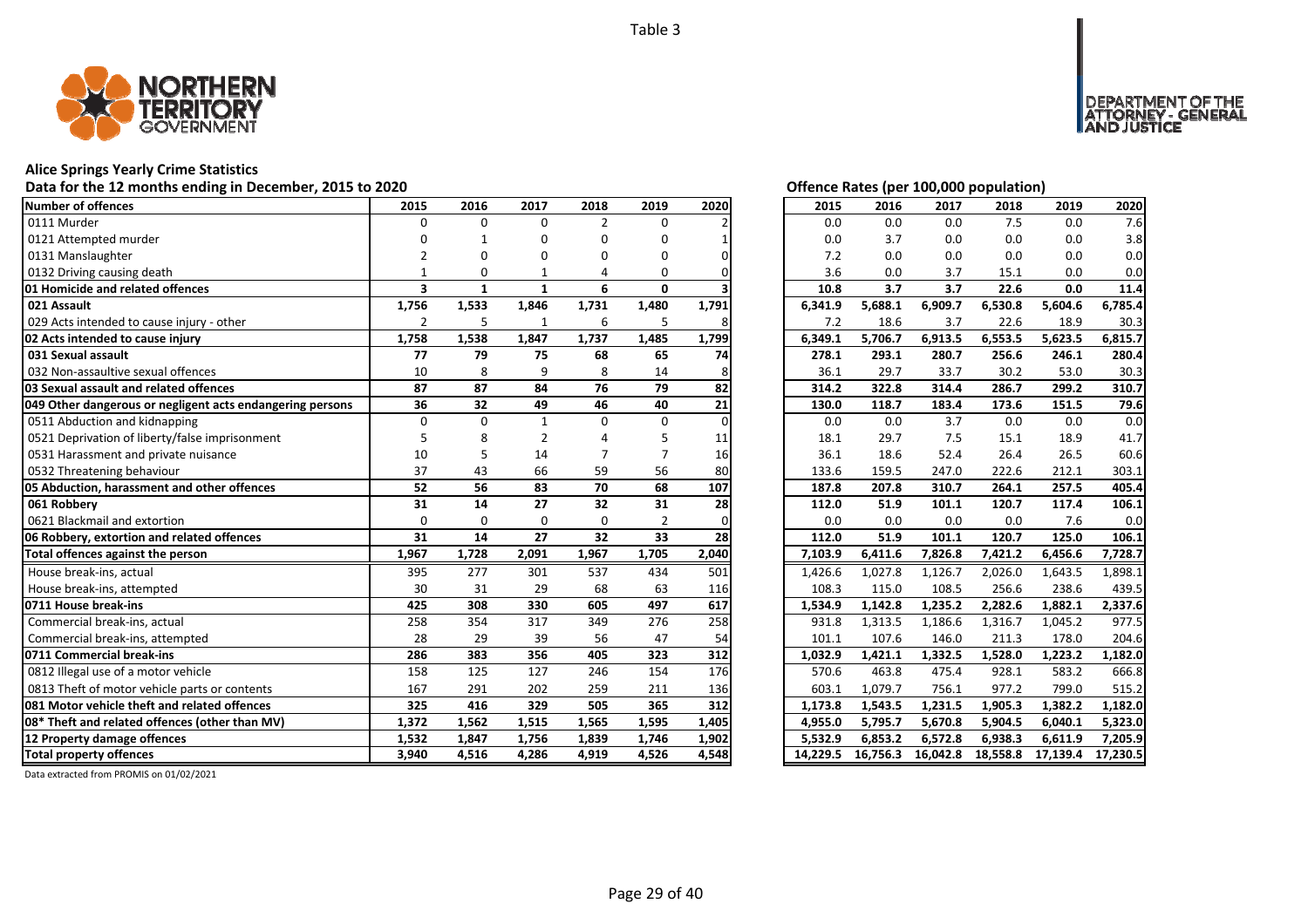Table 3

## Alice Springs Yearly Crime Statistics

### Data for the 12 months ending in December, 2015 to 2020

| Number of offences | 2015 | 2016 | 2017 | 2018 | 2019 | 2020 |
|---|---|---|---|---|---|---|
| 0111 Murder | 0 | 0 | 0 | 2 | 0 | 2 |
| 0121 Attempted murder | 0 | 1 | 0 | 0 | 0 | 1 |
| 0131 Manslaughter | 2 | 0 | 0 | 0 | 0 | 0 |
| 0132 Driving causing death | 1 | 0 | 1 | 4 | 0 | 0 |
| **01 Homicide and related offences** | **3** | **1** | **1** | **6** | **0** | **3** |
| **021 Assault** | **1,756** | **1,533** | **1,846** | **1,731** | **1,480** | **1,791** |
| 029 Acts intended to cause injury - other | 2 | 5 | 1 | 6 | 5 | 8 |
| **02 Acts intended to cause injury** | **1,758** | **1,538** | **1,847** | **1,737** | **1,485** | **1,799** |
| **031 Sexual assault** | **77** | **79** | **75** | **68** | **65** | **74** |
| 032 Non-assaultive sexual offences | 10 | 8 | 9 | 8 | 14 | 8 |
| **03 Sexual assault and related offences** | **87** | **87** | **84** | **76** | **79** | **82** |
| **049 Other dangerous or negligent acts endangering persons** | **36** | **32** | **49** | **46** | **40** | **21** |
| 0511 Abduction and kidnapping | 0 | 0 | 1 | 0 | 0 | 0 |
| 0521 Deprivation of liberty/false imprisonment | 5 | 8 | 2 | 4 | 5 | 11 |
| 0531 Harassment and private nuisance | 10 | 5 | 14 | 7 | 7 | 16 |
| 0532 Threatening behaviour | 37 | 43 | 66 | 59 | 56 | 80 |
| **05 Abduction, harassment and other offences** | **52** | **56** | **83** | **70** | **68** | **107** |
| **061 Robbery** | **31** | **14** | **27** | **32** | **31** | **28** |
| 0621 Blackmail and extortion | 0 | 0 | 0 | 0 | 2 | 0 |
| **06 Robbery, extortion and related offences** | **31** | **14** | **27** | **32** | **33** | **28** |
| **Total offences against the person** | **1,967** | **1,728** | **2,091** | **1,967** | **1,705** | **2,040** |
| House break-ins, actual | 395 | 277 | 301 | 537 | 434 | 501 |
| House break-ins, attempted | 30 | 31 | 29 | 68 | 63 | 116 |
| **0711 House break-ins** | **425** | **308** | **330** | **605** | **497** | **617** |
| Commercial break-ins, actual | 258 | 354 | 317 | 349 | 276 | 258 |
| Commercial break-ins, attempted | 28 | 29 | 39 | 56 | 47 | 54 |
| **0711 Commercial break-ins** | **286** | **383** | **356** | **405** | **323** | **312** |
| 0812 Illegal use of a motor vehicle | 158 | 125 | 127 | 246 | 154 | 176 |
| 0813 Theft of motor vehicle parts or contents | 167 | 291 | 202 | 259 | 211 | 136 |
| **081 Motor vehicle theft and related offences** | **325** | **416** | **329** | **505** | **365** | **312** |
| **08* Theft and related offences (other than MV)** | **1,372** | **1,562** | **1,515** | **1,565** | **1,595** | **1,405** |
| **12 Property damage offences** | **1,532** | **1,847** | **1,756** | **1,839** | **1,746** | **1,902** |
| **Total property offences** | **3,940** | **4,516** | **4,286** | **4,919** | **4,526** | **4,548** |

### Offence Rates (per 100,000 population)

| Number of offences | 2015 | 2016 | 2017 | 2018 | 2019 | 2020 |
|---|---|---|---|---|---|---|
| 0111 Murder | 0.0 | 0.0 | 0.0 | 7.5 | 0.0 | 7.6 |
| 0121 Attempted murder | 0.0 | 3.7 | 0.0 | 0.0 | 0.0 | 3.8 |
| 0131 Manslaughter | 7.2 | 0.0 | 0.0 | 0.0 | 0.0 | 0.0 |
| 0132 Driving causing death | 3.6 | 0.0 | 3.7 | 15.1 | 0.0 | 0.0 |
| **01 Homicide and related offences** | **10.8** | **3.7** | **3.7** | **22.6** | **0.0** | **11.4** |
| **021 Assault** | **6,341.9** | **5,688.1** | **6,909.7** | **6,530.8** | **5,604.6** | **6,785.4** |
| 029 Acts intended to cause injury - other | 7.2 | 18.6 | 3.7 | 22.6 | 18.9 | 30.3 |
| **02 Acts intended to cause injury** | **6,349.1** | **5,706.7** | **6,913.5** | **6,553.5** | **5,623.5** | **6,815.7** |
| **031 Sexual assault** | **278.1** | **293.1** | **280.7** | **256.6** | **246.1** | **280.4** |
| 032 Non-assaultive sexual offences | 36.1 | 29.7 | 33.7 | 30.2 | 53.0 | 30.3 |
| **03 Sexual assault and related offences** | **314.2** | **322.8** | **314.4** | **286.7** | **299.2** | **310.7** |
| **049 Other dangerous or negligent acts endangering persons** | **130.0** | **118.7** | **183.4** | **173.6** | **151.5** | **79.6** |
| 0511 Abduction and kidnapping | 0.0 | 0.0 | 3.7 | 0.0 | 0.0 | 0.0 |
| 0521 Deprivation of liberty/false imprisonment | 18.1 | 29.7 | 7.5 | 15.1 | 18.9 | 41.7 |
| 0531 Harassment and private nuisance | 36.1 | 18.6 | 52.4 | 26.4 | 26.5 | 60.6 |
| 0532 Threatening behaviour | 133.6 | 159.5 | 247.0 | 222.6 | 212.1 | 303.1 |
| **05 Abduction, harassment and other offences** | **187.8** | **207.8** | **310.7** | **264.1** | **257.5** | **405.4** |
| **061 Robbery** | **112.0** | **51.9** | **101.1** | **120.7** | **117.4** | **106.1** |
| 0621 Blackmail and extortion | 0.0 | 0.0 | 0.0 | 0.0 | 7.6 | 0.0 |
| **06 Robbery, extortion and related offences** | **112.0** | **51.9** | **101.1** | **120.7** | **125.0** | **106.1** |
| **Total offences against the person** | **7,103.9** | **6,411.6** | **7,826.8** | **7,421.2** | **6,456.6** | **7,728.7** |
| House break-ins, actual | 1,426.6 | 1,027.8 | 1,126.7 | 2,026.0 | 1,643.5 | 1,898.1 |
| House break-ins, attempted | 108.3 | 115.0 | 108.5 | 256.6 | 238.6 | 439.5 |
| **0711 House break-ins** | **1,534.9** | **1,142.8** | **1,235.2** | **2,282.6** | **1,882.1** | **2,337.6** |
| Commercial break-ins, actual | 931.8 | 1,313.5 | 1,186.6 | 1,316.7 | 1,045.2 | 977.5 |
| Commercial break-ins, attempted | 101.1 | 107.6 | 146.0 | 211.3 | 178.0 | 204.6 |
| **0711 Commercial break-ins** | **1,032.9** | **1,421.1** | **1,332.5** | **1,528.0** | **1,223.2** | **1,182.0** |
| 0812 Illegal use of a motor vehicle | 570.6 | 463.8 | 475.4 | 928.1 | 583.2 | 666.8 |
| 0813 Theft of motor vehicle parts or contents | 603.1 | 1,079.7 | 756.1 | 977.2 | 799.0 | 515.2 |
| **081 Motor vehicle theft and related offences** | **1,173.8** | **1,543.5** | **1,231.5** | **1,905.3** | **1,382.2** | **1,182.0** |
| **08* Theft and related offences (other than MV)** | **4,955.0** | **5,795.7** | **5,670.8** | **5,904.5** | **6,040.1** | **5,323.0** |
| **12 Property damage offences** | **5,532.9** | **6,853.2** | **6,572.8** | **6,938.3** | **6,611.9** | **7,205.9** |
| **Total property offences** | **14,229.5** | **16,756.3** | **16,042.8** | **18,558.8** | **17,139.4** | **17,230.5** |

Data extracted from PROMIS on 01/02/2021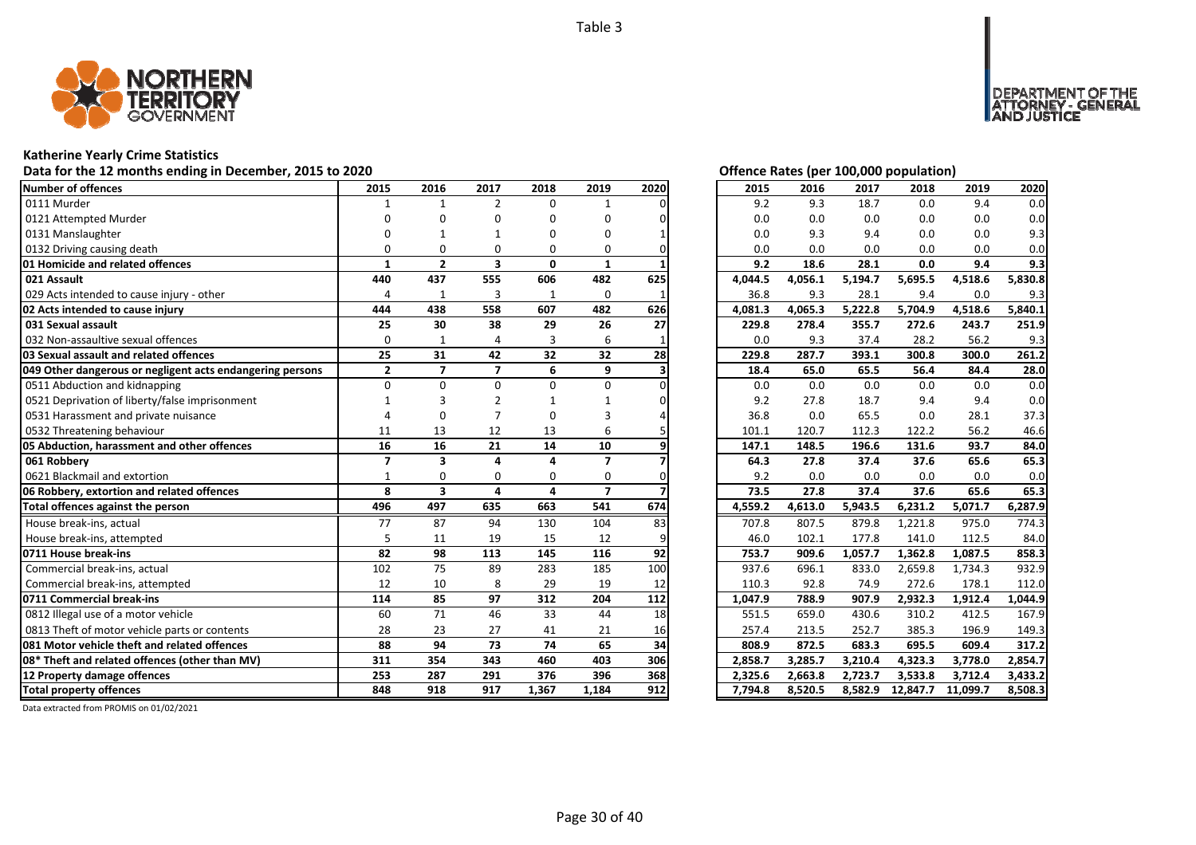Table 3

## Katherine Yearly Crime Statistics

**Data for the 12 months ending in December, 2015 to 2020**

**Offence Rates (per 100,000 population)**

| Number of offences | 2015 | 2016 | 2017 | 2018 | 2019 | 2020 | 2015 | 2016 | 2017 | 2018 | 2019 | 2020 |
|---|---|---|---|---|---|---|---|---|---|---|---|---|
| 0111 Murder | 1 | 1 | 2 | 0 | 1 | 0 | 9.2 | 9.3 | 18.7 | 0.0 | 9.4 | 0.0 |
| 0121 Attempted Murder | 0 | 0 | 0 | 0 | 0 | 0 | 0.0 | 0.0 | 0.0 | 0.0 | 0.0 | 0.0 |
| 0131 Manslaughter | 0 | 1 | 1 | 0 | 0 | 1 | 0.0 | 9.3 | 9.4 | 0.0 | 0.0 | 9.3 |
| 0132 Driving causing death | 0 | 0 | 0 | 0 | 0 | 0 | 0.0 | 0.0 | 0.0 | 0.0 | 0.0 | 0.0 |
| **01 Homicide and related offences** | **1** | **2** | **3** | **0** | **1** | **1** | **9.2** | **18.6** | **28.1** | **0.0** | **9.4** | **9.3** |
| **021 Assault** | **440** | **437** | **555** | **606** | **482** | **625** | **4,044.5** | **4,056.1** | **5,194.7** | **5,695.5** | **4,518.6** | **5,830.8** |
| 029 Acts intended to cause injury - other | 4 | 1 | 3 | 1 | 0 | 1 | 36.8 | 9.3 | 28.1 | 9.4 | 0.0 | 9.3 |
| **02 Acts intended to cause injury** | **444** | **438** | **558** | **607** | **482** | **626** | **4,081.3** | **4,065.3** | **5,222.8** | **5,704.9** | **4,518.6** | **5,840.1** |
| **031 Sexual assault** | **25** | **30** | **38** | **29** | **26** | **27** | **229.8** | **278.4** | **355.7** | **272.6** | **243.7** | **251.9** |
| 032 Non-assaultive sexual offences | 0 | 1 | 4 | 3 | 6 | 1 | 0.0 | 9.3 | 37.4 | 28.2 | 56.2 | 9.3 |
| **03 Sexual assault and related offences** | **25** | **31** | **42** | **32** | **32** | **28** | **229.8** | **287.7** | **393.1** | **300.8** | **300.0** | **261.2** |
| **049 Other dangerous or negligent acts endangering persons** | **2** | **7** | **7** | **6** | **9** | **3** | **18.4** | **65.0** | **65.5** | **56.4** | **84.4** | **28.0** |
| 0511 Abduction and kidnapping | 0 | 0 | 0 | 0 | 0 | 0 | 0.0 | 0.0 | 0.0 | 0.0 | 0.0 | 0.0 |
| 0521 Deprivation of liberty/false imprisonment | 1 | 3 | 2 | 1 | 1 | 0 | 9.2 | 27.8 | 18.7 | 9.4 | 9.4 | 0.0 |
| 0531 Harassment and private nuisance | 4 | 0 | 7 | 0 | 3 | 4 | 36.8 | 0.0 | 65.5 | 0.0 | 28.1 | 37.3 |
| 0532 Threatening behaviour | 11 | 13 | 12 | 13 | 6 | 5 | 101.1 | 120.7 | 112.3 | 122.2 | 56.2 | 46.6 |
| **05 Abduction, harassment and other offences** | **16** | **16** | **21** | **14** | **10** | **9** | **147.1** | **148.5** | **196.6** | **131.6** | **93.7** | **84.0** |
| **061 Robbery** | **7** | **3** | **4** | **4** | **7** | **7** | **64.3** | **27.8** | **37.4** | **37.6** | **65.6** | **65.3** |
| 0621 Blackmail and extortion | 1 | 0 | 0 | 0 | 0 | 0 | 9.2 | 0.0 | 0.0 | 0.0 | 0.0 | 0.0 |
| **06 Robbery, extortion and related offences** | **8** | **3** | **4** | **4** | **7** | **7** | **73.5** | **27.8** | **37.4** | **37.6** | **65.6** | **65.3** |
| **Total offences against the person** | **496** | **497** | **635** | **663** | **541** | **674** | **4,559.2** | **4,613.0** | **5,943.5** | **6,231.2** | **5,071.7** | **6,287.9** |
| House break-ins, actual | 77 | 87 | 94 | 130 | 104 | 83 | 707.8 | 807.5 | 879.8 | 1,221.8 | 975.0 | 774.3 |
| House break-ins, attempted | 5 | 11 | 19 | 15 | 12 | 9 | 46.0 | 102.1 | 177.8 | 141.0 | 112.5 | 84.0 |
| **0711 House break-ins** | **82** | **98** | **113** | **145** | **116** | **92** | **753.7** | **909.6** | **1,057.7** | **1,362.8** | **1,087.5** | **858.3** |
| Commercial break-ins, actual | 102 | 75 | 89 | 283 | 185 | 100 | 937.6 | 696.1 | 833.0 | 2,659.8 | 1,734.3 | 932.9 |
| Commercial break-ins, attempted | 12 | 10 | 8 | 29 | 19 | 12 | 110.3 | 92.8 | 74.9 | 272.6 | 178.1 | 112.0 |
| **0711 Commercial break-ins** | **114** | **85** | **97** | **312** | **204** | **112** | **1,047.9** | **788.9** | **907.9** | **2,932.3** | **1,912.4** | **1,044.9** |
| 0812 Illegal use of a motor vehicle | 60 | 71 | 46 | 33 | 44 | 18 | 551.5 | 659.0 | 430.6 | 310.2 | 412.5 | 167.9 |
| 0813 Theft of motor vehicle parts or contents | 28 | 23 | 27 | 41 | 21 | 16 | 257.4 | 213.5 | 252.7 | 385.3 | 196.9 | 149.3 |
| **081 Motor vehicle theft and related offences** | **88** | **94** | **73** | **74** | **65** | **34** | **808.9** | **872.5** | **683.3** | **695.5** | **609.4** | **317.2** |
| **08* Theft and related offences (other than MV)** | **311** | **354** | **343** | **460** | **403** | **306** | **2,858.7** | **3,285.7** | **3,210.4** | **4,323.3** | **3,778.0** | **2,854.7** |
| **12 Property damage offences** | **253** | **287** | **291** | **376** | **396** | **368** | **2,325.6** | **2,663.8** | **2,723.7** | **3,533.8** | **3,712.4** | **3,433.2** |
| **Total property offences** | **848** | **918** | **917** | **1,367** | **1,184** | **912** | **7,794.8** | **8,520.5** | **8,582.9** | **12,847.7** | **11,099.7** | **8,508.3** |

Data extracted from PROMIS on 01/02/2021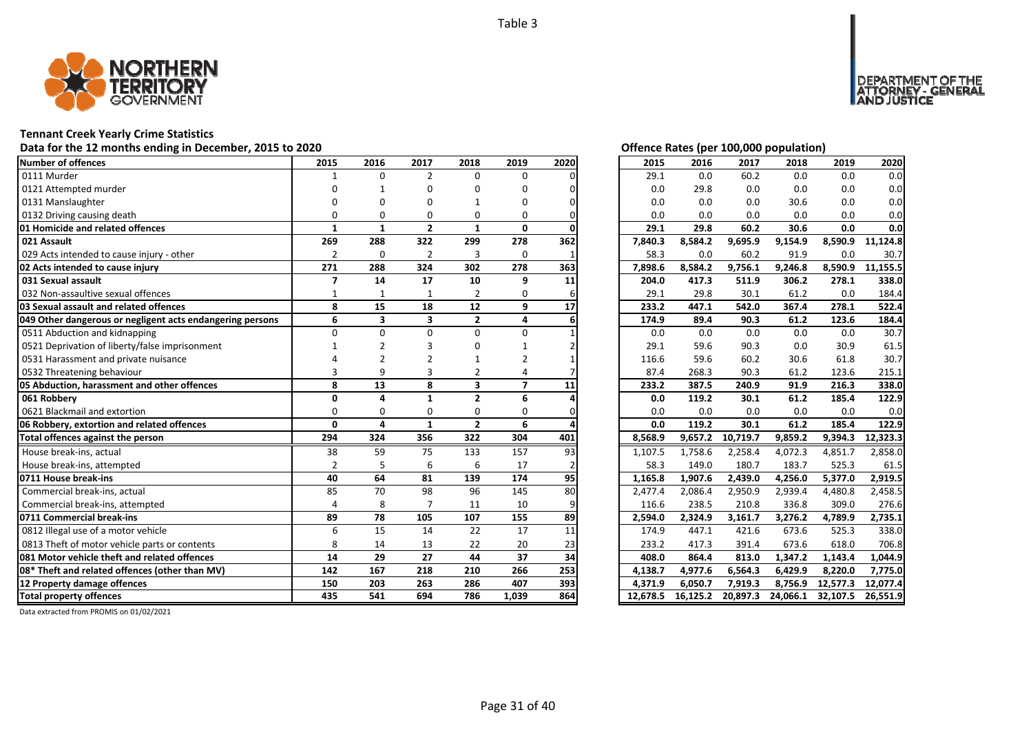Table 3

# Tennant Creek Yearly Crime Statistics

## Data for the 12 months ending in December, 2015 to 2020

| Number of offences | 2015 | 2016 | 2017 | 2018 | 2019 | 2020 |
|---|---|---|---|---|---|---|
| 0111 Murder | 1 | 0 | 2 | 0 | 0 | 0 |
| 0121 Attempted murder | 0 | 1 | 0 | 0 | 0 | 0 |
| 0131 Manslaughter | 0 | 0 | 0 | 1 | 0 | 0 |
| 0132 Driving causing death | 0 | 0 | 0 | 0 | 0 | 0 |
| **01 Homicide and related offences** | **1** | **1** | **2** | **1** | **0** | **0** |
| **021 Assault** | **269** | **288** | **322** | **299** | **278** | **362** |
| 029 Acts intended to cause injury - other | 2 | 0 | 2 | 3 | 0 | 1 |
| **02 Acts intended to cause injury** | **271** | **288** | **324** | **302** | **278** | **363** |
| **031 Sexual assault** | **7** | **14** | **17** | **10** | **9** | **11** |
| 032 Non-assaultive sexual offences | 1 | 1 | 1 | 2 | 0 | 6 |
| **03 Sexual assault and related offences** | **8** | **15** | **18** | **12** | **9** | **17** |
| **049 Other dangerous or negligent acts endangering persons** | **6** | **3** | **3** | **2** | **4** | **6** |
| 0511 Abduction and kidnapping | 0 | 0 | 0 | 0 | 0 | 1 |
| 0521 Deprivation of liberty/false imprisonment | 1 | 2 | 3 | 0 | 1 | 2 |
| 0531 Harassment and private nuisance | 4 | 2 | 2 | 1 | 2 | 1 |
| 0532 Threatening behaviour | 3 | 9 | 3 | 2 | 4 | 7 |
| **05 Abduction, harassment and other offences** | **8** | **13** | **8** | **3** | **7** | **11** |
| **061 Robbery** | **0** | **4** | **1** | **2** | **6** | **4** |
| 0621 Blackmail and extortion | 0 | 0 | 0 | 0 | 0 | 0 |
| **06 Robbery, extortion and related offences** | **0** | **4** | **1** | **2** | **6** | **4** |
| **Total offences against the person** | **294** | **324** | **356** | **322** | **304** | **401** |
| House break-ins, actual | 38 | 59 | 75 | 133 | 157 | 93 |
| House break-ins, attempted | 2 | 5 | 6 | 6 | 17 | 2 |
| **0711 House break-ins** | **40** | **64** | **81** | **139** | **174** | **95** |
| Commercial break-ins, actual | 85 | 70 | 98 | 96 | 145 | 80 |
| Commercial break-ins, attempted | 4 | 8 | 7 | 11 | 10 | 9 |
| **0711 Commercial break-ins** | **89** | **78** | **105** | **107** | **155** | **89** |
| 0812 Illegal use of a motor vehicle | 6 | 15 | 14 | 22 | 17 | 11 |
| 0813 Theft of motor vehicle parts or contents | 8 | 14 | 13 | 22 | 20 | 23 |
| **081 Motor vehicle theft and related offences** | **14** | **29** | **27** | **44** | **37** | **34** |
| **08* Theft and related offences (other than MV)** | **142** | **167** | **218** | **210** | **266** | **253** |
| **12 Property damage offences** | **150** | **203** | **263** | **286** | **407** | **393** |
| **Total property offences** | **435** | **541** | **694** | **786** | **1,039** | **864** |

## Offence Rates (per 100,000 population)

| Number of offences | 2015 | 2016 | 2017 | 2018 | 2019 | 2020 |
|---|---|---|---|---|---|---|
| 0111 Murder | 29.1 | 0.0 | 60.2 | 0.0 | 0.0 | 0.0 |
| 0121 Attempted murder | 0.0 | 29.8 | 0.0 | 0.0 | 0.0 | 0.0 |
| 0131 Manslaughter | 0.0 | 0.0 | 0.0 | 30.6 | 0.0 | 0.0 |
| 0132 Driving causing death | 0.0 | 0.0 | 0.0 | 0.0 | 0.0 | 0.0 |
| **01 Homicide and related offences** | **29.1** | **29.8** | **60.2** | **30.6** | **0.0** | **0.0** |
| **021 Assault** | **7,840.3** | **8,584.2** | **9,695.9** | **9,154.9** | **8,590.9** | **11,124.8** |
| 029 Acts intended to cause injury - other | 58.3 | 0.0 | 60.2 | 91.9 | 0.0 | 30.7 |
| **02 Acts intended to cause injury** | **7,898.6** | **8,584.2** | **9,756.1** | **9,246.8** | **8,590.9** | **11,155.5** |
| **031 Sexual assault** | **204.0** | **417.3** | **511.9** | **306.2** | **278.1** | **338.0** |
| 032 Non-assaultive sexual offences | 29.1 | 29.8 | 30.1 | 61.2 | 0.0 | 184.4 |
| **03 Sexual assault and related offences** | **233.2** | **447.1** | **542.0** | **367.4** | **278.1** | **522.4** |
| **049 Other dangerous or negligent acts endangering persons** | **174.9** | **89.4** | **90.3** | **61.2** | **123.6** | **184.4** |
| 0511 Abduction and kidnapping | 0.0 | 0.0 | 0.0 | 0.0 | 0.0 | 30.7 |
| 0521 Deprivation of liberty/false imprisonment | 29.1 | 59.6 | 90.3 | 0.0 | 30.9 | 61.5 |
| 0531 Harassment and private nuisance | 116.6 | 59.6 | 60.2 | 30.6 | 61.8 | 30.7 |
| 0532 Threatening behaviour | 87.4 | 268.3 | 90.3 | 61.2 | 123.6 | 215.1 |
| **05 Abduction, harassment and other offences** | **233.2** | **387.5** | **240.9** | **91.9** | **216.3** | **338.0** |
| **061 Robbery** | **0.0** | **119.2** | **30.1** | **61.2** | **185.4** | **122.9** |
| 0621 Blackmail and extortion | 0.0 | 0.0 | 0.0 | 0.0 | 0.0 | 0.0 |
| **06 Robbery, extortion and related offences** | **0.0** | **119.2** | **30.1** | **61.2** | **185.4** | **122.9** |
| **Total offences against the person** | **8,568.9** | **9,657.2** | **10,719.7** | **9,859.2** | **9,394.3** | **12,323.3** |
| House break-ins, actual | 1,107.5 | 1,758.6 | 2,258.4 | 4,072.3 | 4,851.7 | 2,858.0 |
| House break-ins, attempted | 58.3 | 149.0 | 180.7 | 183.7 | 525.3 | 61.5 |
| **0711 House break-ins** | **1,165.8** | **1,907.6** | **2,439.0** | **4,256.0** | **5,377.0** | **2,919.5** |
| Commercial break-ins, actual | 2,477.4 | 2,086.4 | 2,950.9 | 2,939.4 | 4,480.8 | 2,458.5 |
| Commercial break-ins, attempted | 116.6 | 238.5 | 210.8 | 336.8 | 309.0 | 276.6 |
| **0711 Commercial break-ins** | **2,594.0** | **2,324.9** | **3,161.7** | **3,276.2** | **4,789.9** | **2,735.1** |
| 0812 Illegal use of a motor vehicle | 174.9 | 447.1 | 421.6 | 673.6 | 525.3 | 338.0 |
| 0813 Theft of motor vehicle parts or contents | 233.2 | 417.3 | 391.4 | 673.6 | 618.0 | 706.8 |
| **081 Motor vehicle theft and related offences** | **408.0** | **864.4** | **813.0** | **1,347.2** | **1,143.4** | **1,044.9** |
| **08* Theft and related offences (other than MV)** | **4,138.7** | **4,977.6** | **6,564.3** | **6,429.9** | **8,220.0** | **7,775.0** |
| **12 Property damage offences** | **4,371.9** | **6,050.7** | **7,919.3** | **8,756.9** | **12,577.3** | **12,077.4** |
| **Total property offences** | **12,678.5** | **16,125.2** | **20,897.3** | **24,066.1** | **32,107.5** | **26,551.9** |

Data extracted from PROMIS on 01/02/2021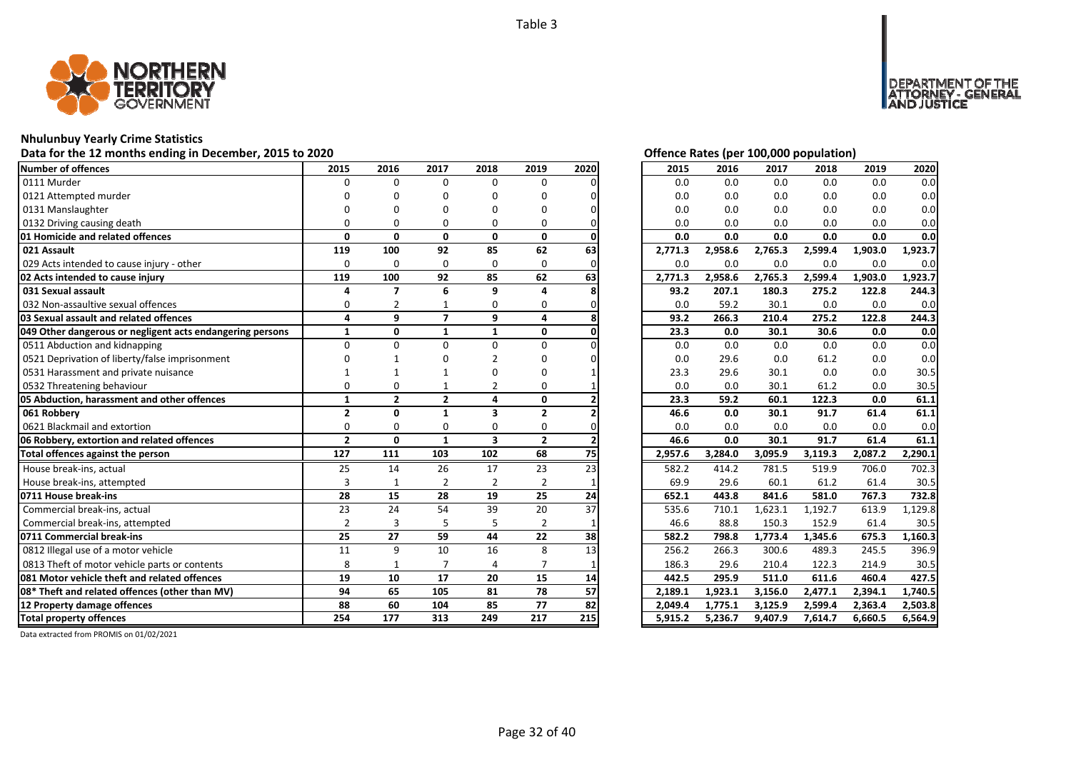Table 3

# Nhulunbuy Yearly Crime Statistics

## Data for the 12 months ending in December, 2015 to 2020

Offence Rates (per 100,000 population)

| Number of offences | 2015 | 2016 | 2017 | 2018 | 2019 | 2020 | 2015 | 2016 | 2017 | 2018 | 2019 | 2020 |
|---|---|---|---|---|---|---|---|---|---|---|---|---|
| 0111 Murder | 0 | 0 | 0 | 0 | 0 | 0 | 0.0 | 0.0 | 0.0 | 0.0 | 0.0 | 0.0 |
| 0121 Attempted murder | 0 | 0 | 0 | 0 | 0 | 0 | 0.0 | 0.0 | 0.0 | 0.0 | 0.0 | 0.0 |
| 0131 Manslaughter | 0 | 0 | 0 | 0 | 0 | 0 | 0.0 | 0.0 | 0.0 | 0.0 | 0.0 | 0.0 |
| 0132 Driving causing death | 0 | 0 | 0 | 0 | 0 | 0 | 0.0 | 0.0 | 0.0 | 0.0 | 0.0 | 0.0 |
| **01 Homicide and related offences** | **0** | **0** | **0** | **0** | **0** | **0** | **0.0** | **0.0** | **0.0** | **0.0** | **0.0** | **0.0** |
| **021 Assault** | **119** | **100** | **92** | **85** | **62** | **63** | **2,771.3** | **2,958.6** | **2,765.3** | **2,599.4** | **1,903.0** | **1,923.7** |
| 029 Acts intended to cause injury - other | 0 | 0 | 0 | 0 | 0 | 0 | 0.0 | 0.0 | 0.0 | 0.0 | 0.0 | 0.0 |
| **02 Acts intended to cause injury** | **119** | **100** | **92** | **85** | **62** | **63** | **2,771.3** | **2,958.6** | **2,765.3** | **2,599.4** | **1,903.0** | **1,923.7** |
| **031 Sexual assault** | **4** | **7** | **6** | **9** | **4** | **8** | **93.2** | **207.1** | **180.3** | **275.2** | **122.8** | **244.3** |
| 032 Non-assaultive sexual offences | 0 | 2 | 1 | 0 | 0 | 0 | 0.0 | 59.2 | 30.1 | 0.0 | 0.0 | 0.0 |
| **03 Sexual assault and related offences** | **4** | **9** | **7** | **9** | **4** | **8** | **93.2** | **266.3** | **210.4** | **275.2** | **122.8** | **244.3** |
| **049 Other dangerous or negligent acts endangering persons** | **1** | **0** | **1** | **1** | **0** | **0** | **23.3** | **0.0** | **30.1** | **30.6** | **0.0** | **0.0** |
| 0511 Abduction and kidnapping | 0 | 0 | 0 | 0 | 0 | 0 | 0.0 | 0.0 | 0.0 | 0.0 | 0.0 | 0.0 |
| 0521 Deprivation of liberty/false imprisonment | 0 | 1 | 0 | 2 | 0 | 0 | 0.0 | 29.6 | 0.0 | 61.2 | 0.0 | 0.0 |
| 0531 Harassment and private nuisance | 1 | 1 | 1 | 0 | 0 | 1 | 23.3 | 29.6 | 30.1 | 0.0 | 0.0 | 30.5 |
| 0532 Threatening behaviour | 0 | 0 | 1 | 2 | 0 | 1 | 0.0 | 0.0 | 30.1 | 61.2 | 0.0 | 30.5 |
| **05 Abduction, harassment and other offences** | **1** | **2** | **2** | **4** | **0** | **2** | **23.3** | **59.2** | **60.1** | **122.3** | **0.0** | **61.1** |
| **061 Robbery** | **2** | **0** | **1** | **3** | **2** | **2** | **46.6** | **0.0** | **30.1** | **91.7** | **61.4** | **61.1** |
| 0621 Blackmail and extortion | 0 | 0 | 0 | 0 | 0 | 0 | 0.0 | 0.0 | 0.0 | 0.0 | 0.0 | 0.0 |
| **06 Robbery, extortion and related offences** | **2** | **0** | **1** | **3** | **2** | **2** | **46.6** | **0.0** | **30.1** | **91.7** | **61.4** | **61.1** |
| **Total offences against the person** | **127** | **111** | **103** | **102** | **68** | **75** | **2,957.6** | **3,284.0** | **3,095.9** | **3,119.3** | **2,087.2** | **2,290.1** |
| House break-ins, actual | 25 | 14 | 26 | 17 | 23 | 23 | 582.2 | 414.2 | 781.5 | 519.9 | 706.0 | 702.3 |
| House break-ins, attempted | 3 | 1 | 2 | 2 | 2 | 1 | 69.9 | 29.6 | 60.1 | 61.2 | 61.4 | 30.5 |
| **0711 House break-ins** | **28** | **15** | **28** | **19** | **25** | **24** | **652.1** | **443.8** | **841.6** | **581.0** | **767.3** | **732.8** |
| Commercial break-ins, actual | 23 | 24 | 54 | 39 | 20 | 37 | 535.6 | 710.1 | 1,623.1 | 1,192.7 | 613.9 | 1,129.8 |
| Commercial break-ins, attempted | 2 | 3 | 5 | 5 | 2 | 1 | 46.6 | 88.8 | 150.3 | 152.9 | 61.4 | 30.5 |
| **0711 Commercial break-ins** | **25** | **27** | **59** | **44** | **22** | **38** | **582.2** | **798.8** | **1,773.4** | **1,345.6** | **675.3** | **1,160.3** |
| 0812 Illegal use of a motor vehicle | 11 | 9 | 10 | 16 | 8 | 13 | 256.2 | 266.3 | 300.6 | 489.3 | 245.5 | 396.9 |
| 0813 Theft of motor vehicle parts or contents | 8 | 1 | 7 | 4 | 7 | 1 | 186.3 | 29.6 | 210.4 | 122.3 | 214.9 | 30.5 |
| **081 Motor vehicle theft and related offences** | **19** | **10** | **17** | **20** | **15** | **14** | **442.5** | **295.9** | **511.0** | **611.6** | **460.4** | **427.5** |
| **08* Theft and related offences (other than MV)** | **94** | **65** | **105** | **81** | **78** | **57** | **2,189.1** | **1,923.1** | **3,156.0** | **2,477.1** | **2,394.1** | **1,740.5** |
| **12 Property damage offences** | **88** | **60** | **104** | **85** | **77** | **82** | **2,049.4** | **1,775.1** | **3,125.9** | **2,599.4** | **2,363.4** | **2,503.8** |
| **Total property offences** | **254** | **177** | **313** | **249** | **217** | **215** | **5,915.2** | **5,236.7** | **9,407.9** | **7,614.7** | **6,660.5** | **6,564.9** |

Data extracted from PROMIS on 01/02/2021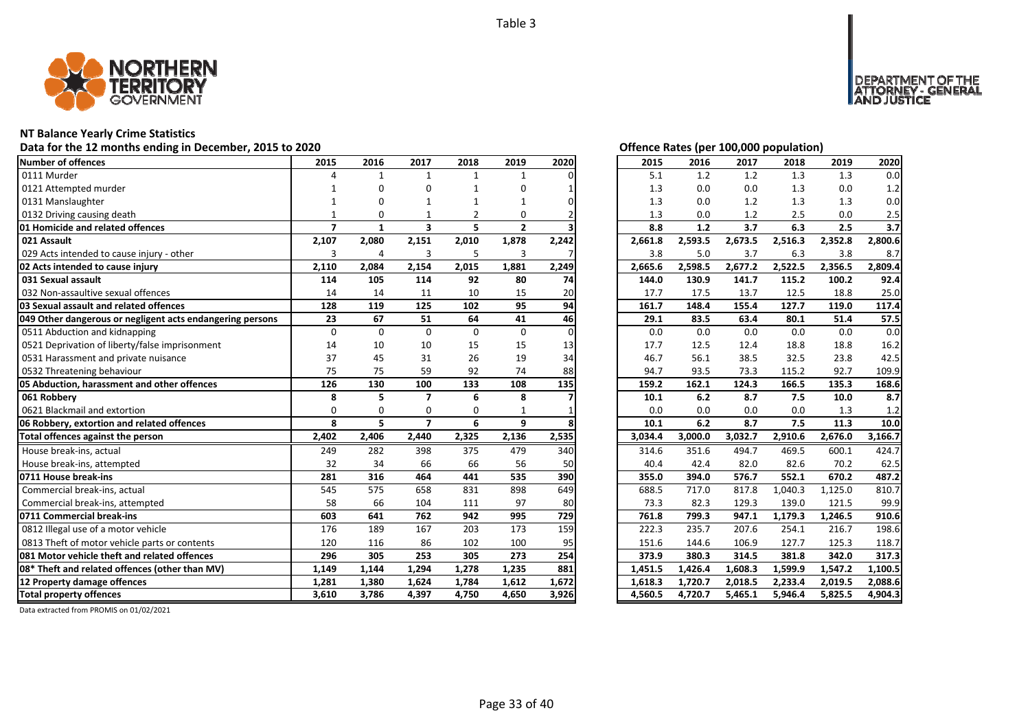Table 3

# NT Balance Yearly Crime Statistics

## Data for the 12 months ending in December, 2015 to 2020

| Number of offences | 2015 | 2016 | 2017 | 2018 | 2019 | 2020 |
|---|---|---|---|---|---|---|
| 0111 Murder | 4 | 1 | 1 | 1 | 1 | 0 |
| 0121 Attempted murder | 1 | 0 | 0 | 1 | 0 | 1 |
| 0131 Manslaughter | 1 | 0 | 1 | 1 | 1 | 0 |
| 0132 Driving causing death | 1 | 0 | 1 | 2 | 0 | 2 |
| **01 Homicide and related offences** | **7** | **1** | **3** | **5** | **2** | **3** |
| **021 Assault** | **2,107** | **2,080** | **2,151** | **2,010** | **1,878** | **2,242** |
| 029 Acts intended to cause injury - other | 3 | 4 | 3 | 5 | 3 | 7 |
| **02 Acts intended to cause injury** | **2,110** | **2,084** | **2,154** | **2,015** | **1,881** | **2,249** |
| **031 Sexual assault** | **114** | **105** | **114** | **92** | **80** | **74** |
| 032 Non-assaultive sexual offences | 14 | 14 | 11 | 10 | 15 | 20 |
| **03 Sexual assault and related offences** | **128** | **119** | **125** | **102** | **95** | **94** |
| **049 Other dangerous or negligent acts endangering persons** | **23** | **67** | **51** | **64** | **41** | **46** |
| 0511 Abduction and kidnapping | 0 | 0 | 0 | 0 | 0 | 0 |
| 0521 Deprivation of liberty/false imprisonment | 14 | 10 | 10 | 15 | 15 | 13 |
| 0531 Harassment and private nuisance | 37 | 45 | 31 | 26 | 19 | 34 |
| 0532 Threatening behaviour | 75 | 75 | 59 | 92 | 74 | 88 |
| **05 Abduction, harassment and other offences** | **126** | **130** | **100** | **133** | **108** | **135** |
| **061 Robbery** | **8** | **5** | **7** | **6** | **8** | **7** |
| 0621 Blackmail and extortion | 0 | 0 | 0 | 0 | 1 | 1 |
| **06 Robbery, extortion and related offences** | **8** | **5** | **7** | **6** | **9** | **8** |
| **Total offences against the person** | **2,402** | **2,406** | **2,440** | **2,325** | **2,136** | **2,535** |
| House break-ins, actual | 249 | 282 | 398 | 375 | 479 | 340 |
| House break-ins, attempted | 32 | 34 | 66 | 66 | 56 | 50 |
| **0711 House break-ins** | **281** | **316** | **464** | **441** | **535** | **390** |
| Commercial break-ins, actual | 545 | 575 | 658 | 831 | 898 | 649 |
| Commercial break-ins, attempted | 58 | 66 | 104 | 111 | 97 | 80 |
| **0711 Commercial break-ins** | **603** | **641** | **762** | **942** | **995** | **729** |
| 0812 Illegal use of a motor vehicle | 176 | 189 | 167 | 203 | 173 | 159 |
| 0813 Theft of motor vehicle parts or contents | 120 | 116 | 86 | 102 | 100 | 95 |
| **081 Motor vehicle theft and related offences** | **296** | **305** | **253** | **305** | **273** | **254** |
| **08* Theft and related offences (other than MV)** | **1,149** | **1,144** | **1,294** | **1,278** | **1,235** | **881** |
| **12 Property damage offences** | **1,281** | **1,380** | **1,624** | **1,784** | **1,612** | **1,672** |
| **Total property offences** | **3,610** | **3,786** | **4,397** | **4,750** | **4,650** | **3,926** |

## Offence Rates (per 100,000 population)

| Number of offences | 2015 | 2016 | 2017 | 2018 | 2019 | 2020 |
|---|---|---|---|---|---|---|
| 0111 Murder | 5.1 | 1.2 | 1.2 | 1.3 | 1.3 | 0.0 |
| 0121 Attempted murder | 1.3 | 0.0 | 0.0 | 1.3 | 0.0 | 1.2 |
| 0131 Manslaughter | 1.3 | 0.0 | 1.2 | 1.3 | 1.3 | 0.0 |
| 0132 Driving causing death | 1.3 | 0.0 | 1.2 | 2.5 | 0.0 | 2.5 |
| **01 Homicide and related offences** | **8.8** | **1.2** | **3.7** | **6.3** | **2.5** | **3.7** |
| **021 Assault** | **2,661.8** | **2,593.5** | **2,673.5** | **2,516.3** | **2,352.8** | **2,800.6** |
| 029 Acts intended to cause injury - other | 3.8 | 5.0 | 3.7 | 6.3 | 3.8 | 8.7 |
| **02 Acts intended to cause injury** | **2,665.6** | **2,598.5** | **2,677.2** | **2,522.5** | **2,356.5** | **2,809.4** |
| **031 Sexual assault** | **144.0** | **130.9** | **141.7** | **115.2** | **100.2** | **92.4** |
| 032 Non-assaultive sexual offences | 17.7 | 17.5 | 13.7 | 12.5 | 18.8 | 25.0 |
| **03 Sexual assault and related offences** | **161.7** | **148.4** | **155.4** | **127.7** | **119.0** | **117.4** |
| **049 Other dangerous or negligent acts endangering persons** | **29.1** | **83.5** | **63.4** | **80.1** | **51.4** | **57.5** |
| 0511 Abduction and kidnapping | 0.0 | 0.0 | 0.0 | 0.0 | 0.0 | 0.0 |
| 0521 Deprivation of liberty/false imprisonment | 17.7 | 12.5 | 12.4 | 18.8 | 18.8 | 16.2 |
| 0531 Harassment and private nuisance | 46.7 | 56.1 | 38.5 | 32.5 | 23.8 | 42.5 |
| 0532 Threatening behaviour | 94.7 | 93.5 | 73.3 | 115.2 | 92.7 | 109.9 |
| **05 Abduction, harassment and other offences** | **159.2** | **162.1** | **124.3** | **166.5** | **135.3** | **168.6** |
| **061 Robbery** | **10.1** | **6.2** | **8.7** | **7.5** | **10.0** | **8.7** |
| 0621 Blackmail and extortion | 0.0 | 0.0 | 0.0 | 0.0 | 1.3 | 1.2 |
| **06 Robbery, extortion and related offences** | **10.1** | **6.2** | **8.7** | **7.5** | **11.3** | **10.0** |
| **Total offences against the person** | **3,034.4** | **3,000.0** | **3,032.7** | **2,910.6** | **2,676.0** | **3,166.7** |
| House break-ins, actual | 314.6 | 351.6 | 494.7 | 469.5 | 600.1 | 424.7 |
| House break-ins, attempted | 40.4 | 42.4 | 82.0 | 82.6 | 70.2 | 62.5 |
| **0711 House break-ins** | **355.0** | **394.0** | **576.7** | **552.1** | **670.2** | **487.2** |
| Commercial break-ins, actual | 688.5 | 717.0 | 817.8 | 1,040.3 | 1,125.0 | 810.7 |
| Commercial break-ins, attempted | 73.3 | 82.3 | 129.3 | 139.0 | 121.5 | 99.9 |
| **0711 Commercial break-ins** | **761.8** | **799.3** | **947.1** | **1,179.3** | **1,246.5** | **910.6** |
| 0812 Illegal use of a motor vehicle | 222.3 | 235.7 | 207.6 | 254.1 | 216.7 | 198.6 |
| 0813 Theft of motor vehicle parts or contents | 151.6 | 144.6 | 106.9 | 127.7 | 125.3 | 118.7 |
| **081 Motor vehicle theft and related offences** | **373.9** | **380.3** | **314.5** | **381.8** | **342.0** | **317.3** |
| **08* Theft and related offences (other than MV)** | **1,451.5** | **1,426.4** | **1,608.3** | **1,599.9** | **1,547.2** | **1,100.5** |
| **12 Property damage offences** | **1,618.3** | **1,720.7** | **2,018.5** | **2,233.4** | **2,019.5** | **2,088.6** |
| **Total property offences** | **4,560.5** | **4,720.7** | **5,465.1** | **5,946.4** | **5,825.5** | **4,904.3** |

Data extracted from PROMIS on 01/02/2021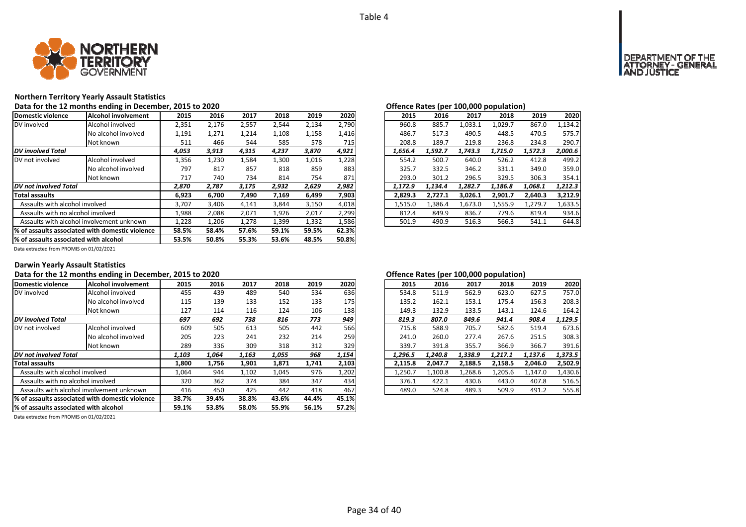Table 4

NORTHERN TERRITORY GOVERNMENT

DEPARTMENT OF THE ATTORNEY - GENERAL AND JUSTICE

## Northern Territory Yearly Assault Statistics

**Data for the 12 months ending in December, 2015 to 2020**

| Domestic violence | Alcohol involvement | 2015 | 2016 | 2017 | 2018 | 2019 | 2020 |
|---|---|---|---|---|---|---|---|
| DV involved | Alcohol involved | 2,351 | 2,176 | 2,557 | 2,544 | 2,134 | 2,790 |
| | No alcohol involved | 1,191 | 1,271 | 1,214 | 1,108 | 1,158 | 1,416 |
| | Not known | 511 | 466 | 544 | 585 | 578 | 715 |
| ***DV involved Total*** | | ***4,053*** | ***3,913*** | ***4,315*** | ***4,237*** | ***3,870*** | ***4,921*** |
| DV not involved | Alcohol involved | 1,356 | 1,230 | 1,584 | 1,300 | 1,016 | 1,228 |
| | No alcohol involved | 797 | 817 | 857 | 818 | 859 | 883 |
| | Not known | 717 | 740 | 734 | 814 | 754 | 871 |
| ***DV not involved Total*** | | ***2,870*** | ***2,787*** | ***3,175*** | ***2,932*** | ***2,629*** | ***2,982*** |
| **Total assaults** | | **6,923** | **6,700** | **7,490** | **7,169** | **6,499** | **7,903** |
| Assaults with alcohol involved | | 3,707 | 3,406 | 4,141 | 3,844 | 3,150 | 4,018 |
| Assaults with no alcohol involved | | 1,988 | 2,088 | 2,071 | 1,926 | 2,017 | 2,299 |
| Assaults with alcohol involvement unknown | | 1,228 | 1,206 | 1,278 | 1,399 | 1,332 | 1,586 |
| **% of assaults associated with domestic violence** | | **58.5%** | **58.4%** | **57.6%** | **59.1%** | **59.5%** | **62.3%** |
| **% of assaults associated with alcohol** | | **53.5%** | **50.8%** | **55.3%** | **53.6%** | **48.5%** | **50.8%** |

Data extracted from PROMIS on 01/02/2021

**Offence Rates (per 100,000 population)**

| Domestic violence | Alcohol involvement | 2015 | 2016 | 2017 | 2018 | 2019 | 2020 |
|---|---|---|---|---|---|---|---|
| DV involved | Alcohol involved | 960.8 | 885.7 | 1,033.1 | 1,029.7 | 867.0 | 1,134.2 |
| | No alcohol involved | 486.7 | 517.3 | 490.5 | 448.5 | 470.5 | 575.7 |
| | Not known | 208.8 | 189.7 | 219.8 | 236.8 | 234.8 | 290.7 |
| ***DV involved Total*** | | ***1,656.4*** | ***1,592.7*** | ***1,743.3*** | ***1,715.0*** | ***1,572.3*** | ***2,000.6*** |
| DV not involved | Alcohol involved | 554.2 | 500.7 | 640.0 | 526.2 | 412.8 | 499.2 |
| | No alcohol involved | 325.7 | 332.5 | 346.2 | 331.1 | 349.0 | 359.0 |
| | Not known | 293.0 | 301.2 | 296.5 | 329.5 | 306.3 | 354.1 |
| ***DV not involved Total*** | | ***1,172.9*** | ***1,134.4*** | ***1,282.7*** | ***1,186.8*** | ***1,068.1*** | ***1,212.3*** |
| **Total assaults** | | **2,829.3** | **2,727.1** | **3,026.1** | **2,901.7** | **2,640.3** | **3,212.9** |
| Assaults with alcohol involved | | 1,515.0 | 1,386.4 | 1,673.0 | 1,555.9 | 1,279.7 | 1,633.5 |
| Assaults with no alcohol involved | | 812.4 | 849.9 | 836.7 | 779.6 | 819.4 | 934.6 |
| Assaults with alcohol involvement unknown | | 501.9 | 490.9 | 516.3 | 566.3 | 541.1 | 644.8 |

## Darwin Yearly Assault Statistics

**Data for the 12 months ending in December, 2015 to 2020**

| Domestic violence | Alcohol involvement | 2015 | 2016 | 2017 | 2018 | 2019 | 2020 |
|---|---|---|---|---|---|---|---|
| DV involved | Alcohol involved | 455 | 439 | 489 | 540 | 534 | 636 |
| | No alcohol involved | 115 | 139 | 133 | 152 | 133 | 175 |
| | Not known | 127 | 114 | 116 | 124 | 106 | 138 |
| ***DV involved Total*** | | ***697*** | ***692*** | ***738*** | ***816*** | ***773*** | ***949*** |
| DV not involved | Alcohol involved | 609 | 505 | 613 | 505 | 442 | 566 |
| | No alcohol involved | 205 | 223 | 241 | 232 | 214 | 259 |
| | Not known | 289 | 336 | 309 | 318 | 312 | 329 |
| ***DV not involved Total*** | | ***1,103*** | ***1,064*** | ***1,163*** | ***1,055*** | ***968*** | ***1,154*** |
| **Total assaults** | | **1,800** | **1,756** | **1,901** | **1,871** | **1,741** | **2,103** |
| Assaults with alcohol involved | | 1,064 | 944 | 1,102 | 1,045 | 976 | 1,202 |
| Assaults with no alcohol involved | | 320 | 362 | 374 | 384 | 347 | 434 |
| Assaults with alcohol involvement unknown | | 416 | 450 | 425 | 442 | 418 | 467 |
| **% of assaults associated with domestic violence** | | **38.7%** | **39.4%** | **38.8%** | **43.6%** | **44.4%** | **45.1%** |
| **% of assaults associated with alcohol** | | **59.1%** | **53.8%** | **58.0%** | **55.9%** | **56.1%** | **57.2%** |

Data extracted from PROMIS on 01/02/2021

**Offence Rates (per 100,000 population)**

| Domestic violence | Alcohol involvement | 2015 | 2016 | 2017 | 2018 | 2019 | 2020 |
|---|---|---|---|---|---|---|---|
| DV involved | Alcohol involved | 534.8 | 511.9 | 562.9 | 623.0 | 627.5 | 757.0 |
| | No alcohol involved | 135.2 | 162.1 | 153.1 | 175.4 | 156.3 | 208.3 |
| | Not known | 149.3 | 132.9 | 133.5 | 143.1 | 124.6 | 164.2 |
| ***DV involved Total*** | | ***819.3*** | ***807.0*** | ***849.6*** | ***941.4*** | ***908.4*** | ***1,129.5*** |
| DV not involved | Alcohol involved | 715.8 | 588.9 | 705.7 | 582.6 | 519.4 | 673.6 |
| | No alcohol involved | 241.0 | 260.0 | 277.4 | 267.6 | 251.5 | 308.3 |
| | Not known | 339.7 | 391.8 | 355.7 | 366.9 | 366.7 | 391.6 |
| ***DV not involved Total*** | | ***1,296.5*** | ***1,240.8*** | ***1,338.9*** | ***1,217.1*** | ***1,137.6*** | ***1,373.5*** |
| **Total assaults** | | **2,115.8** | **2,047.7** | **2,188.5** | **2,158.5** | **2,046.0** | **2,502.9** |
| Assaults with alcohol involved | | 1,250.7 | 1,100.8 | 1,268.6 | 1,205.6 | 1,147.0 | 1,430.6 |
| Assaults with no alcohol involved | | 376.1 | 422.1 | 430.6 | 443.0 | 407.8 | 516.5 |
| Assaults with alcohol involvement unknown | | 489.0 | 524.8 | 489.3 | 509.9 | 491.2 | 555.8 |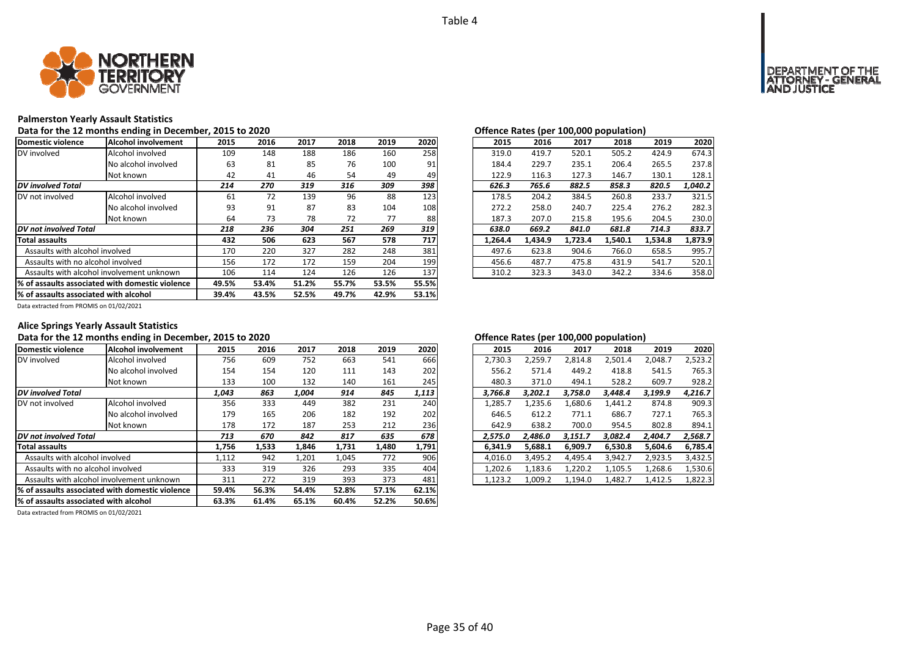Table 4

NORTHERN TERRITORY GOVERNMENT

DEPARTMENT OF THE ATTORNEY - GENERAL AND JUSTICE

### Palmerston Yearly Assault Statistics

Data for the 12 months ending in December, 2015 to 2020

| Domestic violence | Alcohol involvement | 2015 | 2016 | 2017 | 2018 | 2019 | 2020 |
|---|---|---|---|---|---|---|---|
| DV involved | Alcohol involved | 109 | 148 | 188 | 186 | 160 | 258 |
| | No alcohol involved | 63 | 81 | 85 | 76 | 100 | 91 |
| | Not known | 42 | 41 | 46 | 54 | 49 | 49 |
| ***DV involved Total*** | | ***214*** | ***270*** | ***319*** | ***316*** | ***309*** | ***398*** |
| DV not involved | Alcohol involved | 61 | 72 | 139 | 96 | 88 | 123 |
| | No alcohol involved | 93 | 91 | 87 | 83 | 104 | 108 |
| | Not known | 64 | 73 | 78 | 72 | 77 | 88 |
| ***DV not involved Total*** | | ***218*** | ***236*** | ***304*** | ***251*** | ***269*** | ***319*** |
| **Total assaults** | | **432** | **506** | **623** | **567** | **578** | **717** |
| Assaults with alcohol involved | | 170 | 220 | 327 | 282 | 248 | 381 |
| Assaults with no alcohol involved | | 156 | 172 | 172 | 159 | 204 | 199 |
| Assaults with alcohol involvement unknown | | 106 | 114 | 124 | 126 | 126 | 137 |
| **% of assaults associated with domestic violence** | | **49.5%** | **53.4%** | **51.2%** | **55.7%** | **53.5%** | **55.5%** |
| **% of assaults associated with alcohol** | | **39.4%** | **43.5%** | **52.5%** | **49.7%** | **42.9%** | **53.1%** |

Data extracted from PROMIS on 01/02/2021

Offence Rates (per 100,000 population)

| 2015 | 2016 | 2017 | 2018 | 2019 | 2020 |
|---|---|---|---|---|---|
| 319.0 | 419.7 | 520.1 | 505.2 | 424.9 | 674.3 |
| 184.4 | 229.7 | 235.1 | 206.4 | 265.5 | 237.8 |
| 122.9 | 116.3 | 127.3 | 146.7 | 130.1 | 128.1 |
| ***626.3*** | ***765.6*** | ***882.5*** | ***858.3*** | ***820.5*** | ***1,040.2*** |
| 178.5 | 204.2 | 384.5 | 260.8 | 233.7 | 321.5 |
| 272.2 | 258.0 | 240.7 | 225.4 | 276.2 | 282.3 |
| 187.3 | 207.0 | 215.8 | 195.6 | 204.5 | 230.0 |
| ***638.0*** | ***669.2*** | ***841.0*** | ***681.8*** | ***714.3*** | ***833.7*** |
| **1,264.4** | **1,434.9** | **1,723.4** | **1,540.1** | **1,534.8** | **1,873.9** |
| 497.6 | 623.8 | 904.6 | 766.0 | 658.5 | 995.7 |
| 456.6 | 487.7 | 475.8 | 431.9 | 541.7 | 520.1 |
| 310.2 | 323.3 | 343.0 | 342.2 | 334.6 | 358.0 |

### Alice Springs Yearly Assault Statistics

Data for the 12 months ending in December, 2015 to 2020

| Domestic violence | Alcohol involvement | 2015 | 2016 | 2017 | 2018 | 2019 | 2020 |
|---|---|---|---|---|---|---|---|
| DV involved | Alcohol involved | 756 | 609 | 752 | 663 | 541 | 666 |
| | No alcohol involved | 154 | 154 | 120 | 111 | 143 | 202 |
| | Not known | 133 | 100 | 132 | 140 | 161 | 245 |
| ***DV involved Total*** | | ***1,043*** | ***863*** | ***1,004*** | ***914*** | ***845*** | ***1,113*** |
| DV not involved | Alcohol involved | 356 | 333 | 449 | 382 | 231 | 240 |
| | No alcohol involved | 179 | 165 | 206 | 182 | 192 | 202 |
| | Not known | 178 | 172 | 187 | 253 | 212 | 236 |
| ***DV not involved Total*** | | ***713*** | ***670*** | ***842*** | ***817*** | ***635*** | ***678*** |
| **Total assaults** | | **1,756** | **1,533** | **1,846** | **1,731** | **1,480** | **1,791** |
| Assaults with alcohol involved | | 1,112 | 942 | 1,201 | 1,045 | 772 | 906 |
| Assaults with no alcohol involved | | 333 | 319 | 326 | 293 | 335 | 404 |
| Assaults with alcohol involvement unknown | | 311 | 272 | 319 | 393 | 373 | 481 |
| **% of assaults associated with domestic violence** | | **59.4%** | **56.3%** | **54.4%** | **52.8%** | **57.1%** | **62.1%** |
| **% of assaults associated with alcohol** | | **63.3%** | **61.4%** | **65.1%** | **60.4%** | **52.2%** | **50.6%** |

Data extracted from PROMIS on 01/02/2021

Offence Rates (per 100,000 population)

| 2015 | 2016 | 2017 | 2018 | 2019 | 2020 |
|---|---|---|---|---|---|
| 2,730.3 | 2,259.7 | 2,814.8 | 2,501.4 | 2,048.7 | 2,523.2 |
| 556.2 | 571.4 | 449.2 | 418.8 | 541.5 | 765.3 |
| 480.3 | 371.0 | 494.1 | 528.2 | 609.7 | 928.2 |
| ***3,766.8*** | ***3,202.1*** | ***3,758.0*** | ***3,448.4*** | ***3,199.9*** | ***4,216.7*** |
| 1,285.7 | 1,235.6 | 1,680.6 | 1,441.2 | 874.8 | 909.3 |
| 646.5 | 612.2 | 771.1 | 686.7 | 727.1 | 765.3 |
| 642.9 | 638.2 | 700.0 | 954.5 | 802.8 | 894.1 |
| ***2,575.0*** | ***2,486.0*** | ***3,151.7*** | ***3,082.4*** | ***2,404.7*** | ***2,568.7*** |
| **6,341.9** | **5,688.1** | **6,909.7** | **6,530.8** | **5,604.6** | **6,785.4** |
| 4,016.0 | 3,495.2 | 4,495.4 | 3,942.7 | 2,923.5 | 3,432.5 |
| 1,202.6 | 1,183.6 | 1,220.2 | 1,105.5 | 1,268.6 | 1,530.6 |
| 1,123.2 | 1,009.2 | 1,194.0 | 1,482.7 | 1,412.5 | 1,822.3 |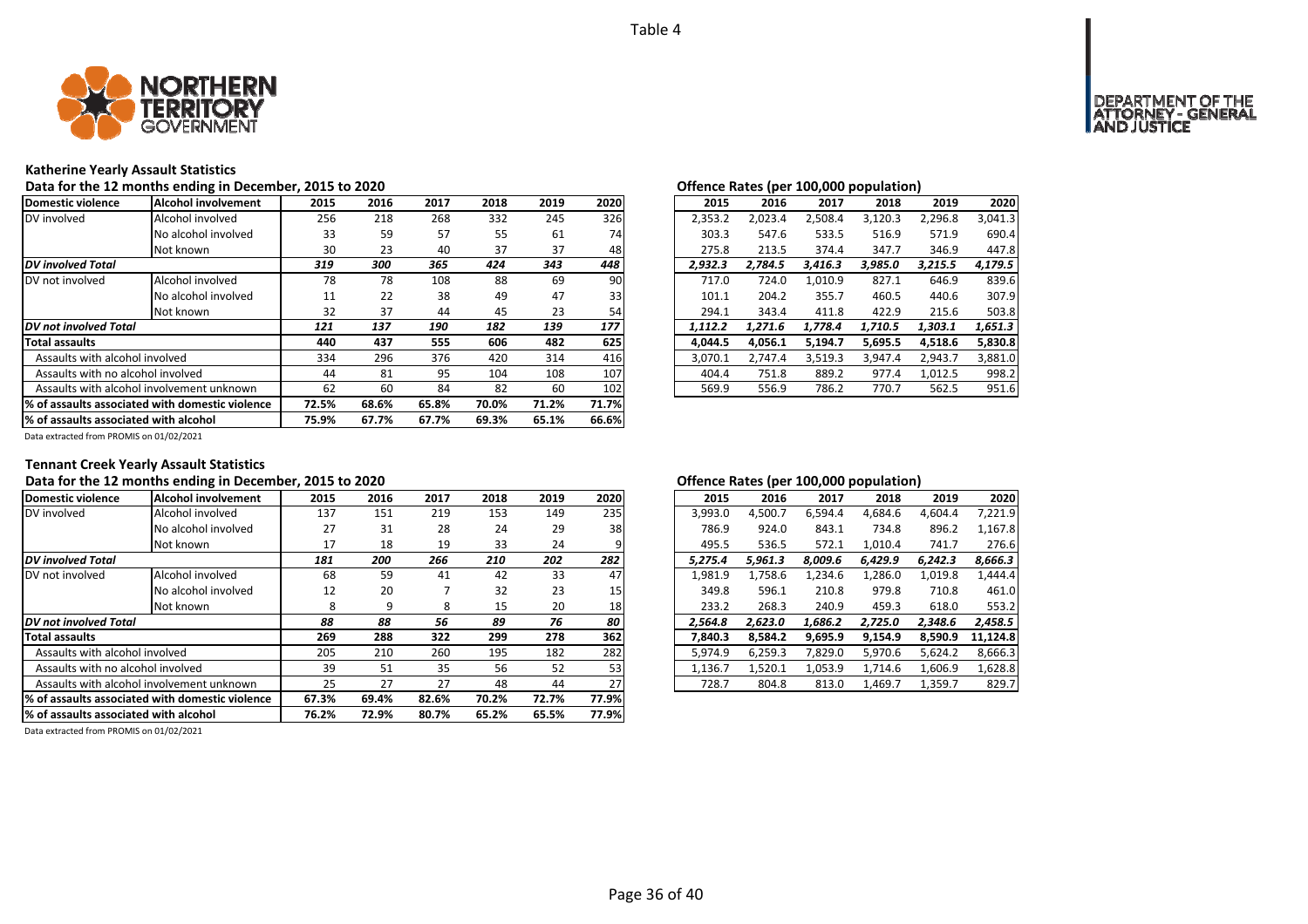Table 4

NORTHERN TERRITORY GOVERNMENT

DEPARTMENT OF THE ATTORNEY - GENERAL AND JUSTICE

### Katherine Yearly Assault Statistics

Data for the 12 months ending in December, 2015 to 2020

| Domestic violence | Alcohol involvement | 2015 | 2016 | 2017 | 2018 | 2019 | 2020 |
|---|---|---|---|---|---|---|---|
| DV involved | Alcohol involved | 256 | 218 | 268 | 332 | 245 | 326 |
| | No alcohol involved | 33 | 59 | 57 | 55 | 61 | 74 |
| | Not known | 30 | 23 | 40 | 37 | 37 | 48 |
| ***DV involved Total*** | | ***319*** | ***300*** | ***365*** | ***424*** | ***343*** | ***448*** |
| DV not involved | Alcohol involved | 78 | 78 | 108 | 88 | 69 | 90 |
| | No alcohol involved | 11 | 22 | 38 | 49 | 47 | 33 |
| | Not known | 32 | 37 | 44 | 45 | 23 | 54 |
| ***DV not involved Total*** | | ***121*** | ***137*** | ***190*** | ***182*** | ***139*** | ***177*** |
| **Total assaults** | | **440** | **437** | **555** | **606** | **482** | **625** |
| Assaults with alcohol involved | | 334 | 296 | 376 | 420 | 314 | 416 |
| Assaults with no alcohol involved | | 44 | 81 | 95 | 104 | 108 | 107 |
| Assaults with alcohol involvement unknown | | 62 | 60 | 84 | 82 | 60 | 102 |
| **% of assaults associated with domestic violence** | | **72.5%** | **68.6%** | **65.8%** | **70.0%** | **71.2%** | **71.7%** |
| **% of assaults associated with alcohol** | | **75.9%** | **67.7%** | **67.7%** | **69.3%** | **65.1%** | **66.6%** |

Data extracted from PROMIS on 01/02/2021

**Offence Rates (per 100,000 population)**

| 2015 | 2016 | 2017 | 2018 | 2019 | 2020 |
|---|---|---|---|---|---|
| 2,353.2 | 2,023.4 | 2,508.4 | 3,120.3 | 2,296.8 | 3,041.3 |
| 303.3 | 547.6 | 533.5 | 516.9 | 571.9 | 690.4 |
| 275.8 | 213.5 | 374.4 | 347.7 | 346.9 | 447.8 |
| ***2,932.3*** | ***2,784.5*** | ***3,416.3*** | ***3,985.0*** | ***3,215.5*** | ***4,179.5*** |
| 717.0 | 724.0 | 1,010.9 | 827.1 | 646.9 | 839.6 |
| 101.1 | 204.2 | 355.7 | 460.5 | 440.6 | 307.9 |
| 294.1 | 343.4 | 411.8 | 422.9 | 215.6 | 503.8 |
| ***1,112.2*** | ***1,271.6*** | ***1,778.4*** | ***1,710.5*** | ***1,303.1*** | ***1,651.3*** |
| **4,044.5** | **4,056.1** | **5,194.7** | **5,695.5** | **4,518.6** | **5,830.8** |
| 3,070.1 | 2,747.4 | 3,519.3 | 3,947.4 | 2,943.7 | 3,881.0 |
| 404.4 | 751.8 | 889.2 | 977.4 | 1,012.5 | 998.2 |
| 569.9 | 556.9 | 786.2 | 770.7 | 562.5 | 951.6 |

### Tennant Creek Yearly Assault Statistics

Data for the 12 months ending in December, 2015 to 2020

| Domestic violence | Alcohol involvement | 2015 | 2016 | 2017 | 2018 | 2019 | 2020 |
|---|---|---|---|---|---|---|---|
| DV involved | Alcohol involved | 137 | 151 | 219 | 153 | 149 | 235 |
| | No alcohol involved | 27 | 31 | 28 | 24 | 29 | 38 |
| | Not known | 17 | 18 | 19 | 33 | 24 | 9 |
| ***DV involved Total*** | | ***181*** | ***200*** | ***266*** | ***210*** | ***202*** | ***282*** |
| DV not involved | Alcohol involved | 68 | 59 | 41 | 42 | 33 | 47 |
| | No alcohol involved | 12 | 20 | 7 | 32 | 23 | 15 |
| | Not known | 8 | 9 | 8 | 15 | 20 | 18 |
| ***DV not involved Total*** | | ***88*** | ***88*** | ***56*** | ***89*** | ***76*** | ***80*** |
| **Total assaults** | | **269** | **288** | **322** | **299** | **278** | **362** |
| Assaults with alcohol involved | | 205 | 210 | 260 | 195 | 182 | 282 |
| Assaults with no alcohol involved | | 39 | 51 | 35 | 56 | 52 | 53 |
| Assaults with alcohol involvement unknown | | 25 | 27 | 27 | 48 | 44 | 27 |
| **% of assaults associated with domestic violence** | | **67.3%** | **69.4%** | **82.6%** | **70.2%** | **72.7%** | **77.9%** |
| **% of assaults associated with alcohol** | | **76.2%** | **72.9%** | **80.7%** | **65.2%** | **65.5%** | **77.9%** |

Data extracted from PROMIS on 01/02/2021

**Offence Rates (per 100,000 population)**

| 2015 | 2016 | 2017 | 2018 | 2019 | 2020 |
|---|---|---|---|---|---|
| 3,993.0 | 4,500.7 | 6,594.4 | 4,684.6 | 4,604.4 | 7,221.9 |
| 786.9 | 924.0 | 843.1 | 734.8 | 896.2 | 1,167.8 |
| 495.5 | 536.5 | 572.1 | 1,010.4 | 741.7 | 276.6 |
| ***5,275.4*** | ***5,961.3*** | ***8,009.6*** | ***6,429.9*** | ***6,242.3*** | ***8,666.3*** |
| 1,981.9 | 1,758.6 | 1,234.6 | 1,286.0 | 1,019.8 | 1,444.4 |
| 349.8 | 596.1 | 210.8 | 979.8 | 710.8 | 461.0 |
| 233.2 | 268.3 | 240.9 | 459.3 | 618.0 | 553.2 |
| ***2,564.8*** | ***2,623.0*** | ***1,686.2*** | ***2,725.0*** | ***2,348.6*** | ***2,458.5*** |
| **7,840.3** | **8,584.2** | **9,695.9** | **9,154.9** | **8,590.9** | **11,124.8** |
| 5,974.9 | 6,259.3 | 7,829.0 | 5,970.6 | 5,624.2 | 8,666.3 |
| 1,136.7 | 1,520.1 | 1,053.9 | 1,714.6 | 1,606.9 | 1,628.8 |
| 728.7 | 804.8 | 813.0 | 1,469.7 | 1,359.7 | 829.7 |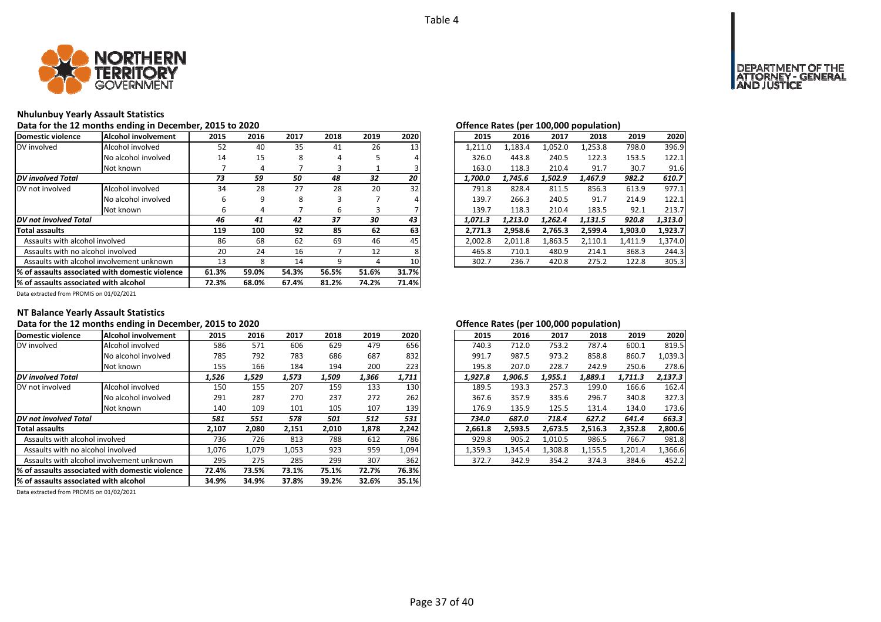Table 4

## Nhulunbuy Yearly Assault Statistics

**Data for the 12 months ending in December, 2015 to 2020**

| Domestic violence | Alcohol involvement | 2015 | 2016 | 2017 | 2018 | 2019 | 2020 |
|---|---|---|---|---|---|---|---|
| DV involved | Alcohol involved | 52 | 40 | 35 | 41 | 26 | 13 |
| | No alcohol involved | 14 | 15 | 8 | 4 | 5 | 4 |
| | Not known | 7 | 4 | 7 | 3 | 1 | 3 |
| *DV involved Total* | | *73* | *59* | *50* | *48* | *32* | *20* |
| DV not involved | Alcohol involved | 34 | 28 | 27 | 28 | 20 | 32 |
| | No alcohol involved | 6 | 9 | 8 | 3 | 7 | 4 |
| | Not known | 6 | 4 | 7 | 6 | 3 | 7 |
| *DV not involved Total* | | *46* | *41* | *42* | *37* | *30* | *43* |
| **Total assaults** | | **119** | **100** | **92** | **85** | **62** | **63** |
| Assaults with alcohol involved | | 86 | 68 | 62 | 69 | 46 | 45 |
| Assaults with no alcohol involved | | 20 | 24 | 16 | 7 | 12 | 8 |
| Assaults with alcohol involvement unknown | | 13 | 8 | 14 | 9 | 4 | 10 |
| **% of assaults associated with domestic violence** | | **61.3%** | **59.0%** | **54.3%** | **56.5%** | **51.6%** | **31.7%** |
| **% of assaults associated with alcohol** | | **72.3%** | **68.0%** | **67.4%** | **81.2%** | **74.2%** | **71.4%** |

Data extracted from PROMIS on 01/02/2021

**Offence Rates (per 100,000 population)**

| 2015 | 2016 | 2017 | 2018 | 2019 | 2020 |
|---|---|---|---|---|---|
| 1,211.0 | 1,183.4 | 1,052.0 | 1,253.8 | 798.0 | 396.9 |
| 326.0 | 443.8 | 240.5 | 122.3 | 153.5 | 122.1 |
| 163.0 | 118.3 | 210.4 | 91.7 | 30.7 | 91.6 |
| *1,700.0* | *1,745.6* | *1,502.9* | *1,467.9* | *982.2* | *610.7* |
| 791.8 | 828.4 | 811.5 | 856.3 | 613.9 | 977.1 |
| 139.7 | 266.3 | 240.5 | 91.7 | 214.9 | 122.1 |
| 139.7 | 118.3 | 210.4 | 183.5 | 92.1 | 213.7 |
| *1,071.3* | *1,213.0* | *1,262.4* | *1,131.5* | *920.8* | *1,313.0* |
| **2,771.3** | **2,958.6** | **2,765.3** | **2,599.4** | **1,903.0** | **1,923.7** |
| 2,002.8 | 2,011.8 | 1,863.5 | 2,110.1 | 1,411.9 | 1,374.0 |
| 465.8 | 710.1 | 480.9 | 214.1 | 368.3 | 244.3 |
| 302.7 | 236.7 | 420.8 | 275.2 | 122.8 | 305.3 |

## NT Balance Yearly Assault Statistics

**Data for the 12 months ending in December, 2015 to 2020**

| Domestic violence | Alcohol involvement | 2015 | 2016 | 2017 | 2018 | 2019 | 2020 |
|---|---|---|---|---|---|---|---|
| DV involved | Alcohol involved | 586 | 571 | 606 | 629 | 479 | 656 |
| | No alcohol involved | 785 | 792 | 783 | 686 | 687 | 832 |
| | Not known | 155 | 166 | 184 | 194 | 200 | 223 |
| *DV involved Total* | | *1,526* | *1,529* | *1,573* | *1,509* | *1,366* | *1,711* |
| DV not involved | Alcohol involved | 150 | 155 | 207 | 159 | 133 | 130 |
| | No alcohol involved | 291 | 287 | 270 | 237 | 272 | 262 |
| | Not known | 140 | 109 | 101 | 105 | 107 | 139 |
| *DV not involved Total* | | *581* | *551* | *578* | *501* | *512* | *531* |
| **Total assaults** | | **2,107** | **2,080** | **2,151** | **2,010** | **1,878** | **2,242** |
| Assaults with alcohol involved | | 736 | 726 | 813 | 788 | 612 | 786 |
| Assaults with no alcohol involved | | 1,076 | 1,079 | 1,053 | 923 | 959 | 1,094 |
| Assaults with alcohol involvement unknown | | 295 | 275 | 285 | 299 | 307 | 362 |
| **% of assaults associated with domestic violence** | | **72.4%** | **73.5%** | **73.1%** | **75.1%** | **72.7%** | **76.3%** |
| **% of assaults associated with alcohol** | | **34.9%** | **34.9%** | **37.8%** | **39.2%** | **32.6%** | **35.1%** |

Data extracted from PROMIS on 01/02/2021

**Offence Rates (per 100,000 population)**

| 2015 | 2016 | 2017 | 2018 | 2019 | 2020 |
|---|---|---|---|---|---|
| 740.3 | 712.0 | 753.2 | 787.4 | 600.1 | 819.5 |
| 991.7 | 987.5 | 973.2 | 858.8 | 860.7 | 1,039.3 |
| 195.8 | 207.0 | 228.7 | 242.9 | 250.6 | 278.6 |
| *1,927.8* | *1,906.5* | *1,955.1* | *1,889.1* | *1,711.3* | *2,137.3* |
| 189.5 | 193.3 | 257.3 | 199.0 | 166.6 | 162.4 |
| 367.6 | 357.9 | 335.6 | 296.7 | 340.8 | 327.3 |
| 176.9 | 135.9 | 125.5 | 131.4 | 134.0 | 173.6 |
| *734.0* | *687.0* | *718.4* | *627.2* | *641.4* | *663.3* |
| **2,661.8** | **2,593.5** | **2,673.5** | **2,516.3** | **2,352.8** | **2,800.6** |
| 929.8 | 905.2 | 1,010.5 | 986.5 | 766.7 | 981.8 |
| 1,359.3 | 1,345.4 | 1,308.8 | 1,155.5 | 1,201.4 | 1,366.6 |
| 372.7 | 342.9 | 354.2 | 374.3 | 384.6 | 452.2 |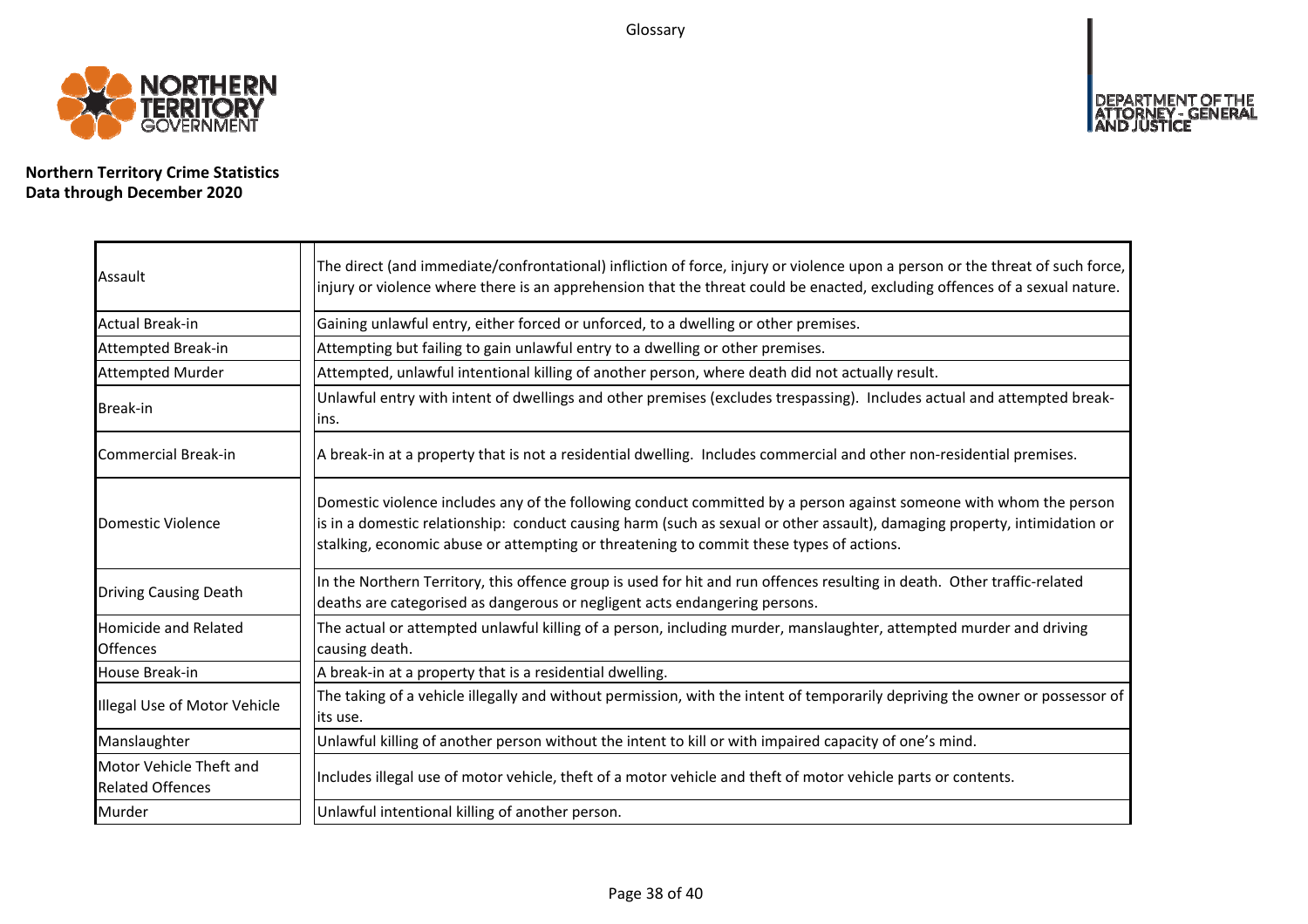# Glossary

**Northern Territory Crime Statistics**
**Data through December 2020**

| Term | Definition |
|---|---|
| Assault | The direct (and immediate/confrontational) infliction of force, injury or violence upon a person or the threat of such force, injury or violence where there is an apprehension that the threat could be enacted, excluding offences of a sexual nature. |
| Actual Break-in | Gaining unlawful entry, either forced or unforced, to a dwelling or other premises. |
| Attempted Break-in | Attempting but failing to gain unlawful entry to a dwelling or other premises. |
| Attempted Murder | Attempted, unlawful intentional killing of another person, where death did not actually result. |
| Break-in | Unlawful entry with intent of dwellings and other premises (excludes trespassing). Includes actual and attempted break-ins. |
| Commercial Break-in | A break-in at a property that is not a residential dwelling. Includes commercial and other non-residential premises. |
| Domestic Violence | Domestic violence includes any of the following conduct committed by a person against someone with whom the person is in a domestic relationship: conduct causing harm (such as sexual or other assault), damaging property, intimidation or stalking, economic abuse or attempting or threatening to commit these types of actions. |
| Driving Causing Death | In the Northern Territory, this offence group is used for hit and run offences resulting in death. Other traffic-related deaths are categorised as dangerous or negligent acts endangering persons. |
| Homicide and Related Offences | The actual or attempted unlawful killing of a person, including murder, manslaughter, attempted murder and driving causing death. |
| House Break-in | A break-in at a property that is a residential dwelling. |
| Illegal Use of Motor Vehicle | The taking of a vehicle illegally and without permission, with the intent of temporarily depriving the owner or possessor of its use. |
| Manslaughter | Unlawful killing of another person without the intent to kill or with impaired capacity of one's mind. |
| Motor Vehicle Theft and Related Offences | Includes illegal use of motor vehicle, theft of a motor vehicle and theft of motor vehicle parts or contents. |
| Murder | Unlawful intentional killing of another person. |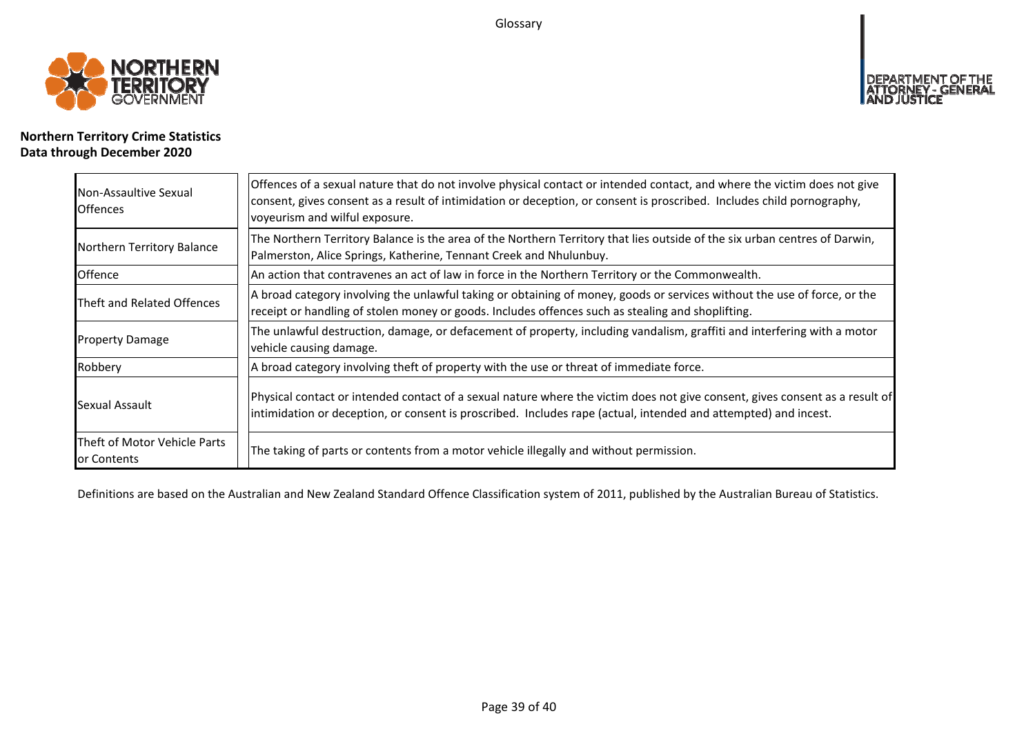**Northern Territory Crime Statistics**
**Data through December 2020**

| Term | Definition |
| --- | --- |
| Non-Assaultive Sexual Offences | Offences of a sexual nature that do not involve physical contact or intended contact, and where the victim does not give consent, gives consent as a result of intimidation or deception, or consent is proscribed. Includes child pornography, voyeurism and wilful exposure. |
| Northern Territory Balance | The Northern Territory Balance is the area of the Northern Territory that lies outside of the six urban centres of Darwin, Palmerston, Alice Springs, Katherine, Tennant Creek and Nhulunbuy. |
| Offence | An action that contravenes an act of law in force in the Northern Territory or the Commonwealth. |
| Theft and Related Offences | A broad category involving the unlawful taking or obtaining of money, goods or services without the use of force, or the receipt or handling of stolen money or goods. Includes offences such as stealing and shoplifting. |
| Property Damage | The unlawful destruction, damage, or defacement of property, including vandalism, graffiti and interfering with a motor vehicle causing damage. |
| Robbery | A broad category involving theft of property with the use or threat of immediate force. |
| Sexual Assault | Physical contact or intended contact of a sexual nature where the victim does not give consent, gives consent as a result of intimidation or deception, or consent is proscribed. Includes rape (actual, intended and attempted) and incest. |
| Theft of Motor Vehicle Parts or Contents | The taking of parts or contents from a motor vehicle illegally and without permission. |

Definitions are based on the Australian and New Zealand Standard Offence Classification system of 2011, published by the Australian Bureau of Statistics.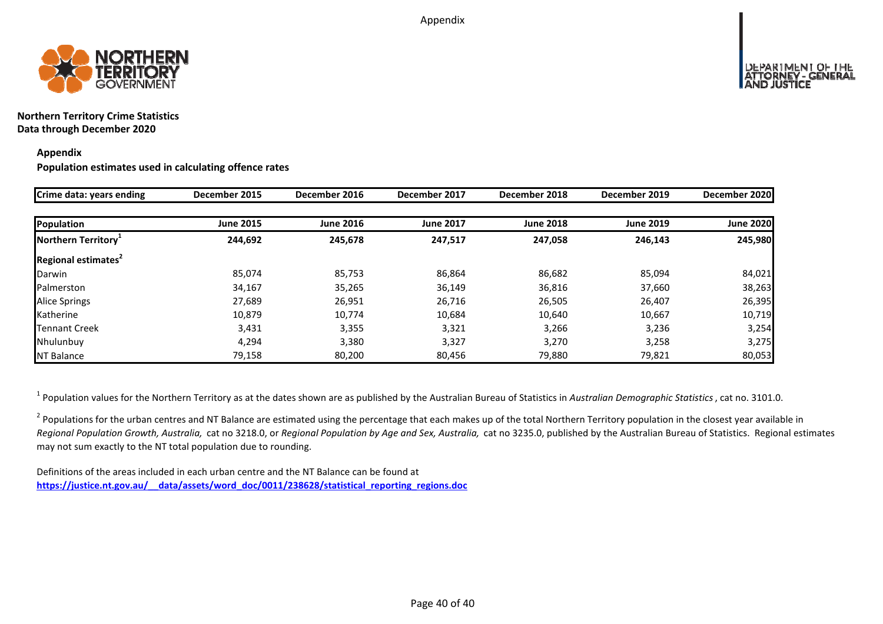**Northern Territory Crime Statistics**
**Data through December 2020**

### Appendix

**Population estimates used in calculating offence rates**

| Crime data: years ending | December 2015 | December 2016 | December 2017 | December 2018 | December 2019 | December 2020 |
|---|---|---|---|---|---|---|
| **Population** | **June 2015** | **June 2016** | **June 2017** | **June 2018** | **June 2019** | **June 2020** |
| **Northern Territory[1]** | **244,692** | **245,678** | **247,517** | **247,058** | **246,143** | **245,980** |
| **Regional estimates[2]** | | | | | | |
| Darwin | 85,074 | 85,753 | 86,864 | 86,682 | 85,094 | 84,021 |
| Palmerston | 34,167 | 35,265 | 36,149 | 36,816 | 37,660 | 38,263 |
| Alice Springs | 27,689 | 26,951 | 26,716 | 26,505 | 26,407 | 26,395 |
| Katherine | 10,879 | 10,774 | 10,684 | 10,640 | 10,667 | 10,719 |
| Tennant Creek | 3,431 | 3,355 | 3,321 | 3,266 | 3,236 | 3,254 |
| Nhulunbuy | 4,294 | 3,380 | 3,327 | 3,270 | 3,258 | 3,275 |
| NT Balance | 79,158 | 80,200 | 80,456 | 79,880 | 79,821 | 80,053 |

[1] Population values for the Northern Territory as at the dates shown are as published by the Australian Bureau of Statistics in *Australian Demographic Statistics* , cat no. 3101.0.

[2] Populations for the urban centres and NT Balance are estimated using the percentage that each makes up of the total Northern Territory population in the closest year available in *Regional Population Growth, Australia,* cat no 3218.0, or *Regional Population by Age and Sex, Australia,* cat no 3235.0, published by the Australian Bureau of Statistics. Regional estimates may not sum exactly to the NT total population due to rounding.

Definitions of the areas included in each urban centre and the NT Balance can be found at
**https://justice.nt.gov.au/__data/assets/word_doc/0011/238628/statistical_reporting_regions.doc**